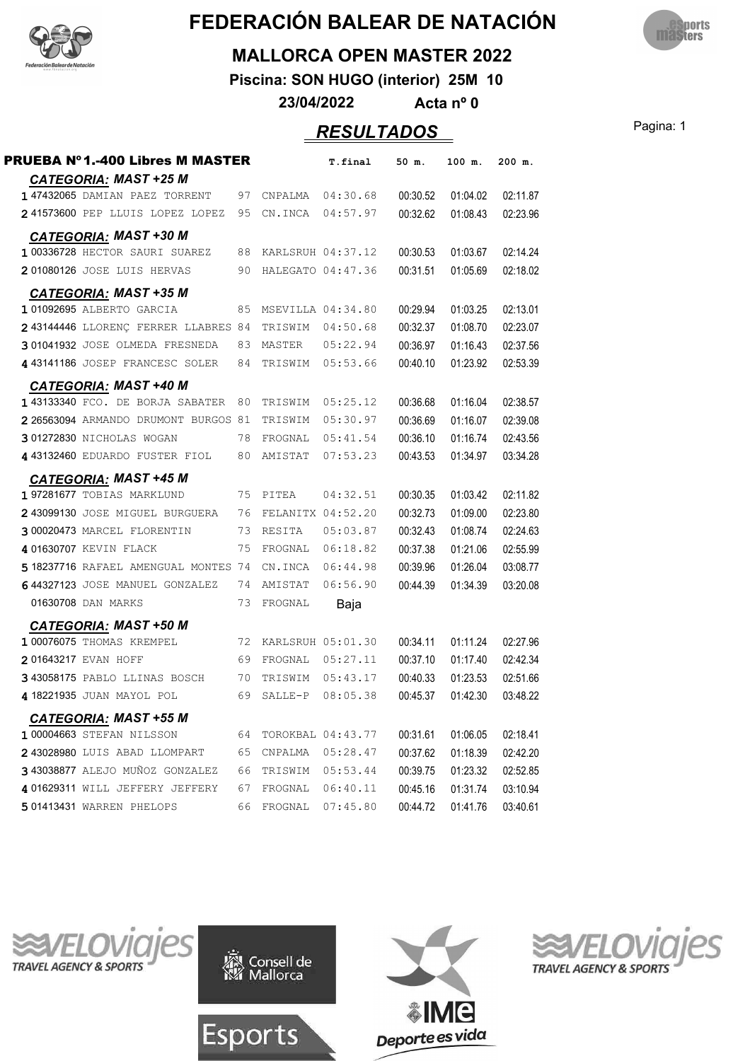# FEDERACIÓN BALEAR DE NATACIÓN

## MALLORCA OPEN MASTER 2022

**Piscina: SON HUGO (interior) 25M 10**

**23/04/2022 Acta nº 0**

## *RESULTADOS*

### PRUEBA Nº 1.-400 Libres M MASTER

| Pos. | Licencia | Nombre | Año | Club | T.final | 50 m. | 100 m. | 200 m. |
|---|---|---|---|---|---|---|---|---|
| ***CATEGORIA: MAST +25 M*** | | | | | | | | |
| 1 | 47432065 | DAMIAN PAEZ TORRENT | 97 | CNPALMA | 04:30.68 | 00:30.52 | 01:04.02 | 02:11.87 |
| 2 | 41573600 | PEP LLUIS LOPEZ LOPEZ | 95 | CN.INCA | 04:57.97 | 00:32.62 | 01:08.43 | 02:23.96 |
| ***CATEGORIA: MAST +30 M*** | | | | | | | | |
| 1 | 00336728 | HECTOR SAURI SUAREZ | 88 | KARLSRUH | 04:37.12 | 00:30.53 | 01:03.67 | 02:14.24 |
| 2 | 01080126 | JOSE LUIS HERVAS | 90 | HALEGATO | 04:47.36 | 00:31.51 | 01:05.69 | 02:18.02 |
| ***CATEGORIA: MAST +35 M*** | | | | | | | | |
| 1 | 01092695 | ALBERTO GARCIA | 85 | MSEVILLA | 04:34.80 | 00:29.94 | 01:03.25 | 02:13.01 |
| 2 | 43144446 | LLORENÇ FERRER LLABRES | 84 | TRISWIM | 04:50.68 | 00:32.37 | 01:08.70 | 02:23.07 |
| 3 | 01041932 | JOSE OLMEDA FRESNEDA | 83 | MASTER | 05:22.94 | 00:36.97 | 01:16.43 | 02:37.56 |
| 4 | 43141186 | JOSEP FRANCESC SOLER | 84 | TRISWIM | 05:53.66 | 00:40.10 | 01:23.92 | 02:53.39 |
| ***CATEGORIA: MAST +40 M*** | | | | | | | | |
| 1 | 43133340 | FCO. DE BORJA SABATER | 80 | TRISWIM | 05:25.12 | 00:36.68 | 01:16.04 | 02:38.57 |
| 2 | 26563094 | ARMANDO DRUMONT BURGOS | 81 | TRISWIM | 05:30.97 | 00:36.69 | 01:16.07 | 02:39.08 |
| 3 | 01272830 | NICHOLAS WOGAN | 78 | FROGNAL | 05:41.54 | 00:36.10 | 01:16.74 | 02:43.56 |
| 4 | 43132460 | EDUARDO FUSTER FIOL | 80 | AMISTAT | 07:53.23 | 00:43.53 | 01:34.97 | 03:34.28 |
| ***CATEGORIA: MAST +45 M*** | | | | | | | | |
| 1 | 97281677 | TOBIAS MARKLUND | 75 | PITEA | 04:32.51 | 00:30.35 | 01:03.42 | 02:11.82 |
| 2 | 43099130 | JOSE MIGUEL BURGUERA | 76 | FELANITX | 04:52.20 | 00:32.73 | 01:09.00 | 02:23.80 |
| 3 | 00020473 | MARCEL FLORENTIN | 73 | RESITA | 05:03.87 | 00:32.43 | 01:08.74 | 02:24.63 |
| 4 | 01630707 | KEVIN FLACK | 75 | FROGNAL | 06:18.82 | 00:37.38 | 01:21.06 | 02:55.99 |
| 5 | 18237716 | RAFAEL AMENGUAL MONTES | 74 | CN.INCA | 06:44.98 | 00:39.96 | 01:26.04 | 03:08.77 |
| 6 | 44327123 | JOSE MANUEL GONZALEZ | 74 | AMISTAT | 06:56.90 | 00:44.39 | 01:34.39 | 03:20.08 |
| | 01630708 | DAN MARKS | 73 | FROGNAL | Baja | | | |
| ***CATEGORIA: MAST +50 M*** | | | | | | | | |
| 1 | 00076075 | THOMAS KREMPEL | 72 | KARLSRUH | 05:01.30 | 00:34.11 | 01:11.24 | 02:27.96 |
| 2 | 01643217 | EVAN HOFF | 69 | FROGNAL | 05:27.11 | 00:37.10 | 01:17.40 | 02:42.34 |
| 3 | 43058175 | PABLO LLINAS BOSCH | 70 | TRISWIM | 05:43.17 | 00:40.33 | 01:23.53 | 02:51.66 |
| 4 | 18221935 | JUAN MAYOL POL | 69 | SALLE-P | 08:05.38 | 00:45.37 | 01:42.30 | 03:48.22 |
| ***CATEGORIA: MAST +55 M*** | | | | | | | | |
| 1 | 00004663 | STEFAN NILSSON | 64 | TOROKBAL | 04:43.77 | 00:31.61 | 01:06.05 | 02:18.41 |
| 2 | 43028980 | LUIS ABAD LLOMPART | 65 | CNPALMA | 05:28.47 | 00:37.62 | 01:18.39 | 02:42.20 |
| 3 | 43038877 | ALEJO MUÑOZ GONZALEZ | 66 | TRISWIM | 05:53.44 | 00:39.75 | 01:23.32 | 02:52.85 |
| 4 | 01629311 | WILL JEFFERY JEFFERY | 67 | FROGNAL | 06:40.11 | 00:45.16 | 01:31.74 | 03:10.94 |
| 5 | 01413431 | WARREN PHELOPS | 66 | FROGNAL | 07:45.80 | 00:44.72 | 01:41.76 | 03:40.61 |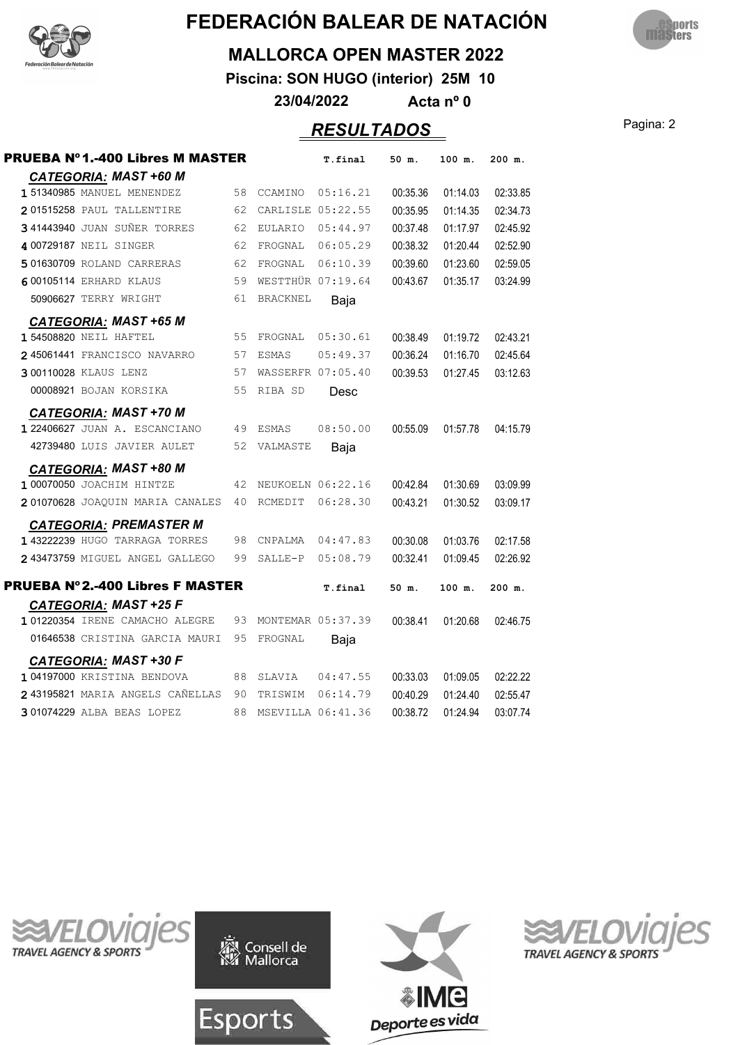# FEDERACIÓN BALEAR DE NATACIÓN

## MALLORCA OPEN MASTER 2022

**Piscina: SON HUGO (interior) 25M 10**

**23/04/2022 Acta nº 0**

## *RESULTADOS*

### PRUEBA Nº1.-400 Libres M MASTER

| | | | | | T.final | 50 m. | 100 m. | 200 m. |
|---|---|---|---|---|---|---|---|---|
| ***CATEGORIA: MAST +60 M*** | | | | | | | | |
| 1 | 51340985 | MANUEL MENENDEZ | 58 | CCAMINO | 05:16.21 | 00:35.36 | 01:14.03 | 02:33.85 |
| 2 | 01515258 | PAUL TALLENTIRE | 62 | CARLISLE | 05:22.55 | 00:35.95 | 01:14.35 | 02:34.73 |
| 3 | 41443940 | JUAN SUÑER TORRES | 62 | EULARIO | 05:44.97 | 00:37.48 | 01:17.97 | 02:45.92 |
| 4 | 00729187 | NEIL SINGER | 62 | FROGNAL | 06:05.29 | 00:38.32 | 01:20.44 | 02:52.90 |
| 5 | 01630709 | ROLAND CARRERAS | 62 | FROGNAL | 06:10.39 | 00:39.60 | 01:23.60 | 02:59.05 |
| 6 | 00105114 | ERHARD KLAUS | 59 | WESTTHÜR | 07:19.64 | 00:43.67 | 01:35.17 | 03:24.99 |
| | 50906627 | TERRY WRIGHT | 61 | BRACKNEL | Baja | | | |
| ***CATEGORIA: MAST +65 M*** | | | | | | | | |
| 1 | 54508820 | NEIL HAFTEL | 55 | FROGNAL | 05:30.61 | 00:38.49 | 01:19.72 | 02:43.21 |
| 2 | 45061441 | FRANCISCO NAVARRO | 57 | ESMAS | 05:49.37 | 00:36.24 | 01:16.70 | 02:45.64 |
| 3 | 00110028 | KLAUS LENZ | 57 | WASSERFR | 07:05.40 | 00:39.53 | 01:27.45 | 03:12.63 |
| | 00008921 | BOJAN KORSIKA | 55 | RIBA SD | Desc | | | |
| ***CATEGORIA: MAST +70 M*** | | | | | | | | |
| 1 | 22406627 | JUAN A. ESCANCIANO | 49 | ESMAS | 08:50.00 | 00:55.09 | 01:57.78 | 04:15.79 |
| | 42739480 | LUIS JAVIER AULET | 52 | VALMASTE | Baja | | | |
| ***CATEGORIA: MAST +80 M*** | | | | | | | | |
| 1 | 00070050 | JOACHIM HINTZE | 42 | NEUKOELN | 06:22.16 | 00:42.84 | 01:30.69 | 03:09.99 |
| 2 | 01070628 | JOAQUIN MARIA CANALES | 40 | RCMEDIT | 06:28.30 | 00:43.21 | 01:30.52 | 03:09.17 |
| ***CATEGORIA: PREMASTER M*** | | | | | | | | |
| 1 | 43222239 | HUGO TARRAGA TORRES | 98 | CNPALMA | 04:47.83 | 00:30.08 | 01:03.76 | 02:17.58 |
| 2 | 43473759 | MIGUEL ANGEL GALLEGO | 99 | SALLE-P | 05:08.79 | 00:32.41 | 01:09.45 | 02:26.92 |

### PRUEBA Nº2.-400 Libres F MASTER

| | | | | | T.final | 50 m. | 100 m. | 200 m. |
|---|---|---|---|---|---|---|---|---|
| ***CATEGORIA: MAST +25 F*** | | | | | | | | |
| 1 | 01220354 | IRENE CAMACHO ALEGRE | 93 | MONTEMAR | 05:37.39 | 00:38.41 | 01:20.68 | 02:46.75 |
| | 01646538 | CRISTINA GARCIA MAURI | 95 | FROGNAL | Baja | | | |
| ***CATEGORIA: MAST +30 F*** | | | | | | | | |
| 1 | 04197000 | KRISTINA BENDOVA | 88 | SLAVIA | 04:47.55 | 00:33.03 | 01:09.05 | 02:22.22 |
| 2 | 43195821 | MARIA ANGELS CAÑELLAS | 90 | TRISWIM | 06:14.79 | 00:40.29 | 01:24.40 | 02:55.47 |
| 3 | 01074229 | ALBA BEAS LOPEZ | 88 | MSEVILLA | 06:41.36 | 00:38.72 | 01:24.94 | 03:07.74 |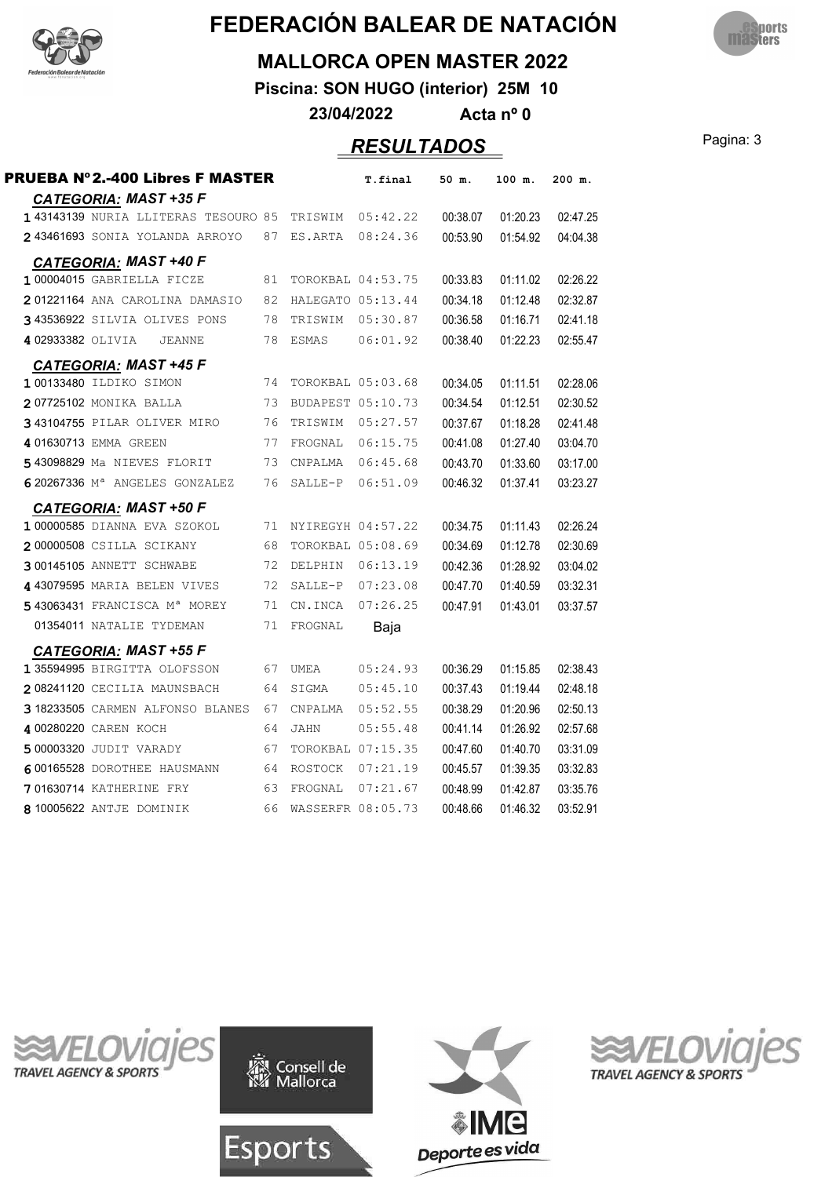# FEDERACIÓN BALEAR DE NATACIÓN

## MALLORCA OPEN MASTER 2022

**Piscina: SON HUGO (interior) 25M 10**

**23/04/2022 Acta nº 0**

## *RESULTADOS*

### PRUEBA Nº2.-400 Libres F MASTER

| | Licencia | Nombre | Año | Club | T.final | 50 m. | 100 m. | 200 m. |
|---|---|---|---|---|---|---|---|---|
| **CATEGORIA: MAST +35 F** | | | | | | | | |
| 1 | 43143139 | NURIA LLITERAS TESOURO | 85 | TRISWIM | 05:42.22 | 00:38.07 | 01:20.23 | 02:47.25 |
| 2 | 43461693 | SONIA YOLANDA ARROYO | 87 | ES.ARTA | 08:24.36 | 00:53.90 | 01:54.92 | 04:04.38 |
| **CATEGORIA: MAST +40 F** | | | | | | | | |
| 1 | 00004015 | GABRIELLA FICZE | 81 | TOROKBAL | 04:53.75 | 00:33.83 | 01:11.02 | 02:26.22 |
| 2 | 01221164 | ANA CAROLINA DAMASIO | 82 | HALEGATO | 05:13.44 | 00:34.18 | 01:12.48 | 02:32.87 |
| 3 | 43536922 | SILVIA OLIVES PONS | 78 | TRISWIM | 05:30.87 | 00:36.58 | 01:16.71 | 02:41.18 |
| 4 | 02933382 | OLIVIA JEANNE | 78 | ESMAS | 06:01.92 | 00:38.40 | 01:22.23 | 02:55.47 |
| **CATEGORIA: MAST +45 F** | | | | | | | | |
| 1 | 00133480 | ILDIKO SIMON | 74 | TOROKBAL | 05:03.68 | 00:34.05 | 01:11.51 | 02:28.06 |
| 2 | 07725102 | MONIKA BALLA | 73 | BUDAPEST | 05:10.73 | 00:34.54 | 01:12.51 | 02:30.52 |
| 3 | 43104755 | PILAR OLIVER MIRO | 76 | TRISWIM | 05:27.57 | 00:37.67 | 01:18.28 | 02:41.48 |
| 4 | 01630713 | EMMA GREEN | 77 | FROGNAL | 06:15.75 | 00:41.08 | 01:27.40 | 03:04.70 |
| 5 | 43098829 | Ma NIEVES FLORIT | 73 | CNPALMA | 06:45.68 | 00:43.70 | 01:33.60 | 03:17.00 |
| 6 | 20267336 | Mª ANGELES GONZALEZ | 76 | SALLE-P | 06:51.09 | 00:46.32 | 01:37.41 | 03:23.27 |
| **CATEGORIA: MAST +50 F** | | | | | | | | |
| 1 | 00000585 | DIANNA EVA SZOKOL | 71 | NYIREGYH | 04:57.22 | 00:34.75 | 01:11.43 | 02:26.24 |
| 2 | 00000508 | CSILLA SCIKANY | 68 | TOROKBAL | 05:08.69 | 00:34.69 | 01:12.78 | 02:30.69 |
| 3 | 00145105 | ANNETT SCHWABE | 72 | DELPHIN | 06:13.19 | 00:42.36 | 01:28.92 | 03:04.02 |
| 4 | 43079595 | MARIA BELEN VIVES | 72 | SALLE-P | 07:23.08 | 00:47.70 | 01:40.59 | 03:32.31 |
| 5 | 43063431 | FRANCISCA Mª MOREY | 71 | CN.INCA | 07:26.25 | 00:47.91 | 01:43.01 | 03:37.57 |
| | 01354011 | NATALIE TYDEMAN | 71 | FROGNAL | Baja | | | |
| **CATEGORIA: MAST +55 F** | | | | | | | | |
| 1 | 35594995 | BIRGITTA OLOFSSON | 67 | UMEA | 05:24.93 | 00:36.29 | 01:15.85 | 02:38.43 |
| 2 | 08241120 | CECILIA MAUNSBACH | 64 | SIGMA | 05:45.10 | 00:37.43 | 01:19.44 | 02:48.18 |
| 3 | 18233505 | CARMEN ALFONSO BLANES | 67 | CNPALMA | 05:52.55 | 00:38.29 | 01:20.96 | 02:50.13 |
| 4 | 00280220 | CAREN KOCH | 64 | JAHN | 05:55.48 | 00:41.14 | 01:26.92 | 02:57.68 |
| 5 | 00003320 | JUDIT VARADY | 67 | TOROKBAL | 07:15.35 | 00:47.60 | 01:40.70 | 03:31.09 |
| 6 | 00165528 | DOROTHEE HAUSMANN | 64 | ROSTOCK | 07:21.19 | 00:45.57 | 01:39.35 | 03:32.83 |
| 7 | 01630714 | KATHERINE FRY | 63 | FROGNAL | 07:21.67 | 00:48.99 | 01:42.87 | 03:35.76 |
| 8 | 10005622 | ANTJE DOMINIK | 66 | WASSERFR | 08:05.73 | 00:48.66 | 01:46.32 | 03:52.91 |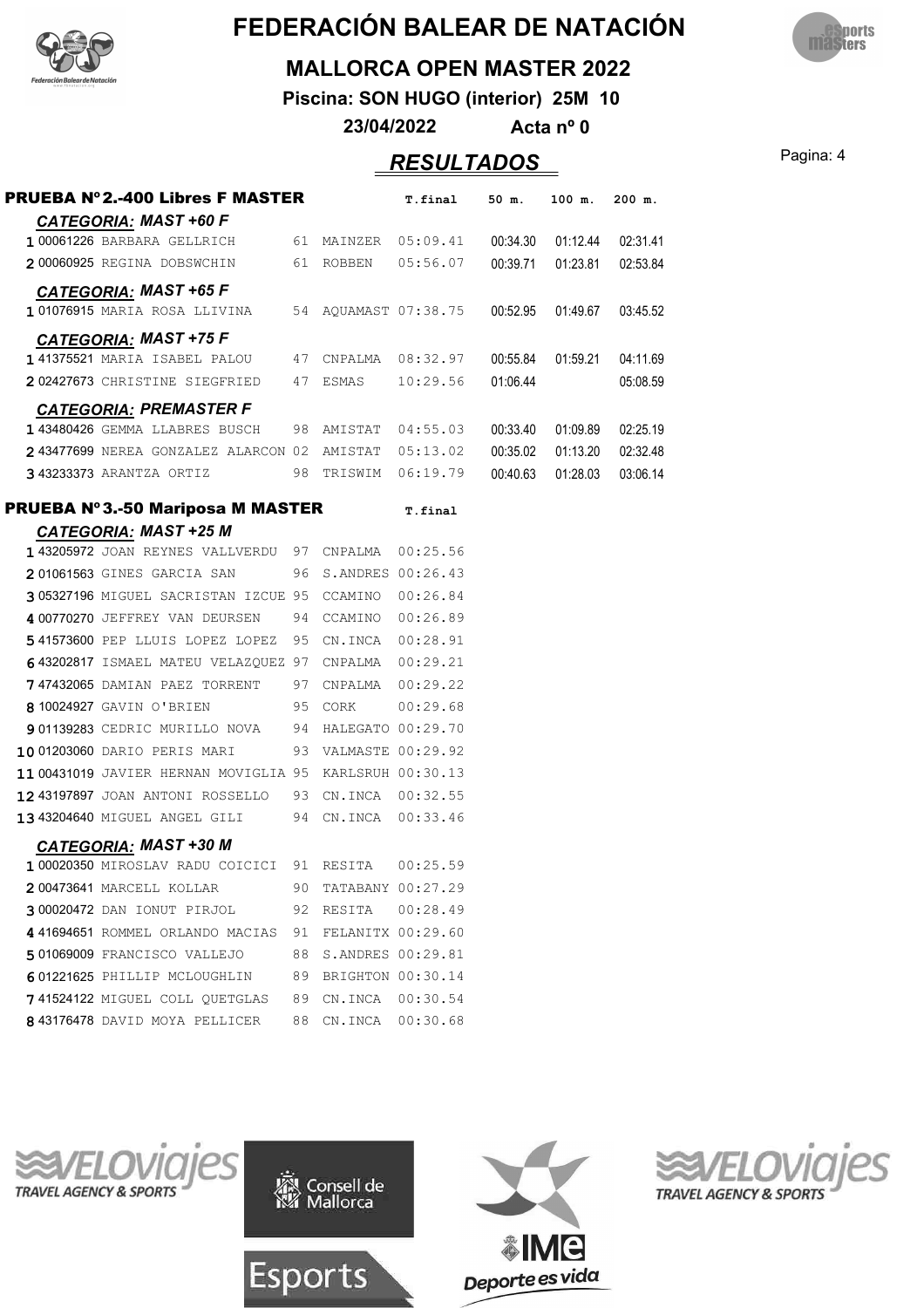# FEDERACIÓN BALEAR DE NATACIÓN

## MALLORCA OPEN MASTER 2022

**Piscina: SON HUGO (interior) 25M 10**

**23/04/2022 Acta nº 0**

## *RESULTADOS*

### PRUEBA Nº2.-400 Libres F MASTER

| | | | | | T.final | 50 m. | 100 m. | 200 m. |
|---|---|---|---|---|---|---|---|---|
| ***CATEGORIA: MAST +60 F*** | | | | | | | | |
| 1 | 00061226 | BARBARA GELLRICH | 61 | MAINZER | 05:09.41 | 00:34.30 | 01:12.44 | 02:31.41 |
| 2 | 00060925 | REGINA DOBSWCHIN | 61 | ROBBEN | 05:56.07 | 00:39.71 | 01:23.81 | 02:53.84 |
| ***CATEGORIA: MAST +65 F*** | | | | | | | | |
| 1 | 01076915 | MARIA ROSA LLIVINA | 54 | AQUAMAST | 07:38.75 | 00:52.95 | 01:49.67 | 03:45.52 |
| ***CATEGORIA: MAST +75 F*** | | | | | | | | |
| 1 | 41375521 | MARIA ISABEL PALOU | 47 | CNPALMA | 08:32.97 | 00:55.84 | 01:59.21 | 04:11.69 |
| 2 | 02427673 | CHRISTINE SIEGFRIED | 47 | ESMAS | 10:29.56 | 01:06.44 | | 05:08.59 |
| ***CATEGORIA: PREMASTER F*** | | | | | | | | |
| 1 | 43480426 | GEMMA LLABRES BUSCH | 98 | AMISTAT | 04:55.03 | 00:33.40 | 01:09.89 | 02:25.19 |
| 2 | 43477699 | NEREA GONZALEZ ALARCON | 02 | AMISTAT | 05:13.02 | 00:35.02 | 01:13.20 | 02:32.48 |
| 3 | 43233373 | ARANTZA ORTIZ | 98 | TRISWIM | 06:19.79 | 00:40.63 | 01:28.03 | 03:06.14 |

### PRUEBA Nº3.-50 Mariposa M MASTER

| | | | | | T.final |
|---|---|---|---|---|---|
| ***CATEGORIA: MAST +25 M*** | | | | | |
| 1 | 43205972 | JOAN REYNES VALLVERDU | 97 | CNPALMA | 00:25.56 |
| 2 | 01061563 | GINES GARCIA SAN | 96 | S.ANDRES | 00:26.43 |
| 3 | 05327196 | MIGUEL SACRISTAN IZCUE | 95 | CCAMINO | 00:26.84 |
| 4 | 00770270 | JEFFREY VAN DEURSEN | 94 | CCAMINO | 00:26.89 |
| 5 | 41573600 | PEP LLUIS LOPEZ LOPEZ | 95 | CN.INCA | 00:28.91 |
| 6 | 43202817 | ISMAEL MATEU VELAZQUEZ | 97 | CNPALMA | 00:29.21 |
| 7 | 47432065 | DAMIAN PAEZ TORRENT | 97 | CNPALMA | 00:29.22 |
| 8 | 10024927 | GAVIN O'BRIEN | 95 | CORK | 00:29.68 |
| 9 | 01139283 | CEDRIC MURILLO NOVA | 94 | HALEGATO | 00:29.70 |
| 10 | 01203060 | DARIO PERIS MARI | 93 | VALMASTE | 00:29.92 |
| 11 | 00431019 | JAVIER HERNAN MOVIGLIA | 95 | KARLSRUH | 00:30.13 |
| 12 | 43197897 | JOAN ANTONI ROSSELLO | 93 | CN.INCA | 00:32.55 |
| 13 | 43204640 | MIGUEL ANGEL GILI | 94 | CN.INCA | 00:33.46 |
| ***CATEGORIA: MAST +30 M*** | | | | | |
| 1 | 00020350 | MIROSLAV RADU COICICI | 91 | RESITA | 00:25.59 |
| 2 | 00473641 | MARCELL KOLLAR | 90 | TATABANY | 00:27.29 |
| 3 | 00020472 | DAN IONUT PIRJOL | 92 | RESITA | 00:28.49 |
| 4 | 41694651 | ROMMEL ORLANDO MACIAS | 91 | FELANITX | 00:29.60 |
| 5 | 01069009 | FRANCISCO VALLEJO | 88 | S.ANDRES | 00:29.81 |
| 6 | 01221625 | PHILLIP MCLOUGHLIN | 89 | BRIGHTON | 00:30.14 |
| 7 | 41524122 | MIGUEL COLL QUETGLAS | 89 | CN.INCA | 00:30.54 |
| 8 | 43176478 | DAVID MOYA PELLICER | 88 | CN.INCA | 00:30.68 |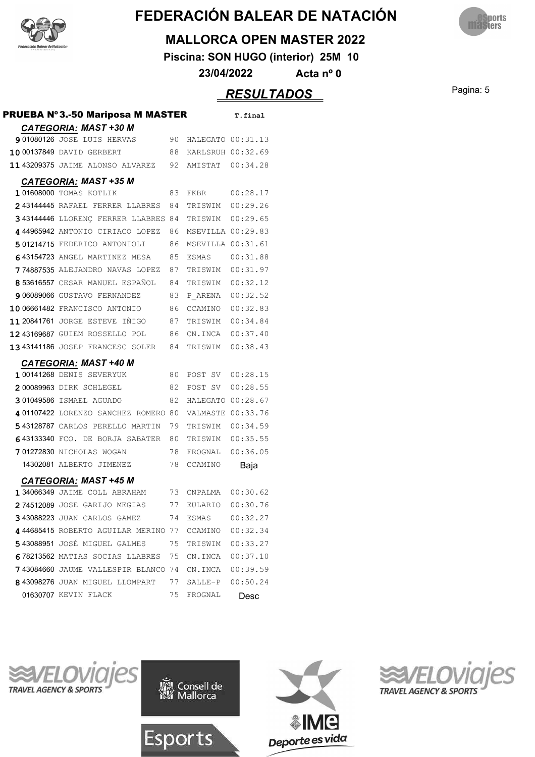# FEDERACIÓN BALEAR DE NATACIÓN

## MALLORCA OPEN MASTER 2022

**Piscina: SON HUGO (interior) 25M 10**

**23/04/2022 Acta nº 0**

## *RESULTADOS*

### PRUEBA Nº 3.-50 Mariposa M MASTER

#### *CATEGORIA: MAST +30 M*

| Pos | Licencia | Nombre | Año | Club | T.final |
|---|---|---|---|---|---|
| 9 | 01080126 | JOSE LUIS HERVAS | 90 | HALEGATO | 00:31.13 |
| 10 | 00137849 | DAVID GERBERT | 88 | KARLSRUH | 00:32.69 |
| 11 | 43209375 | JAIME ALONSO ALVAREZ | 92 | AMISTAT | 00:34.28 |

#### *CATEGORIA: MAST +35 M*

| Pos | Licencia | Nombre | Año | Club | T.final |
|---|---|---|---|---|---|
| 1 | 01608000 | TOMAS KOTLIK | 83 | FKBR | 00:28.17 |
| 2 | 43144445 | RAFAEL FERRER LLABRES | 84 | TRISWIM | 00:29.26 |
| 3 | 43144446 | LLORENÇ FERRER LLABRES | 84 | TRISWIM | 00:29.65 |
| 4 | 44965942 | ANTONIO CIRIACO LOPEZ | 86 | MSEVILLA | 00:29.83 |
| 5 | 01214715 | FEDERICO ANTONIOLI | 86 | MSEVILLA | 00:31.61 |
| 6 | 43154723 | ANGEL MARTINEZ MESA | 85 | ESMAS | 00:31.88 |
| 7 | 74887535 | ALEJANDRO NAVAS LOPEZ | 87 | TRISWIM | 00:31.97 |
| 8 | 53616557 | CESAR MANUEL ESPAÑOL | 84 | TRISWIM | 00:32.12 |
| 9 | 06089066 | GUSTAVO FERNANDEZ | 83 | P_ARENA | 00:32.52 |
| 10 | 06661482 | FRANCISCO ANTONIO | 86 | CCAMINO | 00:32.83 |
| 11 | 20841761 | JORGE ESTEVE IÑIGO | 87 | TRISWIM | 00:34.84 |
| 12 | 43169687 | GUIEM ROSSELLO POL | 86 | CN.INCA | 00:37.40 |
| 13 | 43141186 | JOSEP FRANCESC SOLER | 84 | TRISWIM | 00:38.43 |

#### *CATEGORIA: MAST +40 M*

| Pos | Licencia | Nombre | Año | Club | T.final |
|---|---|---|---|---|---|
| 1 | 00141268 | DENIS SEVERYUK | 80 | POST SV | 00:28.15 |
| 2 | 00089963 | DIRK SCHLEGEL | 82 | POST SV | 00:28.55 |
| 3 | 01049586 | ISMAEL AGUADO | 82 | HALEGATO | 00:28.67 |
| 4 | 01107422 | LORENZO SANCHEZ ROMERO | 80 | VALMASTE | 00:33.76 |
| 5 | 43128787 | CARLOS PERELLO MARTIN | 79 | TRISWIM | 00:34.59 |
| 6 | 43133340 | FCO. DE BORJA SABATER | 80 | TRISWIM | 00:35.55 |
| 7 | 01272830 | NICHOLAS WOGAN | 78 | FROGNAL | 00:36.05 |
| | 14302081 | ALBERTO JIMENEZ | 78 | CCAMINO | Baja |

#### *CATEGORIA: MAST +45 M*

| Pos | Licencia | Nombre | Año | Club | T.final |
|---|---|---|---|---|---|
| 1 | 34066349 | JAIME COLL ABRAHAM | 73 | CNPALMA | 00:30.62 |
| 2 | 74512089 | JOSE GARIJO MEGIAS | 77 | EULARIO | 00:30.76 |
| 3 | 43088223 | JUAN CARLOS GAMEZ | 74 | ESMAS | 00:32.27 |
| 4 | 44685415 | ROBERTO AGUILAR MERINO | 77 | CCAMINO | 00:32.34 |
| 5 | 43088951 | JOSÉ MIGUEL GALMES | 75 | TRISWIM | 00:33.27 |
| 6 | 78213562 | MATIAS SOCIAS LLABRES | 75 | CN.INCA | 00:37.10 |
| 7 | 43084660 | JAUME VALLESPIR BLANCO | 74 | CN.INCA | 00:39.59 |
| 8 | 43098276 | JUAN MIGUEL LLOMPART | 77 | SALLE-P | 00:50.24 |
| | 01630707 | KEVIN FLACK | 75 | FROGNAL | Desc |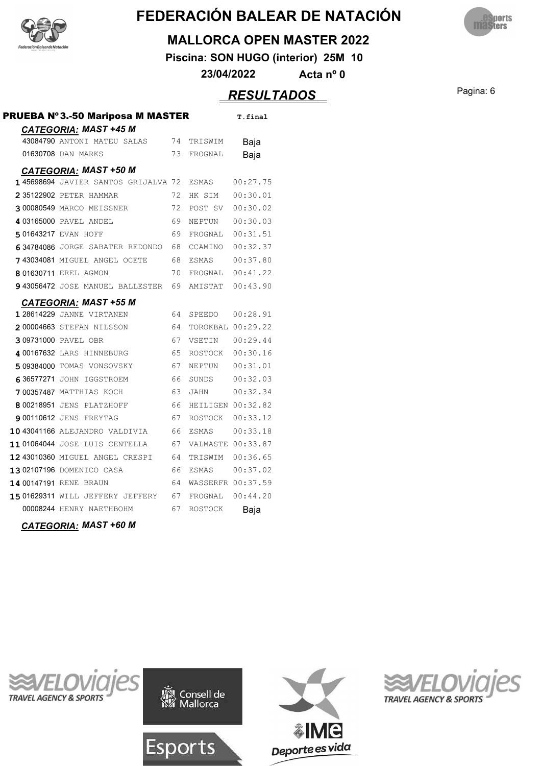# FEDERACIÓN BALEAR DE NATACIÓN

## MALLORCA OPEN MASTER 2022

**Piscina: SON HUGO (interior) 25M 10**

**23/04/2022 Acta nº 0**

## *RESULTADOS*

### PRUEBA Nº 3.-50 Mariposa M MASTER

**T.final**

#### *CATEGORIA: MAST +45 M*

| Pos. | Licencia | Nombre | Año | Club | T.final |
|---|---|---|---|---|---|
| | 43084790 | ANTONI MATEU SALAS | 74 | TRISWIM | Baja |
| | 01630708 | DAN MARKS | 73 | FROGNAL | Baja |

#### *CATEGORIA: MAST +50 M*

| Pos. | Licencia | Nombre | Año | Club | T.final |
|---|---|---|---|---|---|
| 1 | 45698694 | JAVIER SANTOS GRIJALVA | 72 | ESMAS | 00:27.75 |
| 2 | 35122902 | PETER HAMMAR | 72 | HK SIM | 00:30.01 |
| 3 | 00080549 | MARCO MEISSNER | 72 | POST SV | 00:30.02 |
| 4 | 03165000 | PAVEL ANDEL | 69 | NEPTUN | 00:30.03 |
| 5 | 01643217 | EVAN HOFF | 69 | FROGNAL | 00:31.51 |
| 6 | 34784086 | JORGE SABATER REDONDO | 68 | CCAMINO | 00:32.37 |
| 7 | 43034081 | MIGUEL ANGEL OCETE | 68 | ESMAS | 00:37.80 |
| 8 | 01630711 | EREL AGMON | 70 | FROGNAL | 00:41.22 |
| 9 | 43056472 | JOSE MANUEL BALLESTER | 69 | AMISTAT | 00:43.90 |

#### *CATEGORIA: MAST +55 M*

| Pos. | Licencia | Nombre | Año | Club | T.final |
|---|---|---|---|---|---|
| 1 | 28614229 | JANNE VIRTANEN | 64 | SPEEDO | 00:28.91 |
| 2 | 00004663 | STEFAN NILSSON | 64 | TOROKBAL | 00:29.22 |
| 3 | 09731000 | PAVEL OBR | 67 | VSETIN | 00:29.44 |
| 4 | 00167632 | LARS HINNEBURG | 65 | ROSTOCK | 00:30.16 |
| 5 | 09384000 | TOMAS VONSOVSKY | 67 | NEPTUN | 00:31.01 |
| 6 | 36577271 | JOHN IGGSTROEM | 66 | SUNDS | 00:32.03 |
| 7 | 00357487 | MATTHIAS KOCH | 63 | JAHN | 00:32.34 |
| 8 | 00218951 | JENS PLATZHOFF | 66 | HEILIGEN | 00:32.82 |
| 9 | 00110612 | JENS FREYTAG | 67 | ROSTOCK | 00:33.12 |
| 10 | 43041166 | ALEJANDRO VALDIVIA | 66 | ESMAS | 00:33.18 |
| 11 | 01064044 | JOSE LUIS CENTELLA | 67 | VALMASTE | 00:33.87 |
| 12 | 43010360 | MIGUEL ANGEL CRESPI | 64 | TRISWIM | 00:36.65 |
| 13 | 02107196 | DOMENICO CASA | 66 | ESMAS | 00:37.02 |
| 14 | 00147191 | RENE BRAUN | 64 | WASSERFR | 00:37.59 |
| 15 | 01629311 | WILL JEFFERY JEFFERY | 67 | FROGNAL | 00:44.20 |
| | 00008244 | HENRY NAETHBOHM | 67 | ROSTOCK | Baja |

#### *CATEGORIA: MAST +60 M*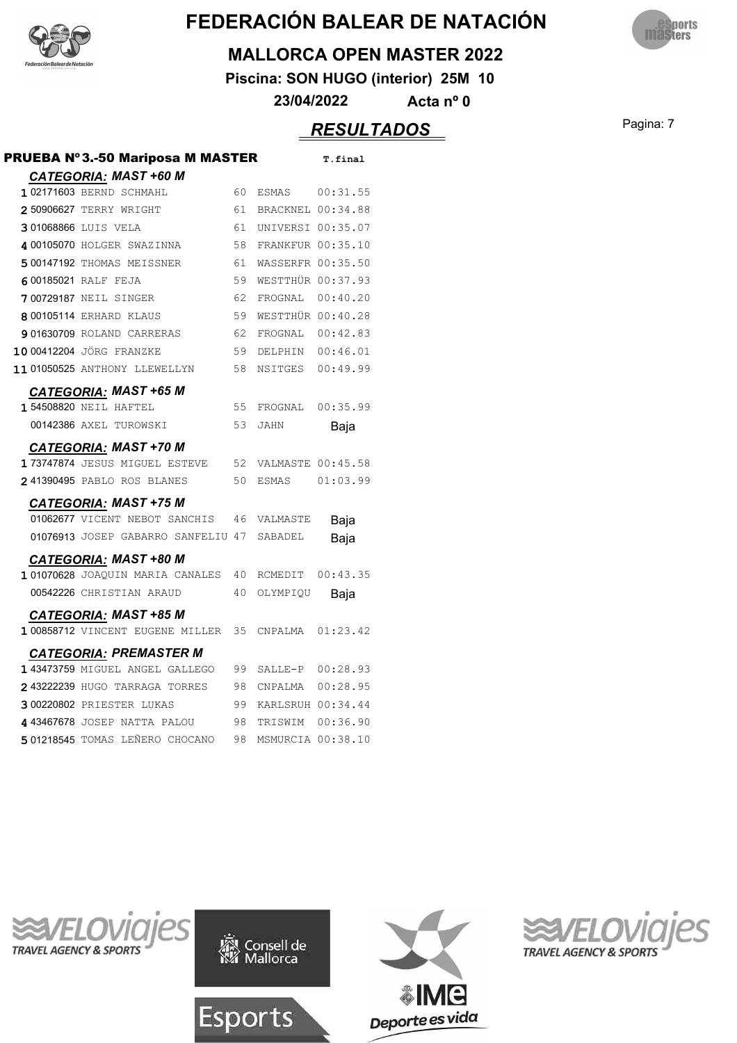# FEDERACIÓN BALEAR DE NATACIÓN

**MALLORCA OPEN MASTER 2022**

**Piscina: SON HUGO (interior) 25M 10**

**23/04/2022** **Acta nº 0**

## *RESULTADOS*

### PRUEBA Nº 3.-50 Mariposa M MASTER

**T.final**

#### *CATEGORIA: MAST +60 M*

| Pos | Licencia | Nombre | Año | Club | T.final |
|---|---|---|---|---|---|
| 1 | 02171603 | BERND SCHMAHL | 60 | ESMAS | 00:31.55 |
| 2 | 50906627 | TERRY WRIGHT | 61 | BRACKNEL | 00:34.88 |
| 3 | 01068866 | LUIS VELA | 61 | UNIVERSI | 00:35.07 |
| 4 | 00105070 | HOLGER SWAZINNA | 58 | FRANKFUR | 00:35.10 |
| 5 | 00147192 | THOMAS MEISSNER | 61 | WASSERFR | 00:35.50 |
| 6 | 00185021 | RALF FEJA | 59 | WESTTHÜR | 00:37.93 |
| 7 | 00729187 | NEIL SINGER | 62 | FROGNAL | 00:40.20 |
| 8 | 00105114 | ERHARD KLAUS | 59 | WESTTHÜR | 00:40.28 |
| 9 | 01630709 | ROLAND CARRERAS | 62 | FROGNAL | 00:42.83 |
| 10 | 00412204 | JÖRG FRANZKE | 59 | DELPHIN | 00:46.01 |
| 11 | 01050525 | ANTHONY LLEWELLYN | 58 | NSITGES | 00:49.99 |

#### *CATEGORIA: MAST +65 M*

| Pos | Licencia | Nombre | Año | Club | T.final |
|---|---|---|---|---|---|
| 1 | 54508820 | NEIL HAFTEL | 55 | FROGNAL | 00:35.99 |
| | 00142386 | AXEL TUROWSKI | 53 | JAHN | Baja |

#### *CATEGORIA: MAST +70 M*

| Pos | Licencia | Nombre | Año | Club | T.final |
|---|---|---|---|---|---|
| 1 | 73747874 | JESUS MIGUEL ESTEVE | 52 | VALMASTE | 00:45.58 |
| 2 | 41390495 | PABLO ROS BLANES | 50 | ESMAS | 01:03.99 |

#### *CATEGORIA: MAST +75 M*

| Pos | Licencia | Nombre | Año | Club | T.final |
|---|---|---|---|---|---|
| | 01062677 | VICENT NEBOT SANCHIS | 46 | VALMASTE | Baja |
| | 01076913 | JOSEP GABARRO SANFELIU | 47 | SABADEL | Baja |

#### *CATEGORIA: MAST +80 M*

| Pos | Licencia | Nombre | Año | Club | T.final |
|---|---|---|---|---|---|
| 1 | 01070628 | JOAQUIN MARIA CANALES | 40 | RCMEDIT | 00:43.35 |
| | 00542226 | CHRISTIAN ARAUD | 40 | OLYMPIQU | Baja |

#### *CATEGORIA: MAST +85 M*

| Pos | Licencia | Nombre | Año | Club | T.final |
|---|---|---|---|---|---|
| 1 | 00858712 | VINCENT EUGENE MILLER | 35 | CNPALMA | 01:23.42 |

#### *CATEGORIA: PREMASTER M*

| Pos | Licencia | Nombre | Año | Club | T.final |
|---|---|---|---|---|---|
| 1 | 43473759 | MIGUEL ANGEL GALLEGO | 99 | SALLE-P | 00:28.93 |
| 2 | 43222239 | HUGO TARRAGA TORRES | 98 | CNPALMA | 00:28.95 |
| 3 | 00220802 | PRIESTER LUKAS | 99 | KARLSRUH | 00:34.44 |
| 4 | 43467678 | JOSEP NATTA PALOU | 98 | TRISWIM | 00:36.90 |
| 5 | 01218545 | TOMAS LEÑERO CHOCANO | 98 | MSMURCIA | 00:38.10 |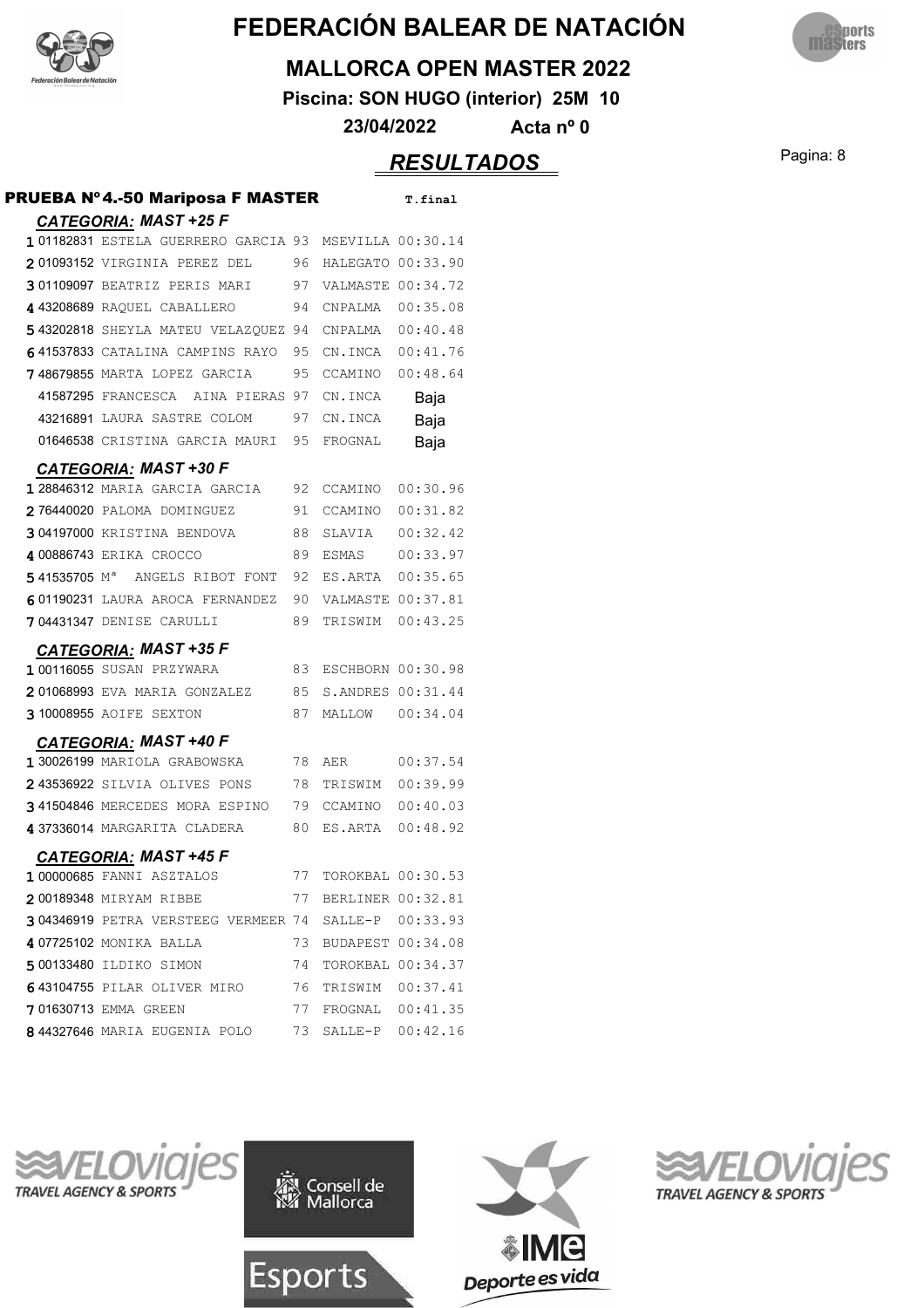# FEDERACIÓN BALEAR DE NATACIÓN

## MALLORCA OPEN MASTER 2022

**Piscina: SON HUGO (interior) 25M 10**

**23/04/2022 Acta nº 0**

## *RESULTADOS*

### PRUEBA Nº 4.-50 Mariposa F MASTER

**CATEGORIA: MAST +25 F**

| Pos. | Licencia | Nombre | Año | Club | T.final |
|---|---|---|---|---|---|
| 1 | 01182831 | ESTELA GUERRERO GARCIA | 93 | MSEVILLA | 00:30.14 |
| 2 | 01093152 | VIRGINIA PEREZ DEL | 96 | HALEGATO | 00:33.90 |
| 3 | 01109097 | BEATRIZ PERIS MARI | 97 | VALMASTE | 00:34.72 |
| 4 | 43208689 | RAQUEL CABALLERO | 94 | CNPALMA | 00:35.08 |
| 5 | 43202818 | SHEYLA MATEU VELAZQUEZ | 94 | CNPALMA | 00:40.48 |
| 6 | 41537833 | CATALINA CAMPINS RAYO | 95 | CN.INCA | 00:41.76 |
| 7 | 48679855 | MARTA LOPEZ GARCIA | 95 | CCAMINO | 00:48.64 |
| | 41587295 | FRANCESCA AINA PIERAS | 97 | CN.INCA | Baja |
| | 43216891 | LAURA SASTRE COLOM | 97 | CN.INCA | Baja |
| | 01646538 | CRISTINA GARCIA MAURI | 95 | FROGNAL | Baja |

**CATEGORIA: MAST +30 F**

| Pos. | Licencia | Nombre | Año | Club | T.final |
|---|---|---|---|---|---|
| 1 | 28846312 | MARIA GARCIA GARCIA | 92 | CCAMINO | 00:30.96 |
| 2 | 76440020 | PALOMA DOMINGUEZ | 91 | CCAMINO | 00:31.82 |
| 3 | 04197000 | KRISTINA BENDOVA | 88 | SLAVIA | 00:32.42 |
| 4 | 00886743 | ERIKA CROCCO | 89 | ESMAS | 00:33.97 |
| 5 | 41535705 | Mª ANGELS RIBOT FONT | 92 | ES.ARTA | 00:35.65 |
| 6 | 01190231 | LAURA AROCA FERNANDEZ | 90 | VALMASTE | 00:37.81 |
| 7 | 04431347 | DENISE CARULLI | 89 | TRISWIM | 00:43.25 |

**CATEGORIA: MAST +35 F**

| Pos. | Licencia | Nombre | Año | Club | T.final |
|---|---|---|---|---|---|
| 1 | 00116055 | SUSAN PRZYWARA | 83 | ESCHBORN | 00:30.98 |
| 2 | 01068993 | EVA MARIA GONZALEZ | 85 | S.ANDRES | 00:31.44 |
| 3 | 10008955 | AOIFE SEXTON | 87 | MALLOW | 00:34.04 |

**CATEGORIA: MAST +40 F**

| Pos. | Licencia | Nombre | Año | Club | T.final |
|---|---|---|---|---|---|
| 1 | 30026199 | MARIOLA GRABOWSKA | 78 | AER | 00:37.54 |
| 2 | 43536922 | SILVIA OLIVES PONS | 78 | TRISWIM | 00:39.99 |
| 3 | 41504846 | MERCEDES MORA ESPINO | 79 | CCAMINO | 00:40.03 |
| 4 | 37336014 | MARGARITA CLADERA | 80 | ES.ARTA | 00:48.92 |

**CATEGORIA: MAST +45 F**

| Pos. | Licencia | Nombre | Año | Club | T.final |
|---|---|---|---|---|---|
| 1 | 00000685 | FANNI ASZTALOS | 77 | TOROKBAL | 00:30.53 |
| 2 | 00189348 | MIRYAM RIBBE | 77 | BERLINER | 00:32.81 |
| 3 | 04346919 | PETRA VERSTEEG VERMEER | 74 | SALLE-P | 00:33.93 |
| 4 | 07725102 | MONIKA BALLA | 73 | BUDAPEST | 00:34.08 |
| 5 | 00133480 | ILDIKO SIMON | 74 | TOROKBAL | 00:34.37 |
| 6 | 43104755 | PILAR OLIVER MIRO | 76 | TRISWIM | 00:37.41 |
| 7 | 01630713 | EMMA GREEN | 77 | FROGNAL | 00:41.35 |
| 8 | 44327646 | MARIA EUGENIA POLO | 73 | SALLE-P | 00:42.16 |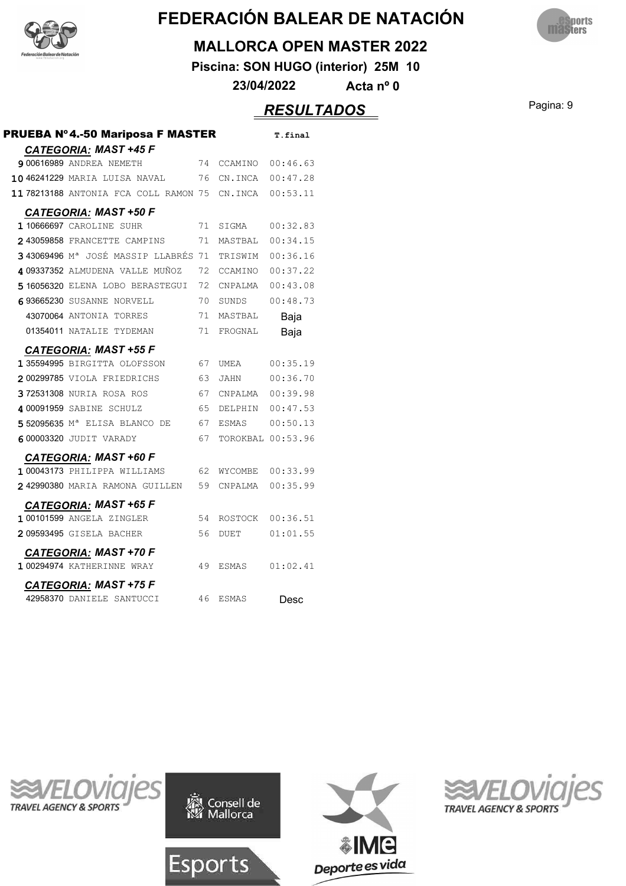# FEDERACIÓN BALEAR DE NATACIÓN

## MALLORCA OPEN MASTER 2022

**Piscina: SON HUGO (interior) 25M 10**

**23/04/2022 Acta nº 0**

## *RESULTADOS*

### PRUEBA Nº4.-50 Mariposa F MASTER

| | | | | | T.final |
|---|---|---|---|---|---|
| ***CATEGORIA: MAST +45 F*** | | | | | |
| 9 | 00616989 | ANDREA NEMETH | 74 | CCAMINO | 00:46.63 |
| 10 | 46241229 | MARIA LUISA NAVAL | 76 | CN.INCA | 00:47.28 |
| 11 | 78213188 | ANTONIA FCA COLL RAMON | 75 | CN.INCA | 00:53.11 |
| ***CATEGORIA: MAST +50 F*** | | | | | |
| 1 | 10666697 | CAROLINE SUHR | 71 | SIGMA | 00:32.83 |
| 2 | 43059858 | FRANCETTE CAMPINS | 71 | MASTBAL | 00:34.15 |
| 3 | 43069496 | Mª JOSÉ MASSIP LLABRÉS | 71 | TRISWIM | 00:36.16 |
| 4 | 09337352 | ALMUDENA VALLE MUÑOZ | 72 | CCAMINO | 00:37.22 |
| 5 | 16056320 | ELENA LOBO BERASTEGUI | 72 | CNPALMA | 00:43.08 |
| 6 | 93665230 | SUSANNE NORVELL | 70 | SUNDS | 00:48.73 |
| | 43070064 | ANTONIA TORRES | 71 | MASTBAL | Baja |
| | 01354011 | NATALIE TYDEMAN | 71 | FROGNAL | Baja |
| ***CATEGORIA: MAST +55 F*** | | | | | |
| 1 | 35594995 | BIRGITTA OLOFSSON | 67 | UMEA | 00:35.19 |
| 2 | 00299785 | VIOLA FRIEDRICHS | 63 | JAHN | 00:36.70 |
| 3 | 72531308 | NURIA ROSA ROS | 67 | CNPALMA | 00:39.98 |
| 4 | 00091959 | SABINE SCHULZ | 65 | DELPHIN | 00:47.53 |
| 5 | 52095635 | Mª ELISA BLANCO DE | 67 | ESMAS | 00:50.13 |
| 6 | 00003320 | JUDIT VARADY | 67 | TOROKBAL | 00:53.96 |
| ***CATEGORIA: MAST +60 F*** | | | | | |
| 1 | 00043173 | PHILIPPA WILLIAMS | 62 | WYCOMBE | 00:33.99 |
| 2 | 42990380 | MARIA RAMONA GUILLEN | 59 | CNPALMA | 00:35.99 |
| ***CATEGORIA: MAST +65 F*** | | | | | |
| 1 | 00101599 | ANGELA ZINGLER | 54 | ROSTOCK | 00:36.51 |
| 2 | 09593495 | GISELA BACHER | 56 | DUET | 01:01.55 |
| ***CATEGORIA: MAST +70 F*** | | | | | |
| 1 | 00294974 | KATHERINNE WRAY | 49 | ESMAS | 01:02.41 |
| ***CATEGORIA: MAST +75 F*** | | | | | |
| | 42958370 | DANIELE SANTUCCI | 46 | ESMAS | Desc |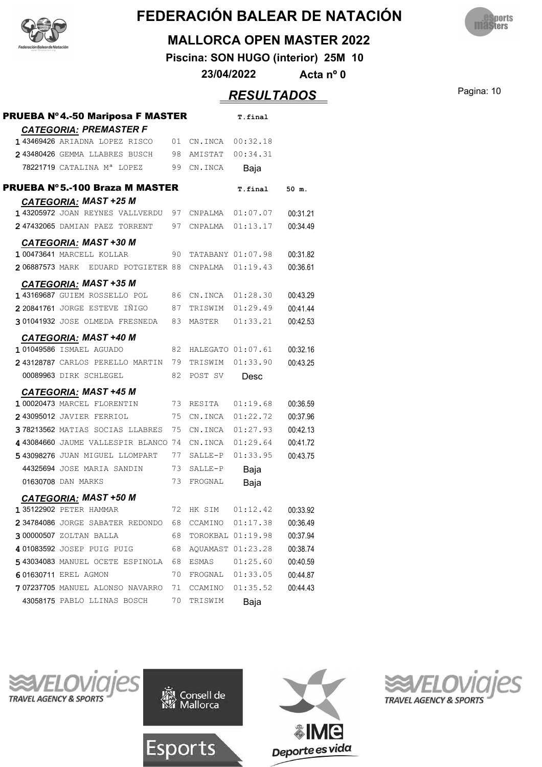# FEDERACIÓN BALEAR DE NATACIÓN

## MALLORCA OPEN MASTER 2022

**Piscina: SON HUGO (interior) 25M 10**

**23/04/2022 Acta nº 0**

## *RESULTADOS*

### PRUEBA Nº4.-50 Mariposa F MASTER

*CATEGORIA: PREMASTER F*

| Pos | Licencia | Nombre | Año | Club | T.final |
|---|---|---|---|---|---|
| 1 | 43469426 | ARIADNA LOPEZ RISCO | 01 | CN.INCA | 00:32.18 |
| 2 | 43480426 | GEMMA LLABRES BUSCH | 98 | AMISTAT | 00:34.31 |
| | 78221719 | CATALINA Mª LOPEZ | 99 | CN.INCA | Baja |

### PRUEBA Nº5.-100 Braza M MASTER

*CATEGORIA: MAST +25 M*

| Pos | Licencia | Nombre | Año | Club | T.final | 50 m. |
|---|---|---|---|---|---|---|
| 1 | 43205972 | JOAN REYNES VALLVERDU | 97 | CNPALMA | 01:07.07 | 00:31.21 |
| 2 | 47432065 | DAMIAN PAEZ TORRENT | 97 | CNPALMA | 01:13.17 | 00:34.49 |

*CATEGORIA: MAST +30 M*

| Pos | Licencia | Nombre | Año | Club | T.final | 50 m. |
|---|---|---|---|---|---|---|
| 1 | 00473641 | MARCELL KOLLAR | 90 | TATABANY | 01:07.98 | 00:31.82 |
| 2 | 06887573 | MARK EDUARD POTGIETER | 88 | CNPALMA | 01:19.43 | 00:36.61 |

*CATEGORIA: MAST +35 M*

| Pos | Licencia | Nombre | Año | Club | T.final | 50 m. |
|---|---|---|---|---|---|---|
| 1 | 43169687 | GUIEM ROSSELLO POL | 86 | CN.INCA | 01:28.30 | 00:43.29 |
| 2 | 20841761 | JORGE ESTEVE IÑIGO | 87 | TRISWIM | 01:29.49 | 00:41.44 |
| 3 | 01041932 | JOSE OLMEDA FRESNEDA | 83 | MASTER | 01:33.21 | 00:42.53 |

*CATEGORIA: MAST +40 M*

| Pos | Licencia | Nombre | Año | Club | T.final | 50 m. |
|---|---|---|---|---|---|---|
| 1 | 01049586 | ISMAEL AGUADO | 82 | HALEGATO | 01:07.61 | 00:32.16 |
| 2 | 43128787 | CARLOS PERELLO MARTIN | 79 | TRISWIM | 01:33.90 | 00:43.25 |
| | 00089963 | DIRK SCHLEGEL | 82 | POST SV | Desc | |

*CATEGORIA: MAST +45 M*

| Pos | Licencia | Nombre | Año | Club | T.final | 50 m. |
|---|---|---|---|---|---|---|
| 1 | 00020473 | MARCEL FLORENTIN | 73 | RESITA | 01:19.68 | 00:36.59 |
| 2 | 43095012 | JAVIER FERRIOL | 75 | CN.INCA | 01:22.72 | 00:37.96 |
| 3 | 78213562 | MATIAS SOCIAS LLABRES | 75 | CN.INCA | 01:27.93 | 00:42.13 |
| 4 | 43084660 | JAUME VALLESPIR BLANCO | 74 | CN.INCA | 01:29.64 | 00:41.72 |
| 5 | 43098276 | JUAN MIGUEL LLOMPART | 77 | SALLE-P | 01:33.95 | 00:43.75 |
| | 44325694 | JOSE MARIA SANDIN | 73 | SALLE-P | Baja | |
| | 01630708 | DAN MARKS | 73 | FROGNAL | Baja | |

*CATEGORIA: MAST +50 M*

| Pos | Licencia | Nombre | Año | Club | T.final | 50 m. |
|---|---|---|---|---|---|---|
| 1 | 35122902 | PETER HAMMAR | 72 | HK SIM | 01:12.42 | 00:33.92 |
| 2 | 34784086 | JORGE SABATER REDONDO | 68 | CCAMINO | 01:17.38 | 00:36.49 |
| 3 | 00000507 | ZOLTAN BALLA | 68 | TOROKBAL | 01:19.98 | 00:37.94 |
| 4 | 01083592 | JOSEP PUIG PUIG | 68 | AQUAMAST | 01:23.28 | 00:38.74 |
| 5 | 43034083 | MANUEL OCETE ESPINOLA | 68 | ESMAS | 01:25.60 | 00:40.59 |
| 6 | 01630711 | EREL AGMON | 70 | FROGNAL | 01:33.05 | 00:44.87 |
| 7 | 07237705 | MANUEL ALONSO NAVARRO | 71 | CCAMINO | 01:35.52 | 00:44.43 |
| | 43058175 | PABLO LLINAS BOSCH | 70 | TRISWIM | Baja | |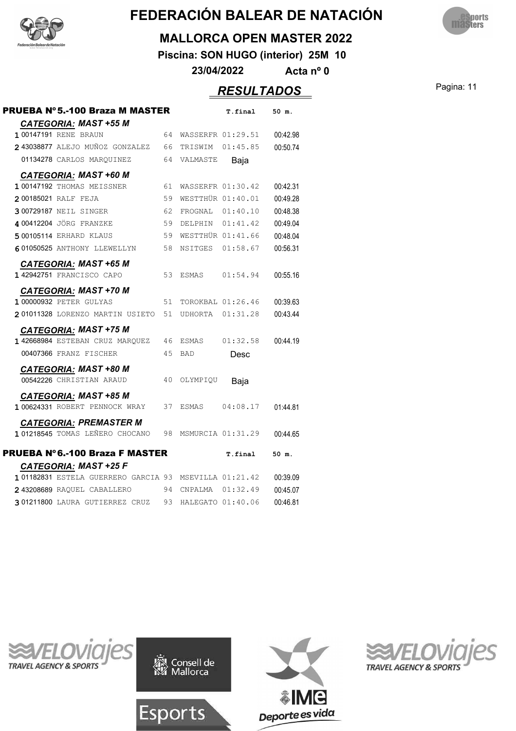# FEDERACIÓN BALEAR DE NATACIÓN

## MALLORCA OPEN MASTER 2022

**Piscina: SON HUGO (interior) 25M 10**

**23/04/2022 Acta nº 0**

## *RESULTADOS*

### PRUEBA Nº 5.-100 Braza M MASTER

| | Licencia | Nombre | Año | Club | T.final | 50 m. |
|---|---|---|---|---|---|---|
| ***CATEGORIA: MAST +55 M*** | | | | | | |
| 1 | 00147191 | RENE BRAUN | 64 | WASSERFR | 01:29.51 | 00:42.98 |
| 2 | 43038877 | ALEJO MUÑOZ GONZALEZ | 66 | TRISWIM | 01:45.85 | 00:50.74 |
| | 01134278 | CARLOS MARQUINEZ | 64 | VALMASTE | Baja | |
| ***CATEGORIA: MAST +60 M*** | | | | | | |
| 1 | 00147192 | THOMAS MEISSNER | 61 | WASSERFR | 01:30.42 | 00:42.31 |
| 2 | 00185021 | RALF FEJA | 59 | WESTTHÜR | 01:40.01 | 00:49.28 |
| 3 | 00729187 | NEIL SINGER | 62 | FROGNAL | 01:40.10 | 00:48.38 |
| 4 | 00412204 | JÖRG FRANZKE | 59 | DELPHIN | 01:41.42 | 00:49.04 |
| 5 | 00105114 | ERHARD KLAUS | 59 | WESTTHÜR | 01:41.66 | 00:48.04 |
| 6 | 01050525 | ANTHONY LLEWELLYN | 58 | NSITGES | 01:58.67 | 00:56.31 |
| ***CATEGORIA: MAST +65 M*** | | | | | | |
| 1 | 42942751 | FRANCISCO CAPO | 53 | ESMAS | 01:54.94 | 00:55.16 |
| ***CATEGORIA: MAST +70 M*** | | | | | | |
| 1 | 00000932 | PETER GULYAS | 51 | TOROKBAL | 01:26.46 | 00:39.63 |
| 2 | 01011328 | LORENZO MARTIN USIETO | 51 | UDHORTA | 01:31.28 | 00:43.44 |
| ***CATEGORIA: MAST +75 M*** | | | | | | |
| 1 | 42668984 | ESTEBAN CRUZ MARQUEZ | 46 | ESMAS | 01:32.58 | 00:44.19 |
| | 00407366 | FRANZ FISCHER | 45 | BAD | Desc | |
| ***CATEGORIA: MAST +80 M*** | | | | | | |
| | 00542226 | CHRISTIAN ARAUD | 40 | OLYMPIQU | Baja | |
| ***CATEGORIA: MAST +85 M*** | | | | | | |
| 1 | 00624331 | ROBERT PENNOCK WRAY | 37 | ESMAS | 04:08.17 | 01:44.81 |
| ***CATEGORIA: PREMASTER M*** | | | | | | |
| 1 | 01218545 | TOMAS LEÑERO CHOCANO | 98 | MSMURCIA | 01:31.29 | 00:44.65 |

### PRUEBA Nº 6.-100 Braza F MASTER

| | Licencia | Nombre | Año | Club | T.final | 50 m. |
|---|---|---|---|---|---|---|
| ***CATEGORIA: MAST +25 F*** | | | | | | |
| 1 | 01182831 | ESTELA GUERRERO GARCIA | 93 | MSEVILLA | 01:21.42 | 00:39.09 |
| 2 | 43208689 | RAQUEL CABALLERO | 94 | CNPALMA | 01:32.49 | 00:45.07 |
| 3 | 01211800 | LAURA GUTIERREZ CRUZ | 93 | HALEGATO | 01:40.06 | 00:46.81 |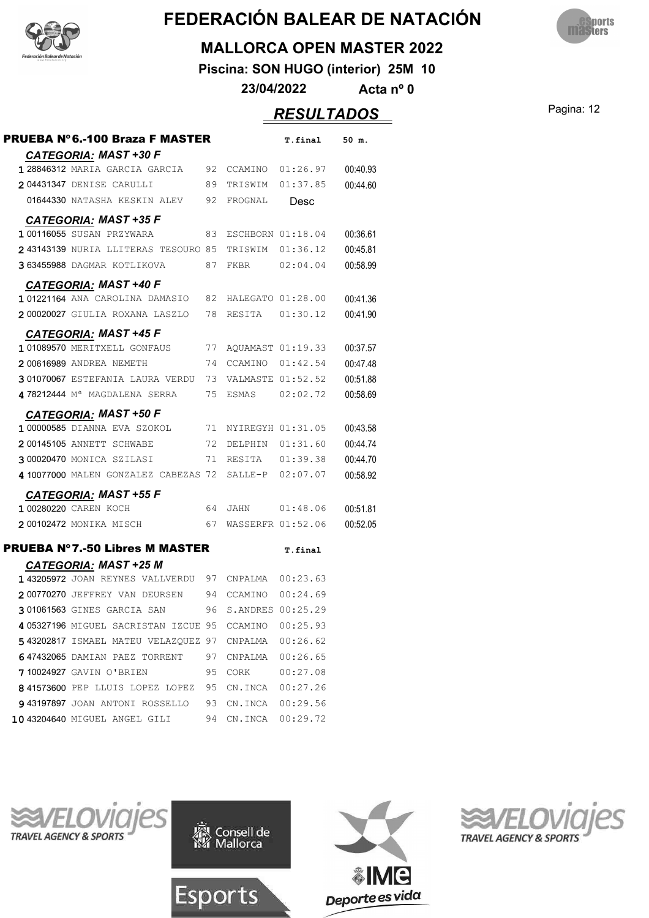# FEDERACIÓN BALEAR DE NATACIÓN

## MALLORCA OPEN MASTER 2022

**Piscina: SON HUGO (interior) 25M 10**

**23/04/2022 Acta nº 0**

## *RESULTADOS*

### PRUEBA Nº6.-100 Braza F MASTER

| | | | | | T.final | 50 m. |
|---|---|---|---|---|---|---|
| ***CATEGORIA: MAST +30 F*** | | | | | | |
| 1 | 28846312 | MARIA GARCIA GARCIA | 92 | CCAMINO | 01:26.97 | 00:40.93 |
| 2 | 04431347 | DENISE CARULLI | 89 | TRISWIM | 01:37.85 | 00:44.60 |
| | 01644330 | NATASHA KESKIN ALEV | 92 | FROGNAL | Desc | |
| ***CATEGORIA: MAST +35 F*** | | | | | | |
| 1 | 00116055 | SUSAN PRZYWARA | 83 | ESCHBORN | 01:18.04 | 00:36.61 |
| 2 | 43143139 | NURIA LLITERAS TESOURO | 85 | TRISWIM | 01:36.12 | 00:45.81 |
| 3 | 63455988 | DAGMAR KOTLIKOVA | 87 | FKBR | 02:04.04 | 00:58.99 |
| ***CATEGORIA: MAST +40 F*** | | | | | | |
| 1 | 01221164 | ANA CAROLINA DAMASIO | 82 | HALEGATO | 01:28.00 | 00:41.36 |
| 2 | 00020027 | GIULIA ROXANA LASZLO | 78 | RESITA | 01:30.12 | 00:41.90 |
| ***CATEGORIA: MAST +45 F*** | | | | | | |
| 1 | 01089570 | MERITXELL GONFAUS | 77 | AQUAMAST | 01:19.33 | 00:37.57 |
| 2 | 00616989 | ANDREA NEMETH | 74 | CCAMINO | 01:42.54 | 00:47.48 |
| 3 | 01070067 | ESTEFANIA LAURA VERDU | 73 | VALMASTE | 01:52.52 | 00:51.88 |
| 4 | 78212444 | Mª MAGDALENA SERRA | 75 | ESMAS | 02:02.72 | 00:58.69 |
| ***CATEGORIA: MAST +50 F*** | | | | | | |
| 1 | 00000585 | DIANNA EVA SZOKOL | 71 | NYIREGYH | 01:31.05 | 00:43.58 |
| 2 | 00145105 | ANNETT SCHWABE | 72 | DELPHIN | 01:31.60 | 00:44.74 |
| 3 | 00020470 | MONICA SZILASI | 71 | RESITA | 01:39.38 | 00:44.70 |
| 4 | 10077000 | MALEN GONZALEZ CABEZAS | 72 | SALLE-P | 02:07.07 | 00:58.92 |
| ***CATEGORIA: MAST +55 F*** | | | | | | |
| 1 | 00280220 | CAREN KOCH | 64 | JAHN | 01:48.06 | 00:51.81 |
| 2 | 00102472 | MONIKA MISCH | 67 | WASSERFR | 01:52.06 | 00:52.05 |

### PRUEBA Nº7.-50 Libres M MASTER

| | | | | | T.final |
|---|---|---|---|---|---|
| ***CATEGORIA: MAST +25 M*** | | | | | |
| 1 | 43205972 | JOAN REYNES VALLVERDU | 97 | CNPALMA | 00:23.63 |
| 2 | 00770270 | JEFFREY VAN DEURSEN | 94 | CCAMINO | 00:24.69 |
| 3 | 01061563 | GINES GARCIA SAN | 96 | S.ANDRES | 00:25.29 |
| 4 | 05327196 | MIGUEL SACRISTAN IZCUE | 95 | CCAMINO | 00:25.93 |
| 5 | 43202817 | ISMAEL MATEU VELAZQUEZ | 97 | CNPALMA | 00:26.62 |
| 6 | 47432065 | DAMIAN PAEZ TORRENT | 97 | CNPALMA | 00:26.65 |
| 7 | 10024927 | GAVIN O'BRIEN | 95 | CORK | 00:27.08 |
| 8 | 41573600 | PEP LLUIS LOPEZ LOPEZ | 95 | CN.INCA | 00:27.26 |
| 9 | 43197897 | JOAN ANTONI ROSSELLO | 93 | CN.INCA | 00:29.56 |
| 10 | 43204640 | MIGUEL ANGEL GILI | 94 | CN.INCA | 00:29.72 |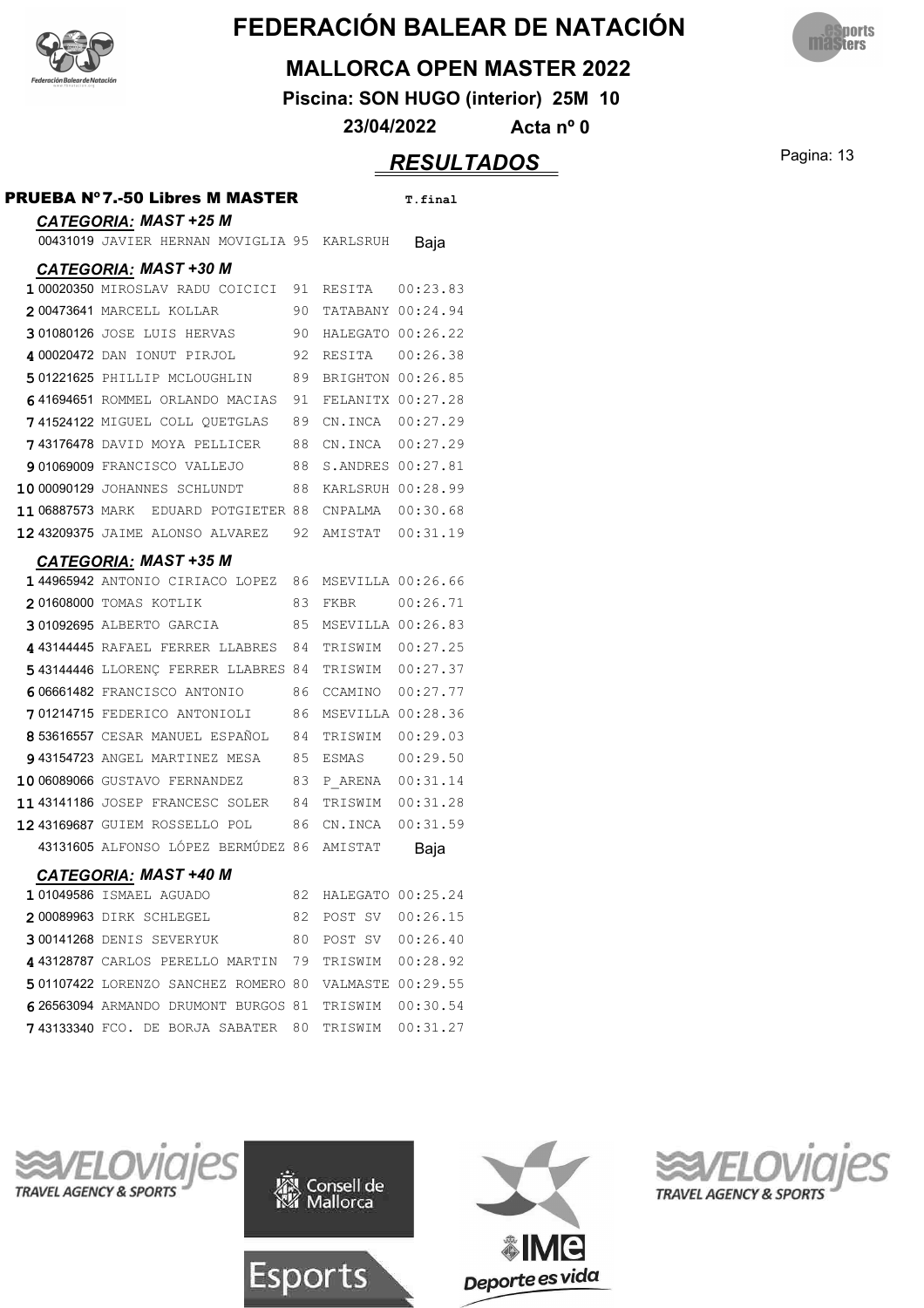# FEDERACIÓN BALEAR DE NATACIÓN

## MALLORCA OPEN MASTER 2022

**Piscina: SON HUGO (interior) 25M 10**

**23/04/2022 Acta nº 0**

## *RESULTADOS*

### PRUEBA Nº7.-50 Libres M MASTER

**T.final**

#### *CATEGORIA: MAST +25 M*

| Pos | Licencia | Nombre | Año | Club | T.final |
|---|---|---|---|---|---|
| | 00431019 | JAVIER HERNAN MOVIGLIA | 95 | KARLSRUH | Baja |

#### *CATEGORIA: MAST +30 M*

| Pos | Licencia | Nombre | Año | Club | T.final |
|---|---|---|---|---|---|
| 1 | 00020350 | MIROSLAV RADU COICICI | 91 | RESITA | 00:23.83 |
| 2 | 00473641 | MARCELL KOLLAR | 90 | TATABANY | 00:24.94 |
| 3 | 01080126 | JOSE LUIS HERVAS | 90 | HALEGATO | 00:26.22 |
| 4 | 00020472 | DAN IONUT PIRJOL | 92 | RESITA | 00:26.38 |
| 5 | 01221625 | PHILLIP MCLOUGHLIN | 89 | BRIGHTON | 00:26.85 |
| 6 | 41694651 | ROMMEL ORLANDO MACIAS | 91 | FELANITX | 00:27.28 |
| 7 | 41524122 | MIGUEL COLL QUETGLAS | 89 | CN.INCA | 00:27.29 |
| 7 | 43176478 | DAVID MOYA PELLICER | 88 | CN.INCA | 00:27.29 |
| 9 | 01069009 | FRANCISCO VALLEJO | 88 | S.ANDRES | 00:27.81 |
| 10 | 00090129 | JOHANNES SCHLUNDT | 88 | KARLSRUH | 00:28.99 |
| 11 | 06887573 | MARK EDUARD POTGIETER | 88 | CNPALMA | 00:30.68 |
| 12 | 43209375 | JAIME ALONSO ALVAREZ | 92 | AMISTAT | 00:31.19 |

#### *CATEGORIA: MAST +35 M*

| Pos | Licencia | Nombre | Año | Club | T.final |
|---|---|---|---|---|---|
| 1 | 44965942 | ANTONIO CIRIACO LOPEZ | 86 | MSEVILLA | 00:26.66 |
| 2 | 01608000 | TOMAS KOTLIK | 83 | FKBR | 00:26.71 |
| 3 | 01092695 | ALBERTO GARCIA | 85 | MSEVILLA | 00:26.83 |
| 4 | 43144445 | RAFAEL FERRER LLABRES | 84 | TRISWIM | 00:27.25 |
| 5 | 43144446 | LLORENÇ FERRER LLABRES | 84 | TRISWIM | 00:27.37 |
| 6 | 06661482 | FRANCISCO ANTONIO | 86 | CCAMINO | 00:27.77 |
| 7 | 01214715 | FEDERICO ANTONIOLI | 86 | MSEVILLA | 00:28.36 |
| 8 | 53616557 | CESAR MANUEL ESPAÑOL | 84 | TRISWIM | 00:29.03 |
| 9 | 43154723 | ANGEL MARTINEZ MESA | 85 | ESMAS | 00:29.50 |
| 10 | 06089066 | GUSTAVO FERNANDEZ | 83 | P_ARENA | 00:31.14 |
| 11 | 43141186 | JOSEP FRANCESC SOLER | 84 | TRISWIM | 00:31.28 |
| 12 | 43169687 | GUIEM ROSSELLO POL | 86 | CN.INCA | 00:31.59 |
| | 43131605 | ALFONSO LÓPEZ BERMÚDEZ | 86 | AMISTAT | Baja |

#### *CATEGORIA: MAST +40 M*

| Pos | Licencia | Nombre | Año | Club | T.final |
|---|---|---|---|---|---|
| 1 | 01049586 | ISMAEL AGUADO | 82 | HALEGATO | 00:25.24 |
| 2 | 00089963 | DIRK SCHLEGEL | 82 | POST SV | 00:26.15 |
| 3 | 00141268 | DENIS SEVERYUK | 80 | POST SV | 00:26.40 |
| 4 | 43128787 | CARLOS PERELLO MARTIN | 79 | TRISWIM | 00:28.92 |
| 5 | 01107422 | LORENZO SANCHEZ ROMERO | 80 | VALMASTE | 00:29.55 |
| 6 | 26563094 | ARMANDO DRUMONT BURGOS | 81 | TRISWIM | 00:30.54 |
| 7 | 43133340 | FCO. DE BORJA SABATER | 80 | TRISWIM | 00:31.27 |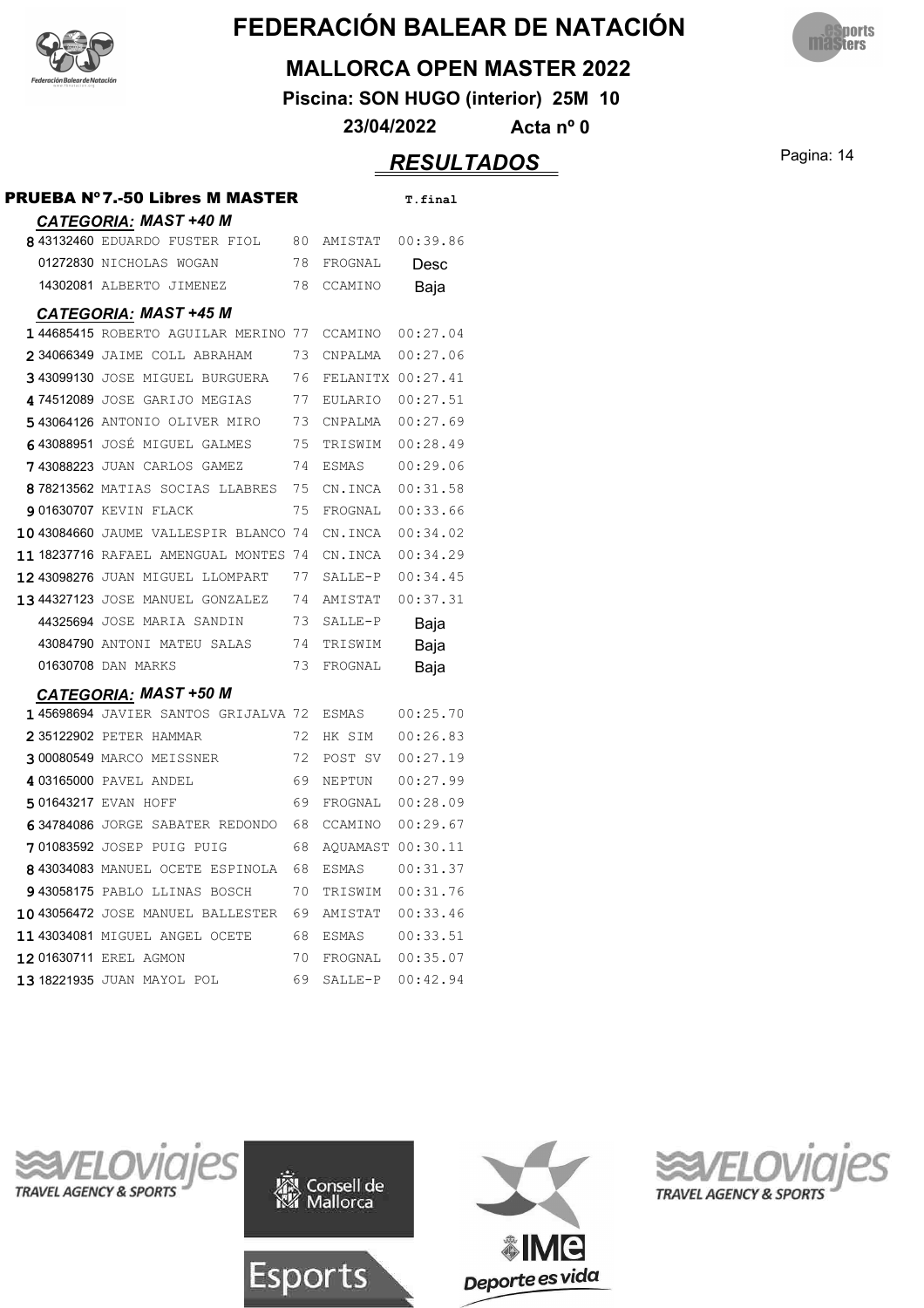# FEDERACIÓN BALEAR DE NATACIÓN

## MALLORCA OPEN MASTER 2022

**Piscina: SON HUGO (interior) 25M 10**

**23/04/2022 Acta nº 0**

## *RESULTADOS*

### PRUEBA Nº7.-50 Libres M MASTER

#### *CATEGORIA: MAST +40 M*

| Pos. | Licencia | Nombre | Año | Club | T.final |
|---|---|---|---|---|---|
| 8 | 43132460 | EDUARDO FUSTER FIOL | 80 | AMISTAT | 00:39.86 |
| | 01272830 | NICHOLAS WOGAN | 78 | FROGNAL | Desc |
| | 14302081 | ALBERTO JIMENEZ | 78 | CCAMINO | Baja |

#### *CATEGORIA: MAST +45 M*

| Pos. | Licencia | Nombre | Año | Club | T.final |
|---|---|---|---|---|---|
| 1 | 44685415 | ROBERTO AGUILAR MERINO | 77 | CCAMINO | 00:27.04 |
| 2 | 34066349 | JAIME COLL ABRAHAM | 73 | CNPALMA | 00:27.06 |
| 3 | 43099130 | JOSE MIGUEL BURGUERA | 76 | FELANITX | 00:27.41 |
| 4 | 74512089 | JOSE GARIJO MEGIAS | 77 | EULARIO | 00:27.51 |
| 5 | 43064126 | ANTONIO OLIVER MIRO | 73 | CNPALMA | 00:27.69 |
| 6 | 43088951 | JOSÉ MIGUEL GALMES | 75 | TRISWIM | 00:28.49 |
| 7 | 43088223 | JUAN CARLOS GAMEZ | 74 | ESMAS | 00:29.06 |
| 8 | 78213562 | MATIAS SOCIAS LLABRES | 75 | CN.INCA | 00:31.58 |
| 9 | 01630707 | KEVIN FLACK | 75 | FROGNAL | 00:33.66 |
| 10 | 43084660 | JAUME VALLESPIR BLANCO | 74 | CN.INCA | 00:34.02 |
| 11 | 18237716 | RAFAEL AMENGUAL MONTES | 74 | CN.INCA | 00:34.29 |
| 12 | 43098276 | JUAN MIGUEL LLOMPART | 77 | SALLE-P | 00:34.45 |
| 13 | 44327123 | JOSE MANUEL GONZALEZ | 74 | AMISTAT | 00:37.31 |
| | 44325694 | JOSE MARIA SANDIN | 73 | SALLE-P | Baja |
| | 43084790 | ANTONI MATEU SALAS | 74 | TRISWIM | Baja |
| | 01630708 | DAN MARKS | 73 | FROGNAL | Baja |

#### *CATEGORIA: MAST +50 M*

| Pos. | Licencia | Nombre | Año | Club | T.final |
|---|---|---|---|---|---|
| 1 | 45698694 | JAVIER SANTOS GRIJALVA | 72 | ESMAS | 00:25.70 |
| 2 | 35122902 | PETER HAMMAR | 72 | HK SIM | 00:26.83 |
| 3 | 00080549 | MARCO MEISSNER | 72 | POST SV | 00:27.19 |
| 4 | 03165000 | PAVEL ANDEL | 69 | NEPTUN | 00:27.99 |
| 5 | 01643217 | EVAN HOFF | 69 | FROGNAL | 00:28.09 |
| 6 | 34784086 | JORGE SABATER REDONDO | 68 | CCAMINO | 00:29.67 |
| 7 | 01083592 | JOSEP PUIG PUIG | 68 | AQUAMAST | 00:30.11 |
| 8 | 43034083 | MANUEL OCETE ESPINOLA | 68 | ESMAS | 00:31.37 |
| 9 | 43058175 | PABLO LLINAS BOSCH | 70 | TRISWIM | 00:31.76 |
| 10 | 43056472 | JOSE MANUEL BALLESTER | 69 | AMISTAT | 00:33.46 |
| 11 | 43034081 | MIGUEL ANGEL OCETE | 68 | ESMAS | 00:33.51 |
| 12 | 01630711 | EREL AGMON | 70 | FROGNAL | 00:35.07 |
| 13 | 18221935 | JUAN MAYOL POL | 69 | SALLE-P | 00:42.94 |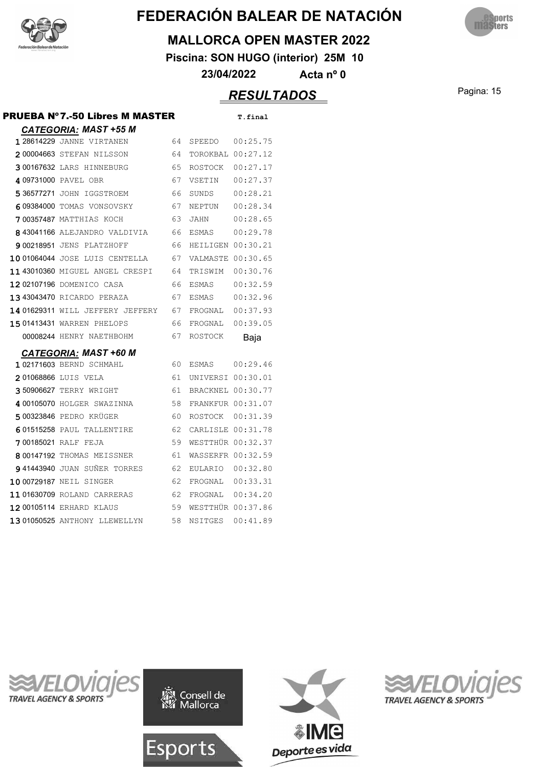# FEDERACIÓN BALEAR DE NATACIÓN

## MALLORCA OPEN MASTER 2022

**Piscina: SON HUGO (interior) 25M 10**

**23/04/2022 Acta nº 0**

## *RESULTADOS*

### PRUEBA Nº7.-50 Libres M MASTER

#### *CATEGORIA: MAST +55 M*

| | Licencia | Nombre | Año | Club | T.final |
|---|---|---|---|---|---|
| 1 | 28614229 | JANNE VIRTANEN | 64 | SPEEDO | 00:25.75 |
| 2 | 00004663 | STEFAN NILSSON | 64 | TOROKBAL | 00:27.12 |
| 3 | 00167632 | LARS HINNEBURG | 65 | ROSTOCK | 00:27.17 |
| 4 | 09731000 | PAVEL OBR | 67 | VSETIN | 00:27.37 |
| 5 | 36577271 | JOHN IGGSTROEM | 66 | SUNDS | 00:28.21 |
| 6 | 09384000 | TOMAS VONSOVSKY | 67 | NEPTUN | 00:28.34 |
| 7 | 00357487 | MATTHIAS KOCH | 63 | JAHN | 00:28.65 |
| 8 | 43041166 | ALEJANDRO VALDIVIA | 66 | ESMAS | 00:29.78 |
| 9 | 00218951 | JENS PLATZHOFF | 66 | HEILIGEN | 00:30.21 |
| 10 | 01064044 | JOSE LUIS CENTELLA | 67 | VALMASTE | 00:30.65 |
| 11 | 43010360 | MIGUEL ANGEL CRESPI | 64 | TRISWIM | 00:30.76 |
| 12 | 02107196 | DOMENICO CASA | 66 | ESMAS | 00:32.59 |
| 13 | 43043470 | RICARDO PERAZA | 67 | ESMAS | 00:32.96 |
| 14 | 01629311 | WILL JEFFERY JEFFERY | 67 | FROGNAL | 00:37.93 |
| 15 | 01413431 | WARREN PHELOPS | 66 | FROGNAL | 00:39.05 |
| | 00008244 | HENRY NAETHBOHM | 67 | ROSTOCK | Baja |

#### *CATEGORIA: MAST +60 M*

| | Licencia | Nombre | Año | Club | T.final |
|---|---|---|---|---|---|
| 1 | 02171603 | BERND SCHMAHL | 60 | ESMAS | 00:29.46 |
| 2 | 01068866 | LUIS VELA | 61 | UNIVERSI | 00:30.01 |
| 3 | 50906627 | TERRY WRIGHT | 61 | BRACKNEL | 00:30.77 |
| 4 | 00105070 | HOLGER SWAZINNA | 58 | FRANKFUR | 00:31.07 |
| 5 | 00323846 | PEDRO KRÜGER | 60 | ROSTOCK | 00:31.39 |
| 6 | 01515258 | PAUL TALLENTIRE | 62 | CARLISLE | 00:31.78 |
| 7 | 00185021 | RALF FEJA | 59 | WESTTHÜR | 00:32.37 |
| 8 | 00147192 | THOMAS MEISSNER | 61 | WASSERFR | 00:32.59 |
| 9 | 41443940 | JUAN SUÑER TORRES | 62 | EULARIO | 00:32.80 |
| 10 | 00729187 | NEIL SINGER | 62 | FROGNAL | 00:33.31 |
| 11 | 01630709 | ROLAND CARRERAS | 62 | FROGNAL | 00:34.20 |
| 12 | 00105114 | ERHARD KLAUS | 59 | WESTTHÜR | 00:37.86 |
| 13 | 01050525 | ANTHONY LLEWELLYN | 58 | NSITGES | 00:41.89 |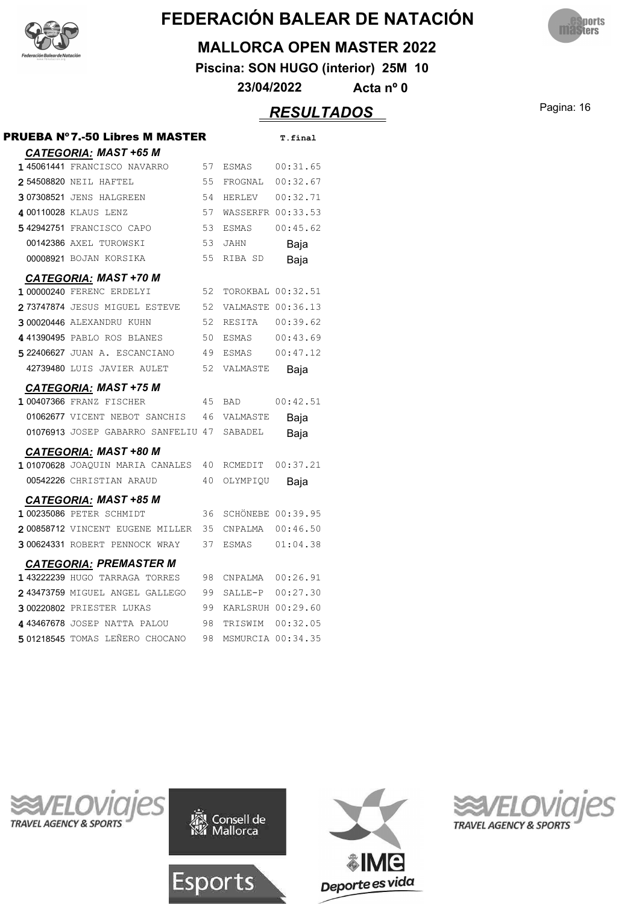# FEDERACIÓN BALEAR DE NATACIÓN

## MALLORCA OPEN MASTER 2022

**Piscina: SON HUGO (interior) 25M 10**

**23/04/2022 Acta nº 0**

## *RESULTADOS*

### PRUEBA Nº7.-50 Libres M MASTER

#### *CATEGORIA: MAST +65 M*

| Pos | Licencia | Nombre | Año | Club | T.final |
|---|---|---|---|---|---|
| 1 | 45061441 | FRANCISCO NAVARRO | 57 | ESMAS | 00:31.65 |
| 2 | 54508820 | NEIL HAFTEL | 55 | FROGNAL | 00:32.67 |
| 3 | 07308521 | JENS HALGREEN | 54 | HERLEV | 00:32.71 |
| 4 | 00110028 | KLAUS LENZ | 57 | WASSERFR | 00:33.53 |
| 5 | 42942751 | FRANCISCO CAPO | 53 | ESMAS | 00:45.62 |
| | 00142386 | AXEL TUROWSKI | 53 | JAHN | Baja |
| | 00008921 | BOJAN KORSIKA | 55 | RIBA SD | Baja |

#### *CATEGORIA: MAST +70 M*

| Pos | Licencia | Nombre | Año | Club | T.final |
|---|---|---|---|---|---|
| 1 | 00000240 | FERENC ERDELYI | 52 | TOROKBAL | 00:32.51 |
| 2 | 73747874 | JESUS MIGUEL ESTEVE | 52 | VALMASTE | 00:36.13 |
| 3 | 00020446 | ALEXANDRU KUHN | 52 | RESITA | 00:39.62 |
| 4 | 41390495 | PABLO ROS BLANES | 50 | ESMAS | 00:43.69 |
| 5 | 22406627 | JUAN A. ESCANCIANO | 49 | ESMAS | 00:47.12 |
| | 42739480 | LUIS JAVIER AULET | 52 | VALMASTE | Baja |

#### *CATEGORIA: MAST +75 M*

| Pos | Licencia | Nombre | Año | Club | T.final |
|---|---|---|---|---|---|
| 1 | 00407366 | FRANZ FISCHER | 45 | BAD | 00:42.51 |
| | 01062677 | VICENT NEBOT SANCHIS | 46 | VALMASTE | Baja |
| | 01076913 | JOSEP GABARRO SANFELIU | 47 | SABADEL | Baja |

#### *CATEGORIA: MAST +80 M*

| Pos | Licencia | Nombre | Año | Club | T.final |
|---|---|---|---|---|---|
| 1 | 01070628 | JOAQUIN MARIA CANALES | 40 | RCMEDIT | 00:37.21 |
| | 00542226 | CHRISTIAN ARAUD | 40 | OLYMPIQU | Baja |

#### *CATEGORIA: MAST +85 M*

| Pos | Licencia | Nombre | Año | Club | T.final |
|---|---|---|---|---|---|
| 1 | 00235086 | PETER SCHMIDT | 36 | SCHÖNEBE | 00:39.95 |
| 2 | 00858712 | VINCENT EUGENE MILLER | 35 | CNPALMA | 00:46.50 |
| 3 | 00624331 | ROBERT PENNOCK WRAY | 37 | ESMAS | 01:04.38 |

#### *CATEGORIA: PREMASTER M*

| Pos | Licencia | Nombre | Año | Club | T.final |
|---|---|---|---|---|---|
| 1 | 43222239 | HUGO TARRAGA TORRES | 98 | CNPALMA | 00:26.91 |
| 2 | 43473759 | MIGUEL ANGEL GALLEGO | 99 | SALLE-P | 00:27.30 |
| 3 | 00220802 | PRIESTER LUKAS | 99 | KARLSRUH | 00:29.60 |
| 4 | 43467678 | JOSEP NATTA PALOU | 98 | TRISWIM | 00:32.05 |
| 5 | 01218545 | TOMAS LEÑERO CHOCANO | 98 | MSMURCIA | 00:34.35 |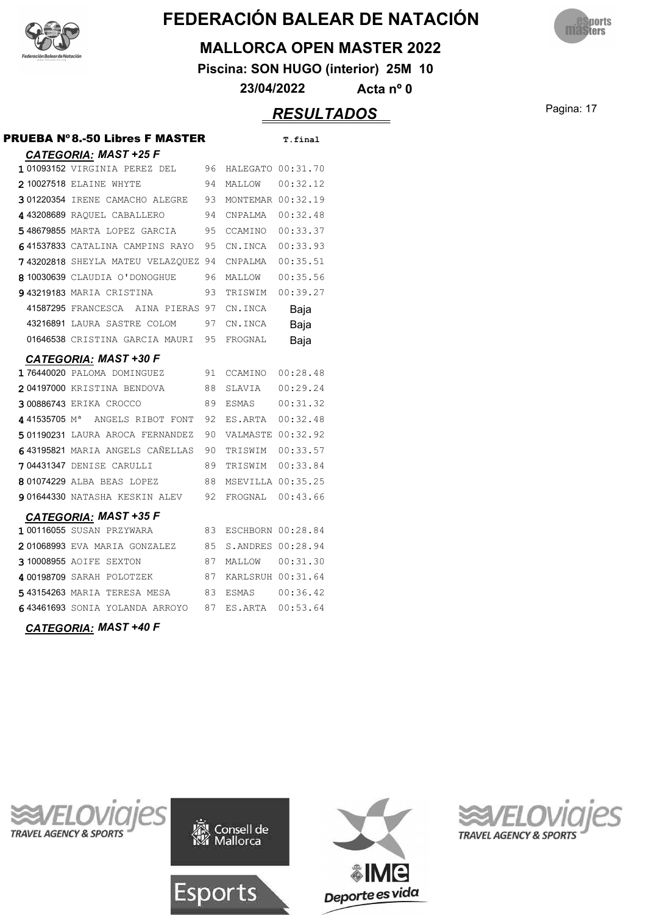# FEDERACIÓN BALEAR DE NATACIÓN

## MALLORCA OPEN MASTER 2022

**Piscina: SON HUGO (interior) 25M 10**

**23/04/2022 Acta nº 0**

## *RESULTADOS*

### PRUEBA Nº8.-50 Libres F MASTER

***CATEGORIA: MAST +25 F***

| | Licencia | Nombre | Año | Club | T.final |
|---|---|---|---|---|---|
| 1 | 01093152 | VIRGINIA PEREZ DEL | 96 | HALEGATO | 00:31.70 |
| 2 | 10027518 | ELAINE WHYTE | 94 | MALLOW | 00:32.12 |
| 3 | 01220354 | IRENE CAMACHO ALEGRE | 93 | MONTEMAR | 00:32.19 |
| 4 | 43208689 | RAQUEL CABALLERO | 94 | CNPALMA | 00:32.48 |
| 5 | 48679855 | MARTA LOPEZ GARCIA | 95 | CCAMINO | 00:33.37 |
| 6 | 41537833 | CATALINA CAMPINS RAYO | 95 | CN.INCA | 00:33.93 |
| 7 | 43202818 | SHEYLA MATEU VELAZQUEZ | 94 | CNPALMA | 00:35.51 |
| 8 | 10030639 | CLAUDIA O'DONOGHUE | 96 | MALLOW | 00:35.56 |
| 9 | 43219183 | MARIA CRISTINA | 93 | TRISWIM | 00:39.27 |
| | 41587295 | FRANCESCA AINA PIERAS | 97 | CN.INCA | Baja |
| | 43216891 | LAURA SASTRE COLOM | 97 | CN.INCA | Baja |
| | 01646538 | CRISTINA GARCIA MAURI | 95 | FROGNAL | Baja |

***CATEGORIA: MAST +30 F***

| | Licencia | Nombre | Año | Club | T.final |
|---|---|---|---|---|---|
| 1 | 76440020 | PALOMA DOMINGUEZ | 91 | CCAMINO | 00:28.48 |
| 2 | 04197000 | KRISTINA BENDOVA | 88 | SLAVIA | 00:29.24 |
| 3 | 00886743 | ERIKA CROCCO | 89 | ESMAS | 00:31.32 |
| 4 | 41535705 | Mª ANGELS RIBOT FONT | 92 | ES.ARTA | 00:32.48 |
| 5 | 01190231 | LAURA AROCA FERNANDEZ | 90 | VALMASTE | 00:32.92 |
| 6 | 43195821 | MARIA ANGELS CAÑELLAS | 90 | TRISWIM | 00:33.57 |
| 7 | 04431347 | DENISE CARULLI | 89 | TRISWIM | 00:33.84 |
| 8 | 01074229 | ALBA BEAS LOPEZ | 88 | MSEVILLA | 00:35.25 |
| 9 | 01644330 | NATASHA KESKIN ALEV | 92 | FROGNAL | 00:43.66 |

***CATEGORIA: MAST +35 F***

| | Licencia | Nombre | Año | Club | T.final |
|---|---|---|---|---|---|
| 1 | 00116055 | SUSAN PRZYWARA | 83 | ESCHBORN | 00:28.84 |
| 2 | 01068993 | EVA MARIA GONZALEZ | 85 | S.ANDRES | 00:28.94 |
| 3 | 10008955 | AOIFE SEXTON | 87 | MALLOW | 00:31.30 |
| 4 | 00198709 | SARAH POLOTZEK | 87 | KARLSRUH | 00:31.64 |
| 5 | 43154263 | MARIA TERESA MESA | 83 | ESMAS | 00:36.42 |
| 6 | 43461693 | SONIA YOLANDA ARROYO | 87 | ES.ARTA | 00:53.64 |

***CATEGORIA: MAST +40 F***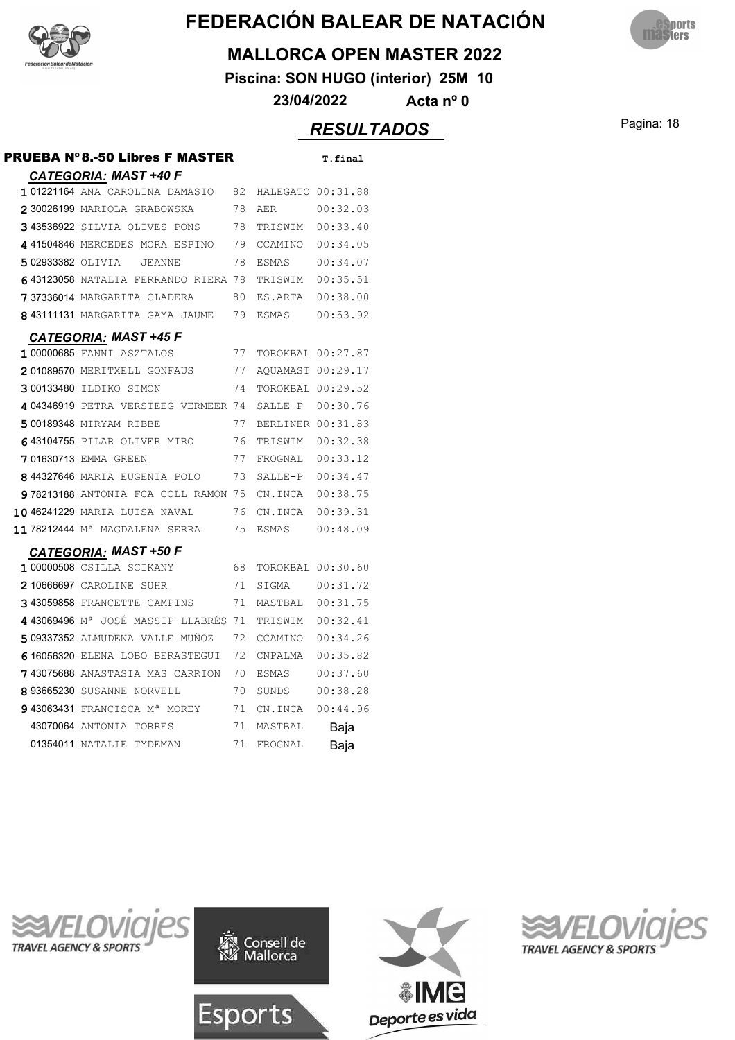# FEDERACIÓN BALEAR DE NATACIÓN

## MALLORCA OPEN MASTER 2022

**Piscina: SON HUGO (interior) 25M 10**

**23/04/2022 Acta nº 0**

## *RESULTADOS*

### PRUEBA Nº8.-50 Libres F MASTER

**CATEGORIA: MAST +40 F**

| Pos. | Licencia | Nombre | Año | Club | T.final |
|---|---|---|---|---|---|
| 1 | 01221164 | ANA CAROLINA DAMASIO | 82 | HALEGATO | 00:31.88 |
| 2 | 30026199 | MARIOLA GRABOWSKA | 78 | AER | 00:32.03 |
| 3 | 43536922 | SILVIA OLIVES PONS | 78 | TRISWIM | 00:33.40 |
| 4 | 41504846 | MERCEDES MORA ESPINO | 79 | CCAMINO | 00:34.05 |
| 5 | 02933382 | OLIVIA JEANNE | 78 | ESMAS | 00:34.07 |
| 6 | 43123058 | NATALIA FERRANDO RIERA | 78 | TRISWIM | 00:35.51 |
| 7 | 37336014 | MARGARITA CLADERA | 80 | ES.ARTA | 00:38.00 |
| 8 | 43111131 | MARGARITA GAYA JAUME | 79 | ESMAS | 00:53.92 |

**CATEGORIA: MAST +45 F**

| Pos. | Licencia | Nombre | Año | Club | T.final |
|---|---|---|---|---|---|
| 1 | 00000685 | FANNI ASZTALOS | 77 | TOROKBAL | 00:27.87 |
| 2 | 01089570 | MERITXELL GONFAUS | 77 | AQUAMAST | 00:29.17 |
| 3 | 00133480 | ILDIKO SIMON | 74 | TOROKBAL | 00:29.52 |
| 4 | 04346919 | PETRA VERSTEEG VERMEER | 74 | SALLE-P | 00:30.76 |
| 5 | 00189348 | MIRYAM RIBBE | 77 | BERLINER | 00:31.83 |
| 6 | 43104755 | PILAR OLIVER MIRO | 76 | TRISWIM | 00:32.38 |
| 7 | 01630713 | EMMA GREEN | 77 | FROGNAL | 00:33.12 |
| 8 | 44327646 | MARIA EUGENIA POLO | 73 | SALLE-P | 00:34.47 |
| 9 | 78213188 | ANTONIA FCA COLL RAMON | 75 | CN.INCA | 00:38.75 |
| 10 | 46241229 | MARIA LUISA NAVAL | 76 | CN.INCA | 00:39.31 |
| 11 | 78212444 | Mª MAGDALENA SERRA | 75 | ESMAS | 00:48.09 |

**CATEGORIA: MAST +50 F**

| Pos. | Licencia | Nombre | Año | Club | T.final |
|---|---|---|---|---|---|
| 1 | 00000508 | CSILLA SCIKANY | 68 | TOROKBAL | 00:30.60 |
| 2 | 10666697 | CAROLINE SUHR | 71 | SIGMA | 00:31.72 |
| 3 | 43059858 | FRANCETTE CAMPINS | 71 | MASTBAL | 00:31.75 |
| 4 | 43069496 | Mª JOSÉ MASSIP LLABRÉS | 71 | TRISWIM | 00:32.41 |
| 5 | 09337352 | ALMUDENA VALLE MUÑOZ | 72 | CCAMINO | 00:34.26 |
| 6 | 16056320 | ELENA LOBO BERASTEGUI | 72 | CNPALMA | 00:35.82 |
| 7 | 43075688 | ANASTASIA MAS CARRION | 70 | ESMAS | 00:37.60 |
| 8 | 93665230 | SUSANNE NORVELL | 70 | SUNDS | 00:38.28 |
| 9 | 43063431 | FRANCISCA Mª MOREY | 71 | CN.INCA | 00:44.96 |
| | 43070064 | ANTONIA TORRES | 71 | MASTBAL | Baja |
| | 01354011 | NATALIE TYDEMAN | 71 | FROGNAL | Baja |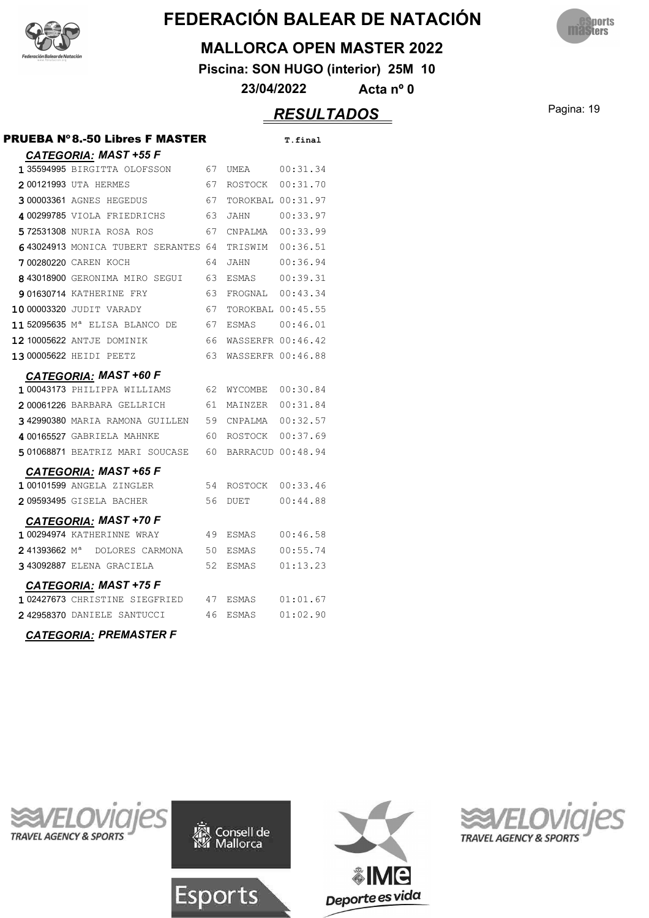# FEDERACIÓN BALEAR DE NATACIÓN

## MALLORCA OPEN MASTER 2022

**Piscina: SON HUGO (interior) 25M 10**

**23/04/2022 Acta nº 0**

## *RESULTADOS*

### PRUEBA Nº8.-50 Libres F MASTER

#### *CATEGORIA: MAST +55 F*

| | | | | | T.final |
|---|---|---|---|---|---|
| 1 | 35594995 | BIRGITTA OLOFSSON | 67 | UMEA | 00:31.34 |
| 2 | 00121993 | UTA HERMES | 67 | ROSTOCK | 00:31.70 |
| 3 | 00003361 | AGNES HEGEDUS | 67 | TOROKBAL | 00:31.97 |
| 4 | 00299785 | VIOLA FRIEDRICHS | 63 | JAHN | 00:33.97 |
| 5 | 72531308 | NURIA ROSA ROS | 67 | CNPALMA | 00:33.99 |
| 6 | 43024913 | MONICA TUBERT SERANTES | 64 | TRISWIM | 00:36.51 |
| 7 | 00280220 | CAREN KOCH | 64 | JAHN | 00:36.94 |
| 8 | 43018900 | GERONIMA MIRO SEGUI | 63 | ESMAS | 00:39.31 |
| 9 | 01630714 | KATHERINE FRY | 63 | FROGNAL | 00:43.34 |
| 10 | 00003320 | JUDIT VARADY | 67 | TOROKBAL | 00:45.55 |
| 11 | 52095635 | Mª ELISA BLANCO DE | 67 | ESMAS | 00:46.01 |
| 12 | 10005622 | ANTJE DOMINIK | 66 | WASSERFR | 00:46.42 |
| 13 | 00005622 | HEIDI PEETZ | 63 | WASSERFR | 00:46.88 |

#### *CATEGORIA: MAST +60 F*

| | | | | | T.final |
|---|---|---|---|---|---|
| 1 | 00043173 | PHILIPPA WILLIAMS | 62 | WYCOMBE | 00:30.84 |
| 2 | 00061226 | BARBARA GELLRICH | 61 | MAINZER | 00:31.84 |
| 3 | 42990380 | MARIA RAMONA GUILLEN | 59 | CNPALMA | 00:32.57 |
| 4 | 00165527 | GABRIELA MAHNKE | 60 | ROSTOCK | 00:37.69 |
| 5 | 01068871 | BEATRIZ MARI SOUCASE | 60 | BARRACUD | 00:48.94 |

#### *CATEGORIA: MAST +65 F*

| | | | | | T.final |
|---|---|---|---|---|---|
| 1 | 00101599 | ANGELA ZINGLER | 54 | ROSTOCK | 00:33.46 |
| 2 | 09593495 | GISELA BACHER | 56 | DUET | 00:44.88 |

#### *CATEGORIA: MAST +70 F*

| | | | | | T.final |
|---|---|---|---|---|---|
| 1 | 00294974 | KATHERINNE WRAY | 49 | ESMAS | 00:46.58 |
| 2 | 41393662 | Mª DOLORES CARMONA | 50 | ESMAS | 00:55.74 |
| 3 | 43092887 | ELENA GRACIELA | 52 | ESMAS | 01:13.23 |

#### *CATEGORIA: MAST +75 F*

| | | | | | T.final |
|---|---|---|---|---|---|
| 1 | 02427673 | CHRISTINE SIEGFRIED | 47 | ESMAS | 01:01.67 |
| 2 | 42958370 | DANIELE SANTUCCI | 46 | ESMAS | 01:02.90 |

#### *CATEGORIA: PREMASTER F*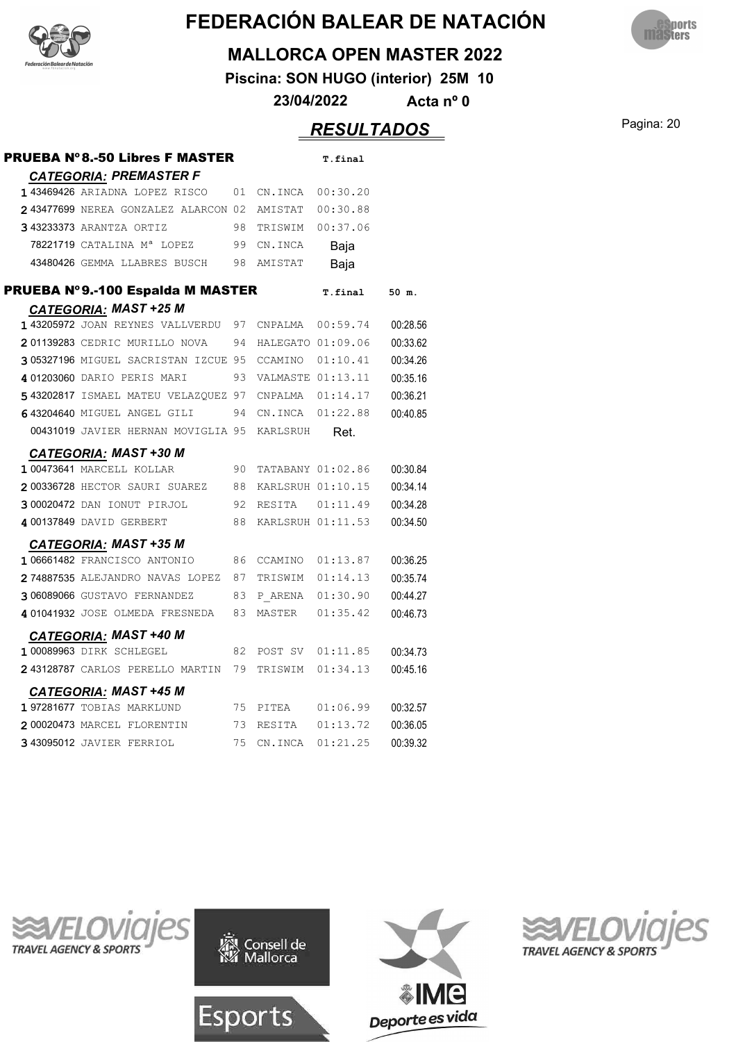# FEDERACIÓN BALEAR DE NATACIÓN

## MALLORCA OPEN MASTER 2022

**Piscina: SON HUGO (interior) 25M 10**

**23/04/2022 Acta nº 0**

## *RESULTADOS*

### PRUEBA Nº8.-50 Libres F MASTER

***CATEGORIA: PREMASTER F***

| | Licencia | Nombre | Año | Club | T.final |
|---|---|---|---|---|---|
| 1 | 43469426 | ARIADNA LOPEZ RISCO | 01 | CN.INCA | 00:30.20 |
| 2 | 43477699 | NEREA GONZALEZ ALARCON | 02 | AMISTAT | 00:30.88 |
| 3 | 43233373 | ARANTZA ORTIZ | 98 | TRISWIM | 00:37.06 |
| | 78221719 | CATALINA Mª LOPEZ | 99 | CN.INCA | Baja |
| | 43480426 | GEMMA LLABRES BUSCH | 98 | AMISTAT | Baja |

### PRUEBA Nº9.-100 Espalda M MASTER

***CATEGORIA: MAST +25 M***

| | Licencia | Nombre | Año | Club | T.final | 50 m. |
|---|---|---|---|---|---|---|
| 1 | 43205972 | JOAN REYNES VALLVERDU | 97 | CNPALMA | 00:59.74 | 00:28.56 |
| 2 | 01139283 | CEDRIC MURILLO NOVA | 94 | HALEGATO | 01:09.06 | 00:33.62 |
| 3 | 05327196 | MIGUEL SACRISTAN IZCUE | 95 | CCAMINO | 01:10.41 | 00:34.26 |
| 4 | 01203060 | DARIO PERIS MARI | 93 | VALMASTE | 01:13.11 | 00:35.16 |
| 5 | 43202817 | ISMAEL MATEU VELAZQUEZ | 97 | CNPALMA | 01:14.17 | 00:36.21 |
| 6 | 43204640 | MIGUEL ANGEL GILI | 94 | CN.INCA | 01:22.88 | 00:40.85 |
| | 00431019 | JAVIER HERNAN MOVIGLIA | 95 | KARLSRUH | Ret. | |

***CATEGORIA: MAST +30 M***

| | Licencia | Nombre | Año | Club | T.final | 50 m. |
|---|---|---|---|---|---|---|
| 1 | 00473641 | MARCELL KOLLAR | 90 | TATABANY | 01:02.86 | 00:30.84 |
| 2 | 00336728 | HECTOR SAURI SUAREZ | 88 | KARLSRUH | 01:10.15 | 00:34.14 |
| 3 | 00020472 | DAN IONUT PIRJOL | 92 | RESITA | 01:11.49 | 00:34.28 |
| 4 | 00137849 | DAVID GERBERT | 88 | KARLSRUH | 01:11.53 | 00:34.50 |

***CATEGORIA: MAST +35 M***

| | Licencia | Nombre | Año | Club | T.final | 50 m. |
|---|---|---|---|---|---|---|
| 1 | 06661482 | FRANCISCO ANTONIO | 86 | CCAMINO | 01:13.87 | 00:36.25 |
| 2 | 74887535 | ALEJANDRO NAVAS LOPEZ | 87 | TRISWIM | 01:14.13 | 00:35.74 |
| 3 | 06089066 | GUSTAVO FERNANDEZ | 83 | P_ARENA | 01:30.90 | 00:44.27 |
| 4 | 01041932 | JOSE OLMEDA FRESNEDA | 83 | MASTER | 01:35.42 | 00:46.73 |

***CATEGORIA: MAST +40 M***

| | Licencia | Nombre | Año | Club | T.final | 50 m. |
|---|---|---|---|---|---|---|
| 1 | 00089963 | DIRK SCHLEGEL | 82 | POST SV | 01:11.85 | 00:34.73 |
| 2 | 43128787 | CARLOS PERELLO MARTIN | 79 | TRISWIM | 01:34.13 | 00:45.16 |

***CATEGORIA: MAST +45 M***

| | Licencia | Nombre | Año | Club | T.final | 50 m. |
|---|---|---|---|---|---|---|
| 1 | 97281677 | TOBIAS MARKLUND | 75 | PITEA | 01:06.99 | 00:32.57 |
| 2 | 00020473 | MARCEL FLORENTIN | 73 | RESITA | 01:13.72 | 00:36.05 |
| 3 | 43095012 | JAVIER FERRIOL | 75 | CN.INCA | 01:21.25 | 00:39.32 |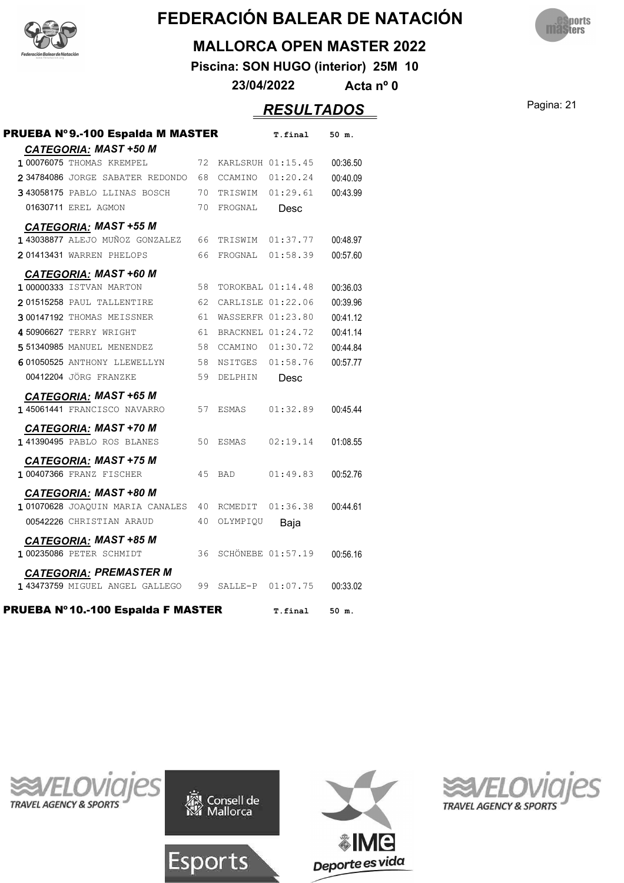# FEDERACIÓN BALEAR DE NATACIÓN

## MALLORCA OPEN MASTER 2022

**Piscina: SON HUGO (interior) 25M 10**

**23/04/2022 Acta nº 0**

## *RESULTADOS*

### PRUEBA Nº9.-100 Espalda M MASTER

| Pos. | Licencia | Nombre | Año | Club | T.final | 50 m. |
|---|---|---|---|---|---|---|
| ***CATEGORIA: MAST +50 M*** | | | | | | |
| 1 | 00076075 | THOMAS KREMPEL | 72 | KARLSRUH | 01:15.45 | 00:36.50 |
| 2 | 34784086 | JORGE SABATER REDONDO | 68 | CCAMINO | 01:20.24 | 00:40.09 |
| 3 | 43058175 | PABLO LLINAS BOSCH | 70 | TRISWIM | 01:29.61 | 00:43.99 |
| | 01630711 | EREL AGMON | 70 | FROGNAL | Desc | |
| ***CATEGORIA: MAST +55 M*** | | | | | | |
| 1 | 43038877 | ALEJO MUÑOZ GONZALEZ | 66 | TRISWIM | 01:37.77 | 00:48.97 |
| 2 | 01413431 | WARREN PHELOPS | 66 | FROGNAL | 01:58.39 | 00:57.60 |
| ***CATEGORIA: MAST +60 M*** | | | | | | |
| 1 | 00000333 | ISTVAN MARTON | 58 | TOROKBAL | 01:14.48 | 00:36.03 |
| 2 | 01515258 | PAUL TALLENTIRE | 62 | CARLISLE | 01:22.06 | 00:39.96 |
| 3 | 00147192 | THOMAS MEISSNER | 61 | WASSERFR | 01:23.80 | 00:41.12 |
| 4 | 50906627 | TERRY WRIGHT | 61 | BRACKNEL | 01:24.72 | 00:41.14 |
| 5 | 51340985 | MANUEL MENENDEZ | 58 | CCAMINO | 01:30.72 | 00:44.84 |
| 6 | 01050525 | ANTHONY LLEWELLYN | 58 | NSITGES | 01:58.76 | 00:57.77 |
| | 00412204 | JÖRG FRANZKE | 59 | DELPHIN | Desc | |
| ***CATEGORIA: MAST +65 M*** | | | | | | |
| 1 | 45061441 | FRANCISCO NAVARRO | 57 | ESMAS | 01:32.89 | 00:45.44 |
| ***CATEGORIA: MAST +70 M*** | | | | | | |
| 1 | 41390495 | PABLO ROS BLANES | 50 | ESMAS | 02:19.14 | 01:08.55 |
| ***CATEGORIA: MAST +75 M*** | | | | | | |
| 1 | 00407366 | FRANZ FISCHER | 45 | BAD | 01:49.83 | 00:52.76 |
| ***CATEGORIA: MAST +80 M*** | | | | | | |
| 1 | 01070628 | JOAQUIN MARIA CANALES | 40 | RCMEDIT | 01:36.38 | 00:44.61 |
| | 00542226 | CHRISTIAN ARAUD | 40 | OLYMPIQU | Baja | |
| ***CATEGORIA: MAST +85 M*** | | | | | | |
| 1 | 00235086 | PETER SCHMIDT | 36 | SCHÖNEBE | 01:57.19 | 00:56.16 |
| ***CATEGORIA: PREMASTER M*** | | | | | | |
| 1 | 43473759 | MIGUEL ANGEL GALLEGO | 99 | SALLE-P | 01:07.75 | 00:33.02 |

### PRUEBA Nº10.-100 Espalda F MASTER

| T.final | 50 m. |
|---|---|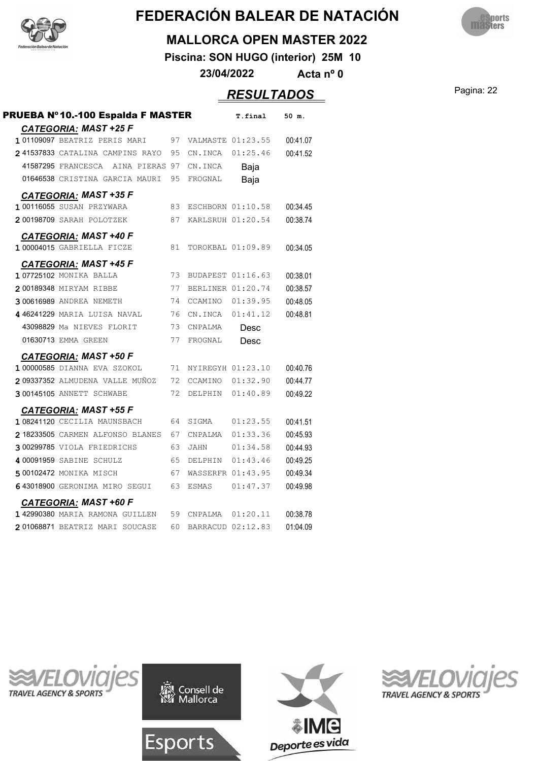# FEDERACIÓN BALEAR DE NATACIÓN

## MALLORCA OPEN MASTER 2022

**Piscina: SON HUGO (interior) 25M 10**

**23/04/2022** **Acta nº 0**

## *RESULTADOS*

### PRUEBA Nº 10.-100 Espalda F MASTER

| Pos. | Licencia | Nombre | Año | Club | T.final | 50 m. |
|---|---|---|---|---|---|---|
| ***CATEGORIA: MAST +25 F*** | | | | | | |
| 1 | 01109097 | BEATRIZ PERIS MARI | 97 | VALMASTE | 01:23.55 | 00:41.07 |
| 2 | 41537833 | CATALINA CAMPINS RAYO | 95 | CN.INCA | 01:25.46 | 00:41.52 |
| | 41587295 | FRANCESCA AINA PIERAS | 97 | CN.INCA | Baja | |
| | 01646538 | CRISTINA GARCIA MAURI | 95 | FROGNAL | Baja | |
| ***CATEGORIA: MAST +35 F*** | | | | | | |
| 1 | 00116055 | SUSAN PRZYWARA | 83 | ESCHBORN | 01:10.58 | 00:34.45 |
| 2 | 00198709 | SARAH POLOTZEK | 87 | KARLSRUH | 01:20.54 | 00:38.74 |
| ***CATEGORIA: MAST +40 F*** | | | | | | |
| 1 | 00004015 | GABRIELLA FICZE | 81 | TOROKBAL | 01:09.89 | 00:34.05 |
| ***CATEGORIA: MAST +45 F*** | | | | | | |
| 1 | 07725102 | MONIKA BALLA | 73 | BUDAPEST | 01:16.63 | 00:38.01 |
| 2 | 00189348 | MIRYAM RIBBE | 77 | BERLINER | 01:20.74 | 00:38.57 |
| 3 | 00616989 | ANDREA NEMETH | 74 | CCAMINO | 01:39.95 | 00:48.05 |
| 4 | 46241229 | MARIA LUISA NAVAL | 76 | CN.INCA | 01:41.12 | 00:48.81 |
| | 43098829 | Ma NIEVES FLORIT | 73 | CNPALMA | Desc | |
| | 01630713 | EMMA GREEN | 77 | FROGNAL | Desc | |
| ***CATEGORIA: MAST +50 F*** | | | | | | |
| 1 | 00000585 | DIANNA EVA SZOKOL | 71 | NYIREGYH | 01:23.10 | 00:40.76 |
| 2 | 09337352 | ALMUDENA VALLE MUÑOZ | 72 | CCAMINO | 01:32.90 | 00:44.77 |
| 3 | 00145105 | ANNETT SCHWABE | 72 | DELPHIN | 01:40.89 | 00:49.22 |
| ***CATEGORIA: MAST +55 F*** | | | | | | |
| 1 | 08241120 | CECILIA MAUNSBACH | 64 | SIGMA | 01:23.55 | 00:41.51 |
| 2 | 18233505 | CARMEN ALFONSO BLANES | 67 | CNPALMA | 01:33.36 | 00:45.93 |
| 3 | 00299785 | VIOLA FRIEDRICHS | 63 | JAHN | 01:34.58 | 00:44.93 |
| 4 | 00091959 | SABINE SCHULZ | 65 | DELPHIN | 01:43.46 | 00:49.25 |
| 5 | 00102472 | MONIKA MISCH | 67 | WASSERFR | 01:43.95 | 00:49.34 |
| 6 | 43018900 | GERONIMA MIRO SEGUI | 63 | ESMAS | 01:47.37 | 00:49.98 |
| ***CATEGORIA: MAST +60 F*** | | | | | | |
| 1 | 42990380 | MARIA RAMONA GUILLEN | 59 | CNPALMA | 01:20.11 | 00:38.78 |
| 2 | 01068871 | BEATRIZ MARI SOUCASE | 60 | BARRACUD | 02:12.83 | 01:04.09 |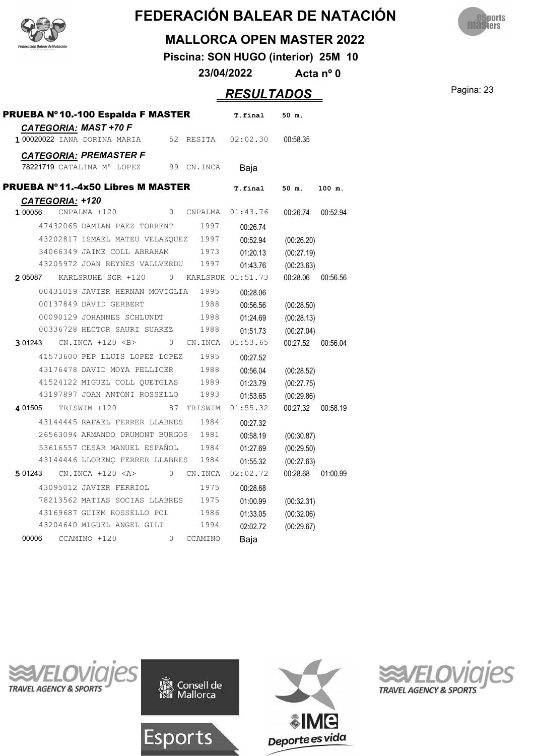# FEDERACIÓN BALEAR DE NATACIÓN

## MALLORCA OPEN MASTER 2022

**Piscina: SON HUGO (interior) 25M 10**

**23/04/2022 Acta nº 0**

## *RESULTADOS*

### PRUEBA Nº 10.-100 Espalda F MASTER

| | | | | | T.final | 50 m. |
|---|---|---|---|---|---|---|
| ***CATEGORIA: MAST +70 F*** | | | | | | |
| 1 | 00020022 | IANA DORINA MARIA | 52 | RESITA | 02:02.30 | 00:58.35 |
| ***CATEGORIA: PREMASTER F*** | | | | | | |
| | 78221719 | CATALINA Mª LOPEZ | 99 | CN.INCA | Baja | |

### PRUEBA Nº 11.-4x50 Libres M MASTER

| | | | | | T.final | 50 m. | 100 m. |
|---|---|---|---|---|---|---|---|
| ***CATEGORIA: +120*** | | | | | | | |
| 1 | 00056 | CNPALMA +120 | 0 | CNPALMA | 01:43.76 | 00:26.74 | 00:52.94 |
| | 47432065 | DAMIAN PAEZ TORRENT | 1997 | | 00:26.74 | | |
| | 43202817 | ISMAEL MATEU VELAZQUEZ | 1997 | | 00:52.94 | (00:26.20) | |
| | 34066349 | JAIME COLL ABRAHAM | 1973 | | 01:20.13 | (00:27.19) | |
| | 43205972 | JOAN REYNES VALLVERDU | 1997 | | 01:43.76 | (00:23.63) | |
| 2 | 05087 | KARLSRUHE SGR +120 | 0 | KARLSRUH | 01:51.73 | 00:28.06 | 00:56.56 |
| | 00431019 | JAVIER HERNAN MOVIGLIA | 1995 | | 00:28.06 | | |
| | 00137849 | DAVID GERBERT | 1988 | | 00:56.56 | (00:28.50) | |
| | 00090129 | JOHANNES SCHLUNDT | 1988 | | 01:24.69 | (00:28.13) | |
| | 00336728 | HECTOR SAURI SUAREZ | 1988 | | 01:51.73 | (00:27.04) | |
| 3 | 01243 | CN.INCA +120 <B> | 0 | CN.INCA | 01:53.65 | 00:27.52 | 00:56.04 |
| | 41573600 | PEP LLUIS LOPEZ LOPEZ | 1995 | | 00:27.52 | | |
| | 43176478 | DAVID MOYA PELLICER | 1988 | | 00:56.04 | (00:28.52) | |
| | 41524122 | MIGUEL COLL QUETGLAS | 1989 | | 01:23.79 | (00:27.75) | |
| | 43197897 | JOAN ANTONI ROSSELLO | 1993 | | 01:53.65 | (00:29.86) | |
| 4 | 01505 | TRISWIM +120 | 87 | TRISWIM | 01:55.32 | 00:27.32 | 00:58.19 |
| | 43144445 | RAFAEL FERRER LLABRES | 1984 | | 00:27.32 | | |
| | 26563094 | ARMANDO DRUMONT BURGOS | 1981 | | 00:58.19 | (00:30.87) | |
| | 53616557 | CESAR MANUEL ESPAÑOL | 1984 | | 01:27.69 | (00:29.50) | |
| | 43144446 | LLORENÇ FERRER LLABRES | 1984 | | 01:55.32 | (00:27.63) | |
| 5 | 01243 | CN.INCA +120 <A> | 0 | CN.INCA | 02:02.72 | 00:28.68 | 01:00.99 |
| | 43095012 | JAVIER FERRIOL | 1975 | | 00:28.68 | | |
| | 78213562 | MATIAS SOCIAS LLABRES | 1975 | | 01:00.99 | (00:32.31) | |
| | 43169687 | GUIEM ROSSELLO POL | 1986 | | 01:33.05 | (00:32.06) | |
| | 43204640 | MIGUEL ANGEL GILI | 1994 | | 02:02.72 | (00:29.67) | |
| | 00006 | CCAMINO +120 | 0 | CCAMINO | Baja | | |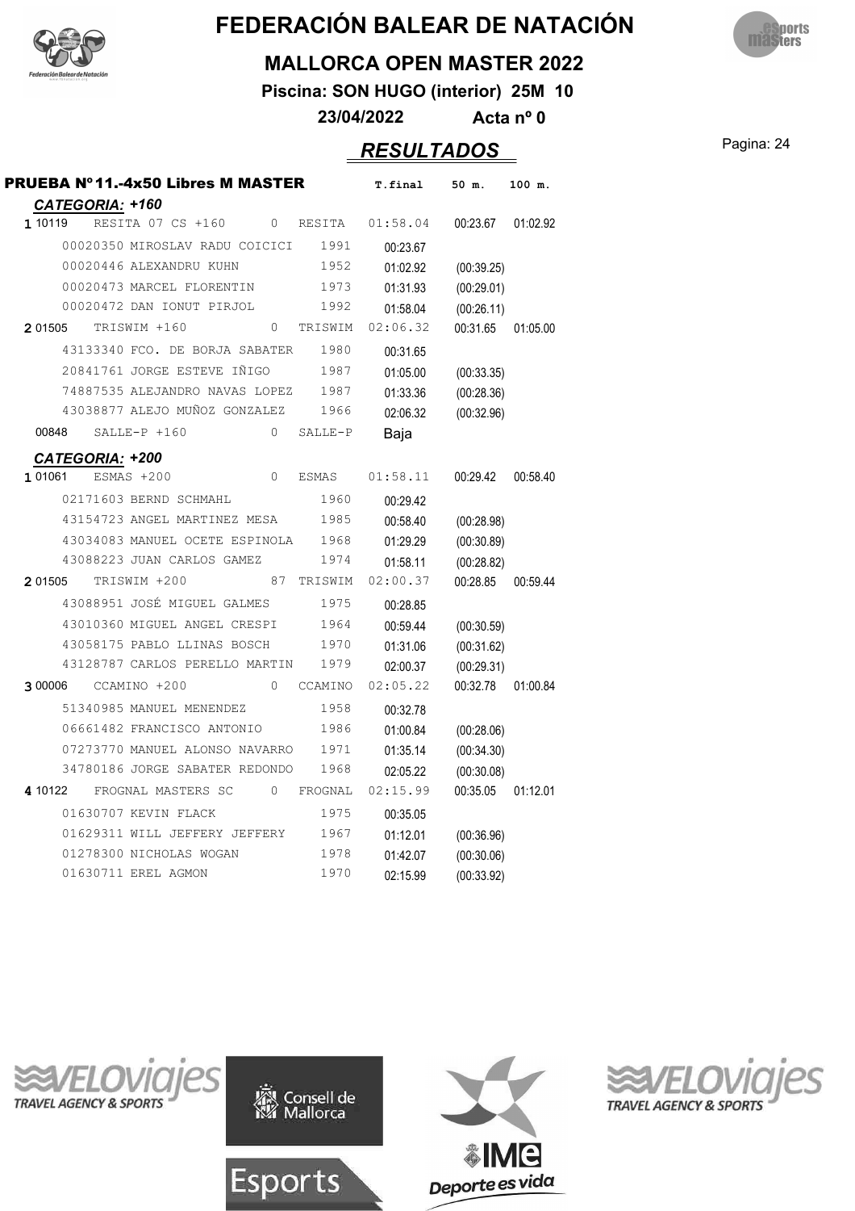# FEDERACIÓN BALEAR DE NATACIÓN

## MALLORCA OPEN MASTER 2022

**Piscina: SON HUGO (interior) 25M 10**

**23/04/2022 Acta nº 0**

## *RESULTADOS*

### PRUEBA Nº11.-4x50 Libres M MASTER

#### *CATEGORIA: +160*

| Pos | Código | Nombre | Año/Pts | Club | T.final | 50 m. | 100 m. |
|---|---|---|---|---|---|---|---|
| 1 | 10119 | RESITA 07 CS +160 | 0 | RESITA | 01:58.04 | 00:23.67 | 01:02.92 |
| | 00020350 | MIROSLAV RADU COICICI | 1991 | | 00:23.67 | | |
| | 00020446 | ALEXANDRU KUHN | 1952 | | 01:02.92 | (00:39.25) | |
| | 00020473 | MARCEL FLORENTIN | 1973 | | 01:31.93 | (00:29.01) | |
| | 00020472 | DAN IONUT PIRJOL | 1992 | | 01:58.04 | (00:26.11) | |
| 2 | 01505 | TRISWIM +160 | 0 | TRISWIM | 02:06.32 | 00:31.65 | 01:05.00 |
| | 43133340 | FCO. DE BORJA SABATER | 1980 | | 00:31.65 | | |
| | 20841761 | JORGE ESTEVE IÑIGO | 1987 | | 01:05.00 | (00:33.35) | |
| | 74887535 | ALEJANDRO NAVAS LOPEZ | 1987 | | 01:33.36 | (00:28.36) | |
| | 43038877 | ALEJO MUÑOZ GONZALEZ | 1966 | | 02:06.32 | (00:32.96) | |
| | 00848 | SALLE-P +160 | 0 | SALLE-P | Baja | | |

#### *CATEGORIA: +200*

| Pos | Código | Nombre | Año/Pts | Club | T.final | 50 m. | 100 m. |
|---|---|---|---|---|---|---|---|
| 1 | 01061 | ESMAS +200 | 0 | ESMAS | 01:58.11 | 00:29.42 | 00:58.40 |
| | 02171603 | BERND SCHMAHL | 1960 | | 00:29.42 | | |
| | 43154723 | ANGEL MARTINEZ MESA | 1985 | | 00:58.40 | (00:28.98) | |
| | 43034083 | MANUEL OCETE ESPINOLA | 1968 | | 01:29.29 | (00:30.89) | |
| | 43088223 | JUAN CARLOS GAMEZ | 1974 | | 01:58.11 | (00:28.82) | |
| 2 | 01505 | TRISWIM +200 | 87 | TRISWIM | 02:00.37 | 00:28.85 | 00:59.44 |
| | 43088951 | JOSÉ MIGUEL GALMES | 1975 | | 00:28.85 | | |
| | 43010360 | MIGUEL ANGEL CRESPI | 1964 | | 00:59.44 | (00:30.59) | |
| | 43058175 | PABLO LLINAS BOSCH | 1970 | | 01:31.06 | (00:31.62) | |
| | 43128787 | CARLOS PERELLO MARTIN | 1979 | | 02:00.37 | (00:29.31) | |
| 3 | 00006 | CCAMINO +200 | 0 | CCAMINO | 02:05.22 | 00:32.78 | 01:00.84 |
| | 51340985 | MANUEL MENENDEZ | 1958 | | 00:32.78 | | |
| | 06661482 | FRANCISCO ANTONIO | 1986 | | 01:00.84 | (00:28.06) | |
| | 07273770 | MANUEL ALONSO NAVARRO | 1971 | | 01:35.14 | (00:34.30) | |
| | 34780186 | JORGE SABATER REDONDO | 1968 | | 02:05.22 | (00:30.08) | |
| 4 | 10122 | FROGNAL MASTERS SC | 0 | FROGNAL | 02:15.99 | 00:35.05 | 01:12.01 |
| | 01630707 | KEVIN FLACK | 1975 | | 00:35.05 | | |
| | 01629311 | WILL JEFFERY JEFFERY | 1967 | | 01:12.01 | (00:36.96) | |
| | 01278300 | NICHOLAS WOGAN | 1978 | | 01:42.07 | (00:30.06) | |
| | 01630711 | EREL AGMON | 1970 | | 02:15.99 | (00:33.92) | |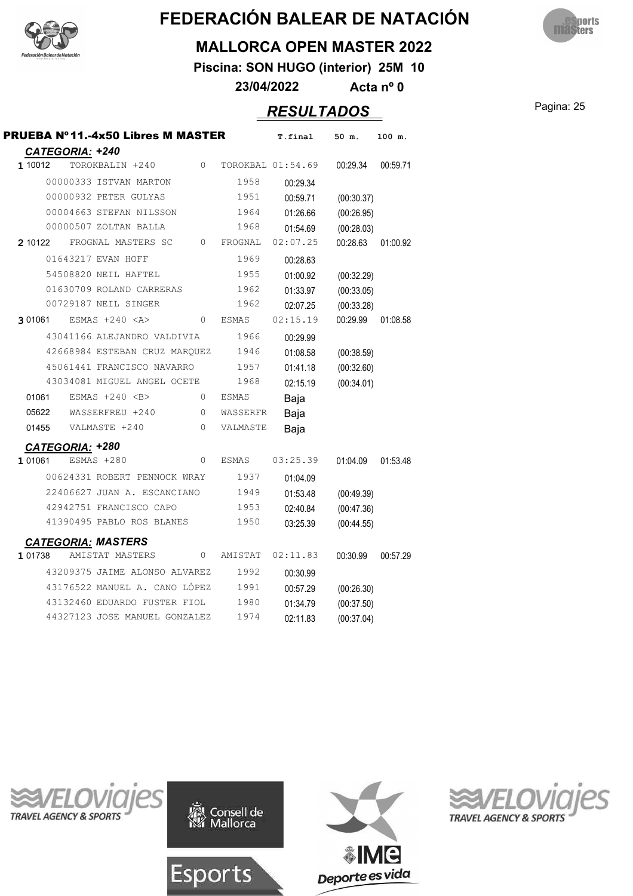# FEDERACIÓN BALEAR DE NATACIÓN

## MALLORCA OPEN MASTER 2022

**Piscina: SON HUGO (interior) 25M 10**

**23/04/2022 Acta nº 0**

## *RESULTADOS*

**PRUEBA Nº11.-4x50 Libres M MASTER**

| | | | | | T.final | 50 m. | 100 m. |
|---|---|---|---|---|---|---|---|
| ***CATEGORIA: +240*** | | | | | | | |
| 1 | 10012 | TOROKBALIN +240 | 0 | TOROKBAL | 01:54.69 | 00:29.34 | 00:59.71 |
| | 00000333 | ISTVAN MARTON | | 1958 | 00:29.34 | | |
| | 00000932 | PETER GULYAS | | 1951 | 00:59.71 | (00:30.37) | |
| | 00004663 | STEFAN NILSSON | | 1964 | 01:26.66 | (00:26.95) | |
| | 00000507 | ZOLTAN BALLA | | 1968 | 01:54.69 | (00:28.03) | |
| 2 | 10122 | FROGNAL MASTERS SC | 0 | FROGNAL | 02:07.25 | 00:28.63 | 01:00.92 |
| | 01643217 | EVAN HOFF | | 1969 | 00:28.63 | | |
| | 54508820 | NEIL HAFTEL | | 1955 | 01:00.92 | (00:32.29) | |
| | 01630709 | ROLAND CARRERAS | | 1962 | 01:33.97 | (00:33.05) | |
| | 00729187 | NEIL SINGER | | 1962 | 02:07.25 | (00:33.28) | |
| 3 | 01061 | ESMAS +240 <A> | 0 | ESMAS | 02:15.19 | 00:29.99 | 01:08.58 |
| | 43041166 | ALEJANDRO VALDIVIA | | 1966 | 00:29.99 | | |
| | 42668984 | ESTEBAN CRUZ MARQUEZ | | 1946 | 01:08.58 | (00:38.59) | |
| | 45061441 | FRANCISCO NAVARRO | | 1957 | 01:41.18 | (00:32.60) | |
| | 43034081 | MIGUEL ANGEL OCETE | | 1968 | 02:15.19 | (00:34.01) | |
| | 01061 | ESMAS +240 <B> | 0 | ESMAS | Baja | | |
| | 05622 | WASSERFREU +240 | 0 | WASSERFR | Baja | | |
| | 01455 | VALMASTE +240 | 0 | VALMASTE | Baja | | |
| ***CATEGORIA: +280*** | | | | | | | |
| 1 | 01061 | ESMAS +280 | 0 | ESMAS | 03:25.39 | 01:04.09 | 01:53.48 |
| | 00624331 | ROBERT PENNOCK WRAY | | 1937 | 01:04.09 | | |
| | 22406627 | JUAN A. ESCANCIANO | | 1949 | 01:53.48 | (00:49.39) | |
| | 42942751 | FRANCISCO CAPO | | 1953 | 02:40.84 | (00:47.36) | |
| | 41390495 | PABLO ROS BLANES | | 1950 | 03:25.39 | (00:44.55) | |
| ***CATEGORIA: MASTERS*** | | | | | | | |
| 1 | 01738 | AMISTAT MASTERS | 0 | AMISTAT | 02:11.83 | 00:30.99 | 00:57.29 |
| | 43209375 | JAIME ALONSO ALVAREZ | | 1992 | 00:30.99 | | |
| | 43176522 | MANUEL A. CANO LÓPEZ | | 1991 | 00:57.29 | (00:26.30) | |
| | 43132460 | EDUARDO FUSTER FIOL | | 1980 | 01:34.79 | (00:37.50) | |
| | 44327123 | JOSE MANUEL GONZALEZ | | 1974 | 02:11.83 | (00:37.04) | |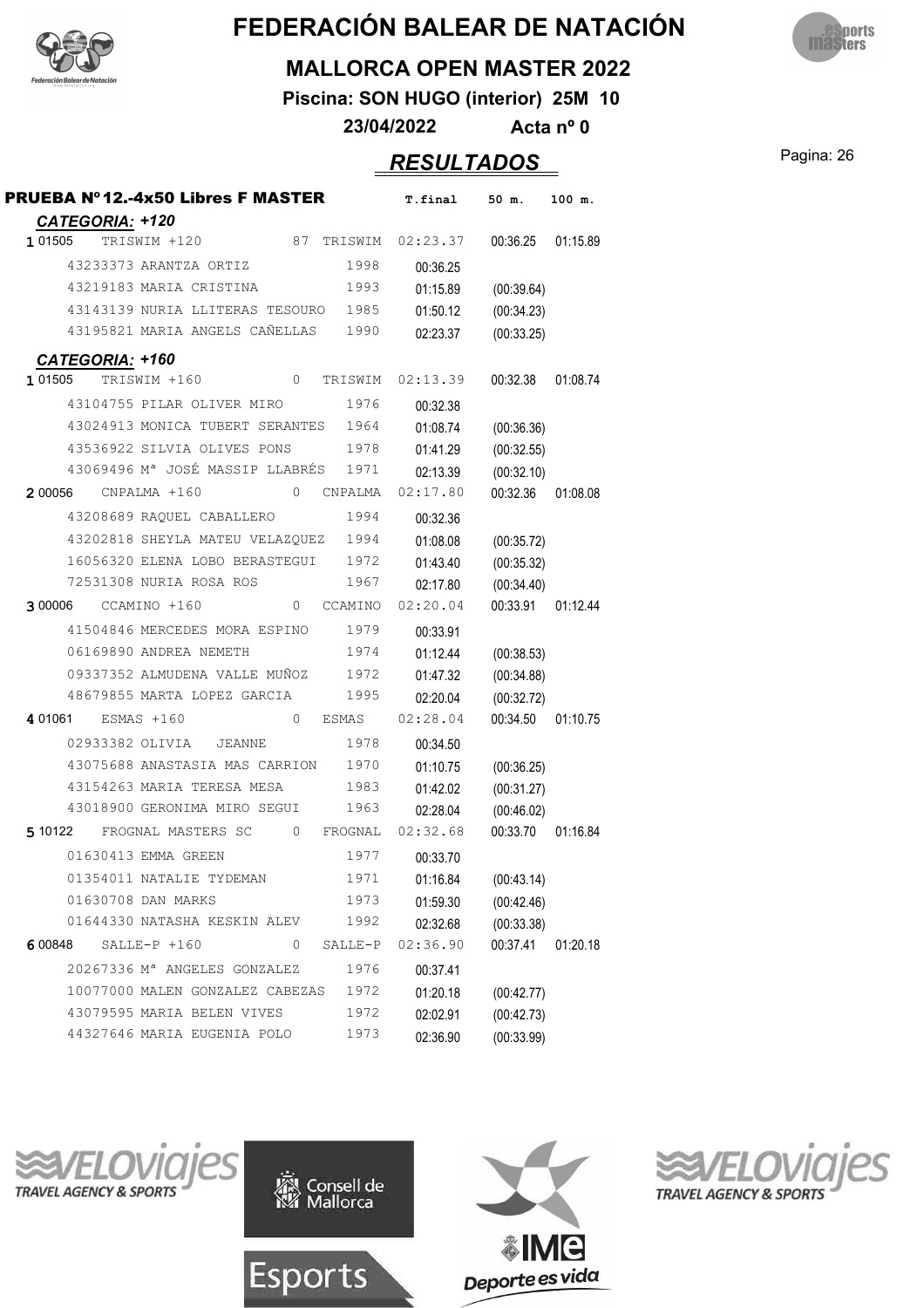# FEDERACIÓN BALEAR DE NATACIÓN

## MALLORCA OPEN MASTER 2022

**Piscina: SON HUGO (interior) 25M 10**

**23/04/2022 Acta nº 0**

## *RESULTADOS*

**PRUEBA Nº12.-4x50 Libres F MASTER**

| | | | | T.final | 50 m. | 100 m. |
|---|---|---|---|---|---|---|
| ***CATEGORIA: +120*** | | | | | | |
| 1 01505 | TRISWIM +120 | 87 | TRISWIM | 02:23.37 | 00:36.25 | 01:15.89 |
| | 43233373 ARANTZA ORTIZ | 1998 | | 00:36.25 | | |
| | 43219183 MARIA CRISTINA | 1993 | | 01:15.89 | (00:39.64) | |
| | 43143139 NURIA LLITERAS TESOURO | 1985 | | 01:50.12 | (00:34.23) | |
| | 43195821 MARIA ANGELS CAÑELLAS | 1990 | | 02:23.37 | (00:33.25) | |
| ***CATEGORIA: +160*** | | | | | | |
| 1 01505 | TRISWIM +160 | 0 | TRISWIM | 02:13.39 | 00:32.38 | 01:08.74 |
| | 43104755 PILAR OLIVER MIRO | 1976 | | 00:32.38 | | |
| | 43024913 MONICA TUBERT SERANTES | 1964 | | 01:08.74 | (00:36.36) | |
| | 43536922 SILVIA OLIVES PONS | 1978 | | 01:41.29 | (00:32.55) | |
| | 43069496 Mª JOSÉ MASSIP LLABRÉS | 1971 | | 02:13.39 | (00:32.10) | |
| 2 00056 | CNPALMA +160 | 0 | CNPALMA | 02:17.80 | 00:32.36 | 01:08.08 |
| | 43208689 RAQUEL CABALLERO | 1994 | | 00:32.36 | | |
| | 43202818 SHEYLA MATEU VELAZQUEZ | 1994 | | 01:08.08 | (00:35.72) | |
| | 16056320 ELENA LOBO BERASTEGUI | 1972 | | 01:43.40 | (00:35.32) | |
| | 72531308 NURIA ROSA ROS | 1967 | | 02:17.80 | (00:34.40) | |
| 3 00006 | CCAMINO +160 | 0 | CCAMINO | 02:20.04 | 00:33.91 | 01:12.44 |
| | 41504846 MERCEDES MORA ESPINO | 1979 | | 00:33.91 | | |
| | 06169890 ANDREA NEMETH | 1974 | | 01:12.44 | (00:38.53) | |
| | 09337352 ALMUDENA VALLE MUÑOZ | 1972 | | 01:47.32 | (00:34.88) | |
| | 48679855 MARTA LOPEZ GARCIA | 1995 | | 02:20.04 | (00:32.72) | |
| 4 01061 | ESMAS +160 | 0 | ESMAS | 02:28.04 | 00:34.50 | 01:10.75 |
| | 02933382 OLIVIA JEANNE | 1978 | | 00:34.50 | | |
| | 43075688 ANASTASIA MAS CARRION | 1970 | | 01:10.75 | (00:36.25) | |
| | 43154263 MARIA TERESA MESA | 1983 | | 01:42.02 | (00:31.27) | |
| | 43018900 GERONIMA MIRO SEGUI | 1963 | | 02:28.04 | (00:46.02) | |
| 5 10122 | FROGNAL MASTERS SC | 0 | FROGNAL | 02:32.68 | 00:33.70 | 01:16.84 |
| | 01630413 EMMA GREEN | 1977 | | 00:33.70 | | |
| | 01354011 NATALIE TYDEMAN | 1971 | | 01:16.84 | (00:43.14) | |
| | 01630708 DAN MARKS | 1973 | | 01:59.30 | (00:42.46) | |
| | 01644330 NATASHA KESKIN ALEV | 1992 | | 02:32.68 | (00:33.38) | |
| 6 00848 | SALLE-P +160 | 0 | SALLE-P | 02:36.90 | 00:37.41 | 01:20.18 |
| | 20267336 Mª ANGELES GONZALEZ | 1976 | | 00:37.41 | | |
| | 10077000 MALEN GONZALEZ CABEZAS | 1972 | | 01:20.18 | (00:42.77) | |
| | 43079595 MARIA BELEN VIVES | 1972 | | 02:02.91 | (00:42.73) | |
| | 44327646 MARIA EUGENIA POLO | 1973 | | 02:36.90 | (00:33.99) | |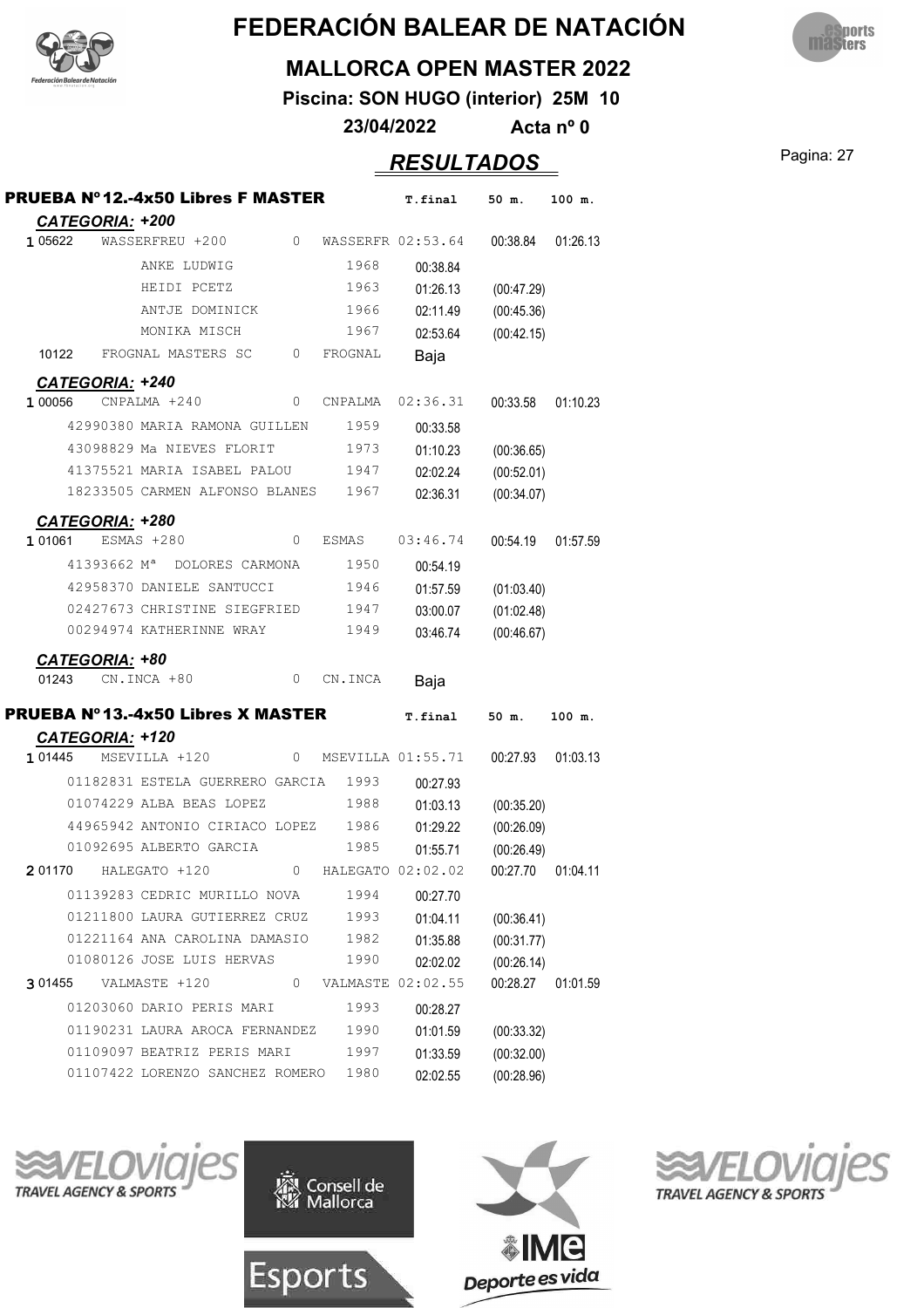# FEDERACIÓN BALEAR DE NATACIÓN

## MALLORCA OPEN MASTER 2022

**Piscina: SON HUGO (interior) 25M 10**

**23/04/2022 Acta nº 0**

## *RESULTADOS*

### PRUEBA Nº12.-4x50 Libres F MASTER

| | | | | T.final | 50 m. | 100 m. |
|---|---|---|---|---|---|---|
| ***CATEGORIA: +200*** | | | | | | |
| 1 05622 | WASSERFREU +200 | 0 | WASSERFR | 02:53.64 | 00:38.84 | 01:26.13 |
| | ANKE LUDWIG | 1968 | | 00:38.84 | | |
| | HEIDI PCETZ | 1963 | | 01:26.13 | (00:47.29) | |
| | ANTJE DOMINICK | 1966 | | 02:11.49 | (00:45.36) | |
| | MONIKA MISCH | 1967 | | 02:53.64 | (00:42.15) | |
| 10122 | FROGNAL MASTERS SC | 0 | FROGNAL | Baja | | |
| ***CATEGORIA: +240*** | | | | | | |
| 1 00056 | CNPALMA +240 | 0 | CNPALMA | 02:36.31 | 00:33.58 | 01:10.23 |
| | 42990380 MARIA RAMONA GUILLEN | 1959 | | 00:33.58 | | |
| | 43098829 Ma NIEVES FLORIT | 1973 | | 01:10.23 | (00:36.65) | |
| | 41375521 MARIA ISABEL PALOU | 1947 | | 02:02.24 | (00:52.01) | |
| | 18233505 CARMEN ALFONSO BLANES | 1967 | | 02:36.31 | (00:34.07) | |
| ***CATEGORIA: +280*** | | | | | | |
| 1 01061 | ESMAS +280 | 0 | ESMAS | 03:46.74 | 00:54.19 | 01:57.59 |
| | 41393662 Mª DOLORES CARMONA | 1950 | | 00:54.19 | | |
| | 42958370 DANIELE SANTUCCI | 1946 | | 01:57.59 | (01:03.40) | |
| | 02427673 CHRISTINE SIEGFRIED | 1947 | | 03:00.07 | (01:02.48) | |
| | 00294974 KATHERINNE WRAY | 1949 | | 03:46.74 | (00:46.67) | |
| ***CATEGORIA: +80*** | | | | | | |
| 01243 | CN.INCA +80 | 0 | CN.INCA | Baja | | |

### PRUEBA Nº13.-4x50 Libres X MASTER

| | | | | T.final | 50 m. | 100 m. |
|---|---|---|---|---|---|---|
| ***CATEGORIA: +120*** | | | | | | |
| 1 01445 | MSEVILLA +120 | 0 | MSEVILLA | 01:55.71 | 00:27.93 | 01:03.13 |
| | 01182831 ESTELA GUERRERO GARCIA | 1993 | | 00:27.93 | | |
| | 01074229 ALBA BEAS LOPEZ | 1988 | | 01:03.13 | (00:35.20) | |
| | 44965942 ANTONIO CIRIACO LOPEZ | 1986 | | 01:29.22 | (00:26.09) | |
| | 01092695 ALBERTO GARCIA | 1985 | | 01:55.71 | (00:26.49) | |
| 2 01170 | HALEGATO +120 | 0 | HALEGATO | 02:02.02 | 00:27.70 | 01:04.11 |
| | 01139283 CEDRIC MURILLO NOVA | 1994 | | 00:27.70 | | |
| | 01211800 LAURA GUTIERREZ CRUZ | 1993 | | 01:04.11 | (00:36.41) | |
| | 01221164 ANA CAROLINA DAMASIO | 1982 | | 01:35.88 | (00:31.77) | |
| | 01080126 JOSE LUIS HERVAS | 1990 | | 02:02.02 | (00:26.14) | |
| 3 01455 | VALMASTE +120 | 0 | VALMASTE | 02:02.55 | 00:28.27 | 01:01.59 |
| | 01203060 DARIO PERIS MARI | 1993 | | 00:28.27 | | |
| | 01190231 LAURA AROCA FERNANDEZ | 1990 | | 01:01.59 | (00:33.32) | |
| | 01109097 BEATRIZ PERIS MARI | 1997 | | 01:33.59 | (00:32.00) | |
| | 01107422 LORENZO SANCHEZ ROMERO | 1980 | | 02:02.55 | (00:28.96) | |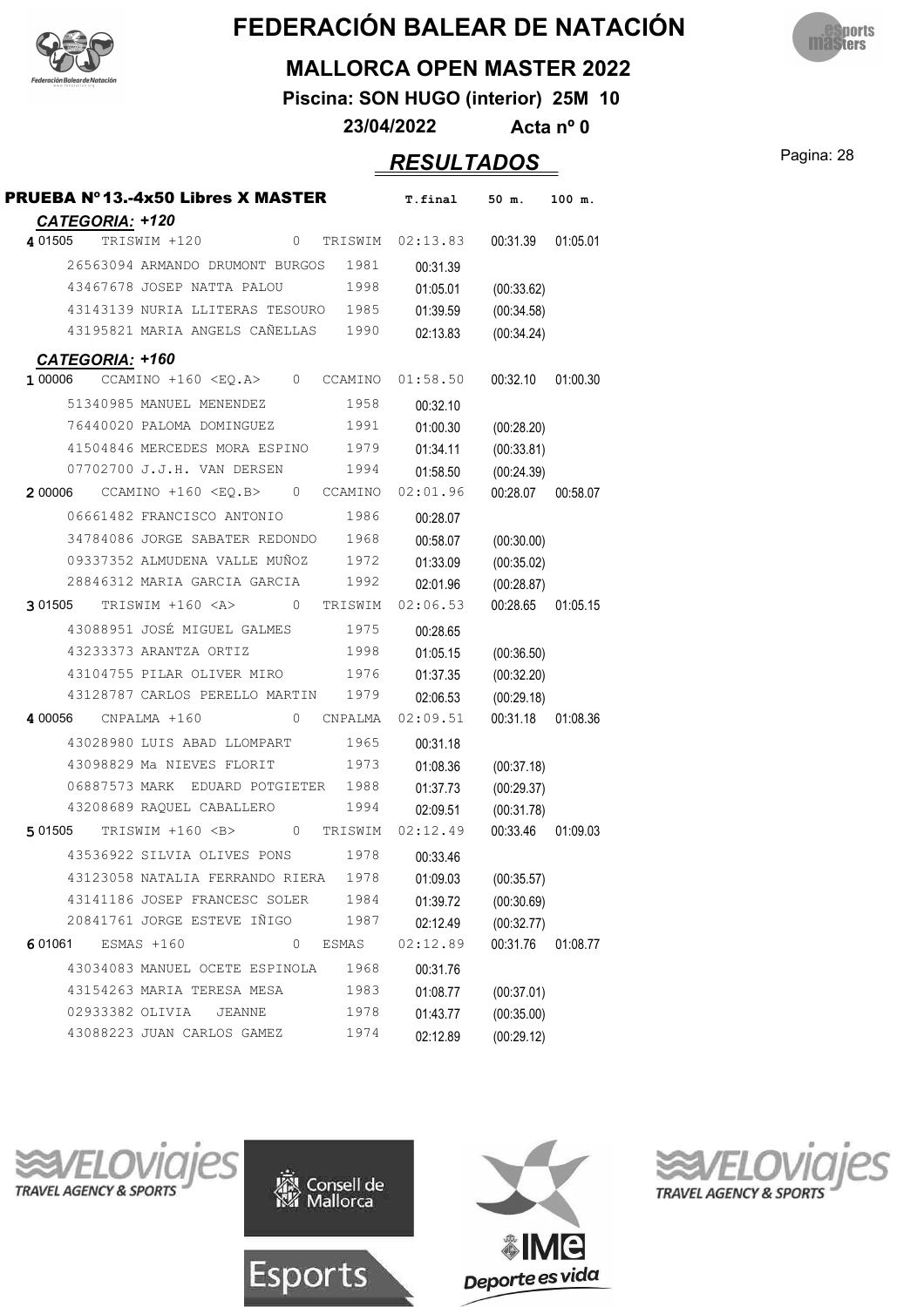# FEDERACIÓN BALEAR DE NATACIÓN

## MALLORCA OPEN MASTER 2022

**Piscina: SON HUGO (interior) 25M 10**

**23/04/2022 Acta nº 0**

## *RESULTADOS*

### PRUEBA Nº13.-4x50 Libres X MASTER

| | | | | T.final | 50 m. | 100 m. |
|---|---|---|---|---|---|---|
| ***CATEGORIA: +120*** | | | | | | |
| **4** 01505 | TRISWIM +120 | 0 | TRISWIM | 02:13.83 | 00:31.39 | 01:05.01 |
| | 26563094 ARMANDO DRUMONT BURGOS | 1981 | | 00:31.39 | | |
| | 43467678 JOSEP NATTA PALOU | 1998 | | 01:05.01 | (00:33.62) | |
| | 43143139 NURIA LLITERAS TESOURO | 1985 | | 01:39.59 | (00:34.58) | |
| | 43195821 MARIA ANGELS CAÑELLAS | 1990 | | 02:13.83 | (00:34.24) | |
| ***CATEGORIA: +160*** | | | | | | |
| **1** 00006 | CCAMINO +160 <EQ.A> | 0 | CCAMINO | 01:58.50 | 00:32.10 | 01:00.30 |
| | 51340985 MANUEL MENENDEZ | 1958 | | 00:32.10 | | |
| | 76440020 PALOMA DOMINGUEZ | 1991 | | 01:00.30 | (00:28.20) | |
| | 41504846 MERCEDES MORA ESPINO | 1979 | | 01:34.11 | (00:33.81) | |
| | 07702700 J.J.H. VAN DERSEN | 1994 | | 01:58.50 | (00:24.39) | |
| **2** 00006 | CCAMINO +160 <EQ.B> | 0 | CCAMINO | 02:01.96 | 00:28.07 | 00:58.07 |
| | 06661482 FRANCISCO ANTONIO | 1986 | | 00:28.07 | | |
| | 34784086 JORGE SABATER REDONDO | 1968 | | 00:58.07 | (00:30.00) | |
| | 09337352 ALMUDENA VALLE MUÑOZ | 1972 | | 01:33.09 | (00:35.02) | |
| | 28846312 MARIA GARCIA GARCIA | 1992 | | 02:01.96 | (00:28.87) | |
| **3** 01505 | TRISWIM +160 <A> | 0 | TRISWIM | 02:06.53 | 00:28.65 | 01:05.15 |
| | 43088951 JOSÉ MIGUEL GALMES | 1975 | | 00:28.65 | | |
| | 43233373 ARANTZA ORTIZ | 1998 | | 01:05.15 | (00:36.50) | |
| | 43104755 PILAR OLIVER MIRO | 1976 | | 01:37.35 | (00:32.20) | |
| | 43128787 CARLOS PERELLO MARTIN | 1979 | | 02:06.53 | (00:29.18) | |
| **4** 00056 | CNPALMA +160 | 0 | CNPALMA | 02:09.51 | 00:31.18 | 01:08.36 |
| | 43028980 LUIS ABAD LLOMPART | 1965 | | 00:31.18 | | |
| | 43098829 Ma NIEVES FLORIT | 1973 | | 01:08.36 | (00:37.18) | |
| | 06887573 MARK EDUARD POTGIETER | 1988 | | 01:37.73 | (00:29.37) | |
| | 43208689 RAQUEL CABALLERO | 1994 | | 02:09.51 | (00:31.78) | |
| **5** 01505 | TRISWIM +160 <B> | 0 | TRISWIM | 02:12.49 | 00:33.46 | 01:09.03 |
| | 43536922 SILVIA OLIVES PONS | 1978 | | 00:33.46 | | |
| | 43123058 NATALIA FERRANDO RIERA | 1978 | | 01:09.03 | (00:35.57) | |
| | 43141186 JOSEP FRANCESC SOLER | 1984 | | 01:39.72 | (00:30.69) | |
| | 20841761 JORGE ESTEVE IÑIGO | 1987 | | 02:12.49 | (00:32.77) | |
| **6** 01061 | ESMAS +160 | 0 | ESMAS | 02:12.89 | 00:31.76 | 01:08.77 |
| | 43034083 MANUEL OCETE ESPINOLA | 1968 | | 00:31.76 | | |
| | 43154263 MARIA TERESA MESA | 1983 | | 01:08.77 | (00:37.01) | |
| | 02933382 OLIVIA JEANNE | 1978 | | 01:43.77 | (00:35.00) | |
| | 43088223 JUAN CARLOS GAMEZ | 1974 | | 02:12.89 | (00:29.12) | |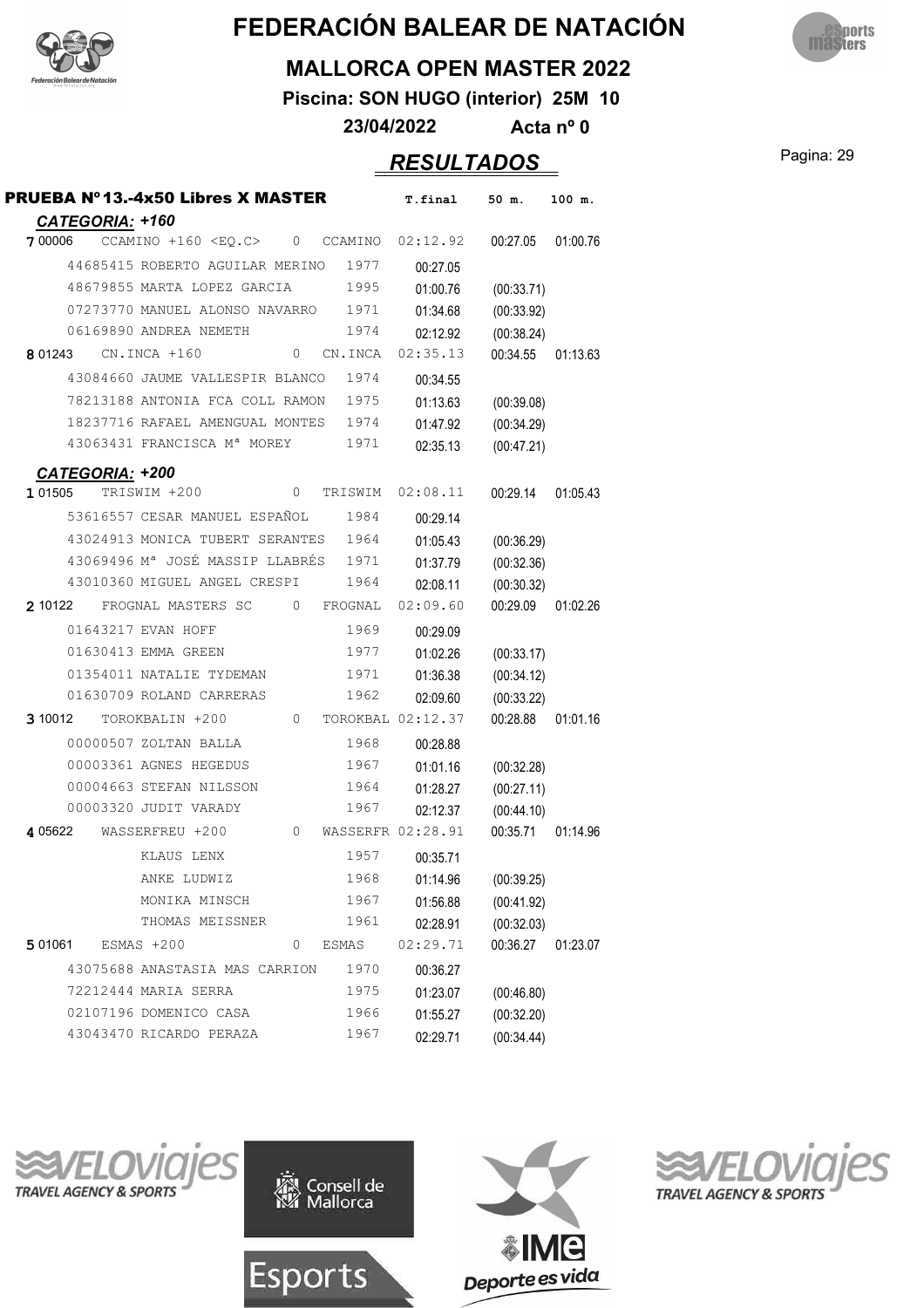# FEDERACIÓN BALEAR DE NATACIÓN

## MALLORCA OPEN MASTER 2022

**Piscina: SON HUGO (interior) 25M 10**

**23/04/2022 Acta nº 0**

## *RESULTADOS*

**PRUEBA Nº13.-4x50 Libres X MASTER**

| | | | | T.final | 50 m. | 100 m. |
|---|---|---|---|---|---|---|
| ***CATEGORIA: +160*** | | | | | | |
| **7** 00006 | CCAMINO +160 <EQ.C> | 0 | CCAMINO | 02:12.92 | 00:27.05 | 01:00.76 |
| | 44685415 ROBERTO AGUILAR MERINO | 1977 | | 00:27.05 | | |
| | 48679855 MARTA LOPEZ GARCIA | 1995 | | 01:00.76 | (00:33.71) | |
| | 07273770 MANUEL ALONSO NAVARRO | 1971 | | 01:34.68 | (00:33.92) | |
| | 06169890 ANDREA NEMETH | 1974 | | 02:12.92 | (00:38.24) | |
| **8** 01243 | CN.INCA +160 | 0 | CN.INCA | 02:35.13 | 00:34.55 | 01:13.63 |
| | 43084660 JAUME VALLESPIR BLANCO | 1974 | | 00:34.55 | | |
| | 78213188 ANTONIA FCA COLL RAMON | 1975 | | 01:13.63 | (00:39.08) | |
| | 18237716 RAFAEL AMENGUAL MONTES | 1974 | | 01:47.92 | (00:34.29) | |
| | 43063431 FRANCISCA Mª MOREY | 1971 | | 02:35.13 | (00:47.21) | |
| ***CATEGORIA: +200*** | | | | | | |
| **1** 01505 | TRISWIM +200 | 0 | TRISWIM | 02:08.11 | 00:29.14 | 01:05.43 |
| | 53616557 CESAR MANUEL ESPAÑOL | 1984 | | 00:29.14 | | |
| | 43024913 MONICA TUBERT SERANTES | 1964 | | 01:05.43 | (00:36.29) | |
| | 43069496 Mª JOSÉ MASSIP LLABRÉS | 1971 | | 01:37.79 | (00:32.36) | |
| | 43010360 MIGUEL ANGEL CRESPI | 1964 | | 02:08.11 | (00:30.32) | |
| **2** 10122 | FROGNAL MASTERS SC | 0 | FROGNAL | 02:09.60 | 00:29.09 | 01:02.26 |
| | 01643217 EVAN HOFF | 1969 | | 00:29.09 | | |
| | 01630413 EMMA GREEN | 1977 | | 01:02.26 | (00:33.17) | |
| | 01354011 NATALIE TYDEMAN | 1971 | | 01:36.38 | (00:34.12) | |
| | 01630709 ROLAND CARRERAS | 1962 | | 02:09.60 | (00:33.22) | |
| **3** 10012 | TOROKBALIN +200 | 0 | TOROKBAL | 02:12.37 | 00:28.88 | 01:01.16 |
| | 00000507 ZOLTAN BALLA | 1968 | | 00:28.88 | | |
| | 00003361 AGNES HEGEDUS | 1967 | | 01:01.16 | (00:32.28) | |
| | 00004663 STEFAN NILSSON | 1964 | | 01:28.27 | (00:27.11) | |
| | 00003320 JUDIT VARADY | 1967 | | 02:12.37 | (00:44.10) | |
| **4** 05622 | WASSERFREU +200 | 0 | WASSERFR | 02:28.91 | 00:35.71 | 01:14.96 |
| | KLAUS LENX | 1957 | | 00:35.71 | | |
| | ANKE LUDWIZ | 1968 | | 01:14.96 | (00:39.25) | |
| | MONIKA MINSCH | 1967 | | 01:56.88 | (00:41.92) | |
| | THOMAS MEISSNER | 1961 | | 02:28.91 | (00:32.03) | |
| **5** 01061 | ESMAS +200 | 0 | ESMAS | 02:29.71 | 00:36.27 | 01:23.07 |
| | 43075688 ANASTASIA MAS CARRION | 1970 | | 00:36.27 | | |
| | 72212444 MARIA SERRA | 1975 | | 01:23.07 | (00:46.80) | |
| | 02107196 DOMENICO CASA | 1966 | | 01:55.27 | (00:32.20) | |
| | 43043470 RICARDO PERAZA | 1967 | | 02:29.71 | (00:34.44) | |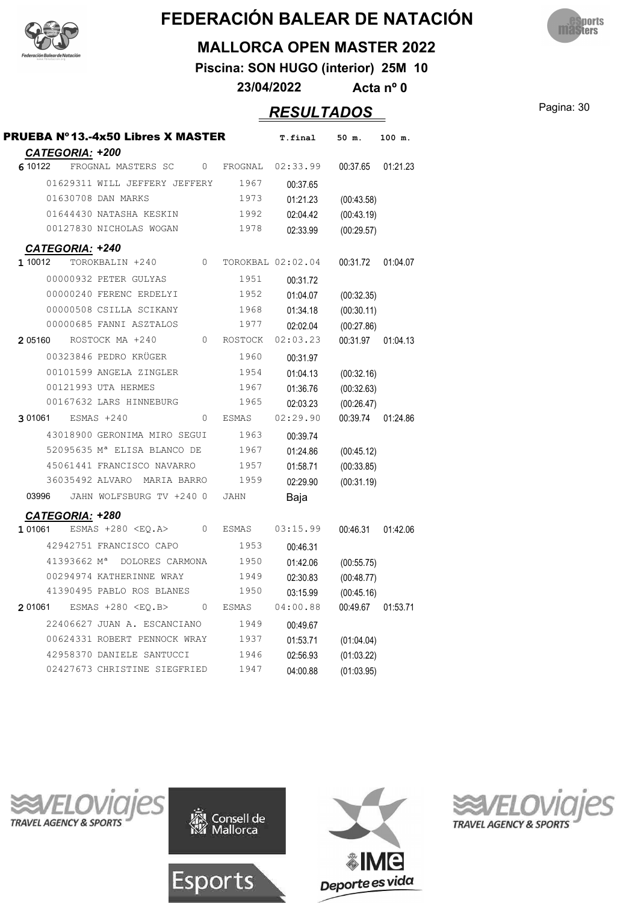# FEDERACIÓN BALEAR DE NATACIÓN

## MALLORCA OPEN MASTER 2022

**Piscina: SON HUGO (interior) 25M 10**

**23/04/2022 Acta nº 0**

## *RESULTADOS*

### PRUEBA Nº13.-4x50 Libres X MASTER

| | | | | T.final | 50 m. | 100 m. |
|---|---|---|---|---|---|---|
| ***CATEGORIA: +200*** | | | | | | |
| 6 10122 | FROGNAL MASTERS SC | 0 | FROGNAL | 02:33.99 | 00:37.65 | 01:21.23 |
| | 01629311 WILL JEFFERY JEFFERY | 1967 | | 00:37.65 | | |
| | 01630708 DAN MARKS | 1973 | | 01:21.23 | (00:43.58) | |
| | 01644430 NATASHA KESKIN | 1992 | | 02:04.42 | (00:43.19) | |
| | 00127830 NICHOLAS WOGAN | 1978 | | 02:33.99 | (00:29.57) | |
| ***CATEGORIA: +240*** | | | | | | |
| 1 10012 | TOROKBALIN +240 | 0 | TOROKBAL | 02:02.04 | 00:31.72 | 01:04.07 |
| | 00000932 PETER GULYAS | 1951 | | 00:31.72 | | |
| | 00000240 FERENC ERDELYI | 1952 | | 01:04.07 | (00:32.35) | |
| | 00000508 CSILLA SCIKANY | 1968 | | 01:34.18 | (00:30.11) | |
| | 00000685 FANNI ASZTALOS | 1977 | | 02:02.04 | (00:27.86) | |
| 2 05160 | ROSTOCK MA +240 | 0 | ROSTOCK | 02:03.23 | 00:31.97 | 01:04.13 |
| | 00323846 PEDRO KRÜGER | 1960 | | 00:31.97 | | |
| | 00101599 ANGELA ZINGLER | 1954 | | 01:04.13 | (00:32.16) | |
| | 00121993 UTA HERMES | 1967 | | 01:36.76 | (00:32.63) | |
| | 00167632 LARS HINNEBURG | 1965 | | 02:03.23 | (00:26.47) | |
| 3 01061 | ESMAS +240 | 0 | ESMAS | 02:29.90 | 00:39.74 | 01:24.86 |
| | 43018900 GERONIMA MIRO SEGUI | 1963 | | 00:39.74 | | |
| | 52095635 Mª ELISA BLANCO DE | 1967 | | 01:24.86 | (00:45.12) | |
| | 45061441 FRANCISCO NAVARRO | 1957 | | 01:58.71 | (00:33.85) | |
| | 36035492 ALVARO MARIA BARRO | 1959 | | 02:29.90 | (00:31.19) | |
| 03996 | JAHN WOLFSBURG TV +240 | 0 | JAHN | Baja | | |
| ***CATEGORIA: +280*** | | | | | | |
| 1 01061 | ESMAS +280 <EQ.A> | 0 | ESMAS | 03:15.99 | 00:46.31 | 01:42.06 |
| | 42942751 FRANCISCO CAPO | 1953 | | 00:46.31 | | |
| | 41393662 Mª DOLORES CARMONA | 1950 | | 01:42.06 | (00:55.75) | |
| | 00294974 KATHERINNE WRAY | 1949 | | 02:30.83 | (00:48.77) | |
| | 41390495 PABLO ROS BLANES | 1950 | | 03:15.99 | (00:45.16) | |
| 2 01061 | ESMAS +280 <EQ.B> | 0 | ESMAS | 04:00.88 | 00:49.67 | 01:53.71 |
| | 22406627 JUAN A. ESCANCIANO | 1949 | | 00:49.67 | | |
| | 00624331 ROBERT PENNOCK WRAY | 1937 | | 01:53.71 | (01:04.04) | |
| | 42958370 DANIELE SANTUCCI | 1946 | | 02:56.93 | (01:03.22) | |
| | 02427673 CHRISTINE SIEGFRIED | 1947 | | 04:00.88 | (01:03.95) | |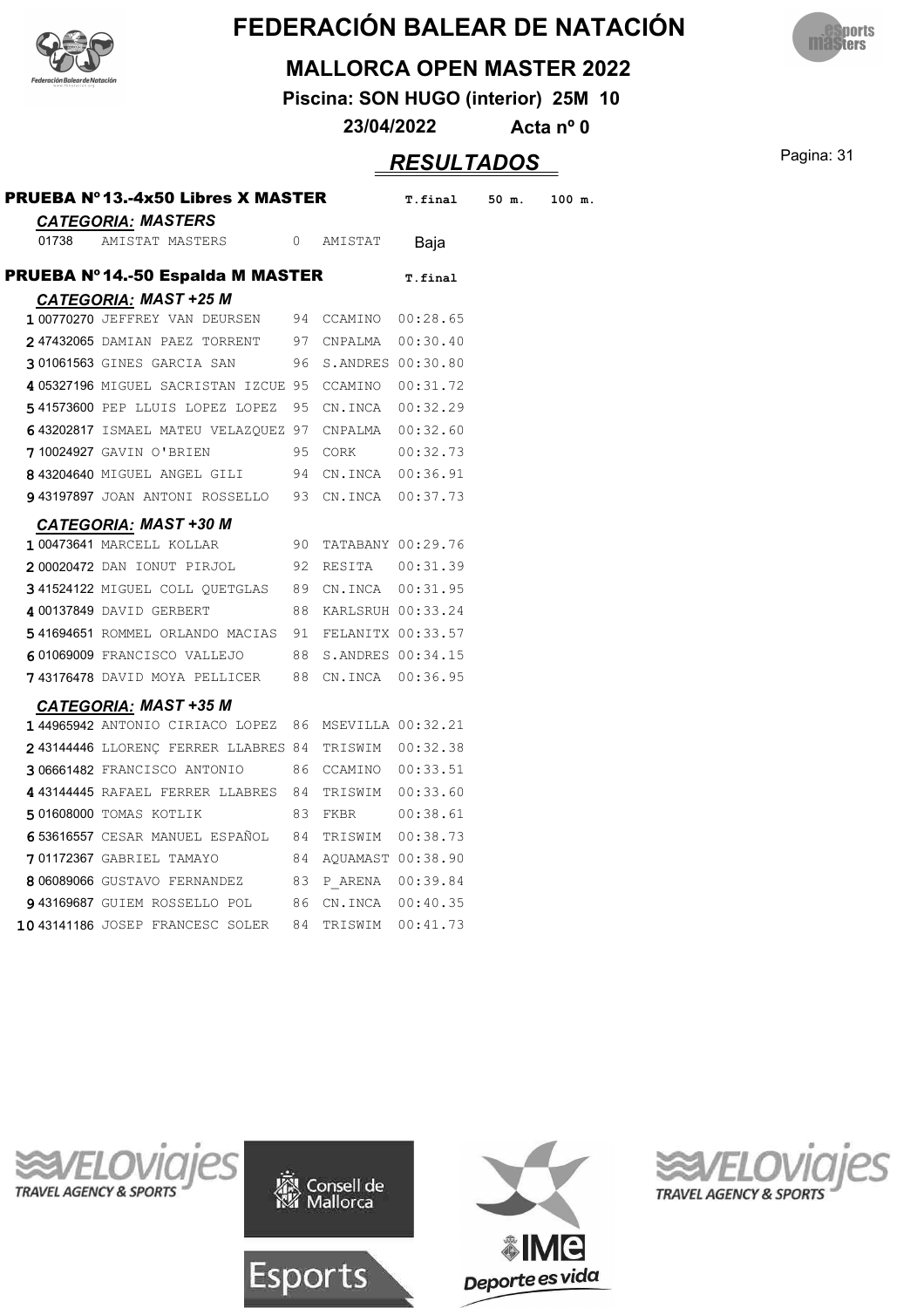# FEDERACIÓN BALEAR DE NATACIÓN

## MALLORCA OPEN MASTER 2022

**Piscina: SON HUGO (interior) 25M 10**

**23/04/2022 Acta nº 0**

## *RESULTADOS*

### PRUEBA Nº13.-4x50 Libres X MASTER

*CATEGORIA: MASTERS*

| | Código | Nombre | Año | Club | T.final | 50 m. | 100 m. |
|---|---|---|---|---|---|---|---|
| | 01738 | AMISTAT MASTERS | 0 | AMISTAT | Baja | | |

### PRUEBA Nº14.-50 Espalda M MASTER

*CATEGORIA: MAST +25 M*

| Pos. | Código | Nombre | Año | Club | T.final |
|---|---|---|---|---|---|
| 1 | 00770270 | JEFFREY VAN DEURSEN | 94 | CCAMINO | 00:28.65 |
| 2 | 47432065 | DAMIAN PAEZ TORRENT | 97 | CNPALMA | 00:30.40 |
| 3 | 01061563 | GINES GARCIA SAN | 96 | S.ANDRES | 00:30.80 |
| 4 | 05327196 | MIGUEL SACRISTAN IZCUE | 95 | CCAMINO | 00:31.72 |
| 5 | 41573600 | PEP LLUIS LOPEZ LOPEZ | 95 | CN.INCA | 00:32.29 |
| 6 | 43202817 | ISMAEL MATEU VELAZQUEZ | 97 | CNPALMA | 00:32.60 |
| 7 | 10024927 | GAVIN O'BRIEN | 95 | CORK | 00:32.73 |
| 8 | 43204640 | MIGUEL ANGEL GILI | 94 | CN.INCA | 00:36.91 |
| 9 | 43197897 | JOAN ANTONI ROSSELLO | 93 | CN.INCA | 00:37.73 |

*CATEGORIA: MAST +30 M*

| Pos. | Código | Nombre | Año | Club | T.final |
|---|---|---|---|---|---|
| 1 | 00473641 | MARCELL KOLLAR | 90 | TATABANY | 00:29.76 |
| 2 | 00020472 | DAN IONUT PIRJOL | 92 | RESITA | 00:31.39 |
| 3 | 41524122 | MIGUEL COLL QUETGLAS | 89 | CN.INCA | 00:31.95 |
| 4 | 00137849 | DAVID GERBERT | 88 | KARLSRUH | 00:33.24 |
| 5 | 41694651 | ROMMEL ORLANDO MACIAS | 91 | FELANITX | 00:33.57 |
| 6 | 01069009 | FRANCISCO VALLEJO | 88 | S.ANDRES | 00:34.15 |
| 7 | 43176478 | DAVID MOYA PELLICER | 88 | CN.INCA | 00:36.95 |

*CATEGORIA: MAST +35 M*

| Pos. | Código | Nombre | Año | Club | T.final |
|---|---|---|---|---|---|
| 1 | 44965942 | ANTONIO CIRIACO LOPEZ | 86 | MSEVILLA | 00:32.21 |
| 2 | 43144446 | LLORENÇ FERRER LLABRES | 84 | TRISWIM | 00:32.38 |
| 3 | 06661482 | FRANCISCO ANTONIO | 86 | CCAMINO | 00:33.51 |
| 4 | 43144445 | RAFAEL FERRER LLABRES | 84 | TRISWIM | 00:33.60 |
| 5 | 01608000 | TOMAS KOTLIK | 83 | FKBR | 00:38.61 |
| 6 | 53616557 | CESAR MANUEL ESPAÑOL | 84 | TRISWIM | 00:38.73 |
| 7 | 01172367 | GABRIEL TAMAYO | 84 | AQUAMAST | 00:38.90 |
| 8 | 06089066 | GUSTAVO FERNANDEZ | 83 | P_ARENA | 00:39.84 |
| 9 | 43169687 | GUIEM ROSSELLO POL | 86 | CN.INCA | 00:40.35 |
| 10 | 43141186 | JOSEP FRANCESC SOLER | 84 | TRISWIM | 00:41.73 |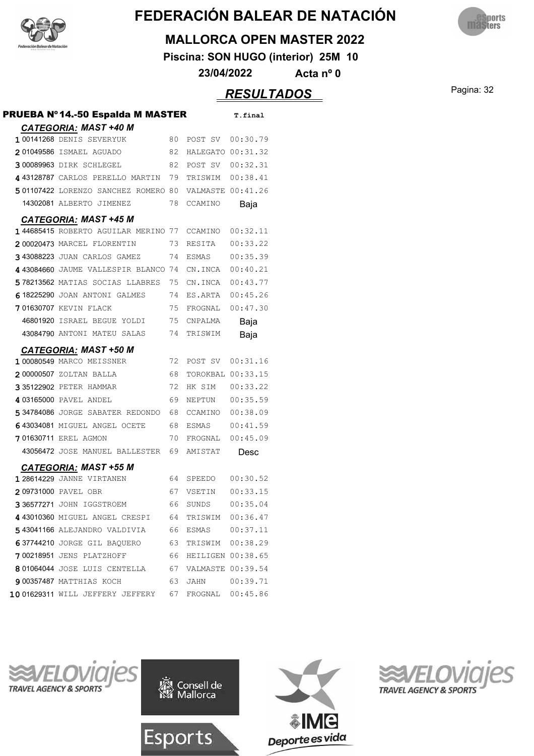# FEDERACIÓN BALEAR DE NATACIÓN

## MALLORCA OPEN MASTER 2022

**Piscina: SON HUGO (interior) 25M 10**

**23/04/2022 Acta nº 0**

## *RESULTADOS*

### PRUEBA Nº14.-50 Espalda M MASTER

#### *CATEGORIA: MAST +40 M*

| Pos | Licencia | Nombre | Año | Club | T.final |
|---|---|---|---|---|---|
| 1 | 00141268 | DENIS SEVERYUK | 80 | POST SV | 00:30.79 |
| 2 | 01049586 | ISMAEL AGUADO | 82 | HALEGATO | 00:31.32 |
| 3 | 00089963 | DIRK SCHLEGEL | 82 | POST SV | 00:32.31 |
| 4 | 43128787 | CARLOS PERELLO MARTIN | 79 | TRISWIM | 00:38.41 |
| 5 | 01107422 | LORENZO SANCHEZ ROMERO | 80 | VALMASTE | 00:41.26 |
| | 14302081 | ALBERTO JIMENEZ | 78 | CCAMINO | Baja |

#### *CATEGORIA: MAST +45 M*

| Pos | Licencia | Nombre | Año | Club | T.final |
|---|---|---|---|---|---|
| 1 | 44685415 | ROBERTO AGUILAR MERINO | 77 | CCAMINO | 00:32.11 |
| 2 | 00020473 | MARCEL FLORENTIN | 73 | RESITA | 00:33.22 |
| 3 | 43088223 | JUAN CARLOS GAMEZ | 74 | ESMAS | 00:35.39 |
| 4 | 43084660 | JAUME VALLESPIR BLANCO | 74 | CN.INCA | 00:40.21 |
| 5 | 78213562 | MATIAS SOCIAS LLABRES | 75 | CN.INCA | 00:43.77 |
| 6 | 18225290 | JOAN ANTONI GALMES | 74 | ES.ARTA | 00:45.26 |
| 7 | 01630707 | KEVIN FLACK | 75 | FROGNAL | 00:47.30 |
| | 46801920 | ISRAEL BEGUE YOLDI | 75 | CNPALMA | Baja |
| | 43084790 | ANTONI MATEU SALAS | 74 | TRISWIM | Baja |

#### *CATEGORIA: MAST +50 M*

| Pos | Licencia | Nombre | Año | Club | T.final |
|---|---|---|---|---|---|
| 1 | 00080549 | MARCO MEISSNER | 72 | POST SV | 00:31.16 |
| 2 | 00000507 | ZOLTAN BALLA | 68 | TOROKBAL | 00:33.15 |
| 3 | 35122902 | PETER HAMMAR | 72 | HK SIM | 00:33.22 |
| 4 | 03165000 | PAVEL ANDEL | 69 | NEPTUN | 00:35.59 |
| 5 | 34784086 | JORGE SABATER REDONDO | 68 | CCAMINO | 00:38.09 |
| 6 | 43034081 | MIGUEL ANGEL OCETE | 68 | ESMAS | 00:41.59 |
| 7 | 01630711 | EREL AGMON | 70 | FROGNAL | 00:45.09 |
| | 43056472 | JOSE MANUEL BALLESTER | 69 | AMISTAT | Desc |

#### *CATEGORIA: MAST +55 M*

| Pos | Licencia | Nombre | Año | Club | T.final |
|---|---|---|---|---|---|
| 1 | 28614229 | JANNE VIRTANEN | 64 | SPEEDO | 00:30.52 |
| 2 | 09731000 | PAVEL OBR | 67 | VSETIN | 00:33.15 |
| 3 | 36577271 | JOHN IGGSTROEM | 66 | SUNDS | 00:35.04 |
| 4 | 43010360 | MIGUEL ANGEL CRESPI | 64 | TRISWIM | 00:36.47 |
| 5 | 43041166 | ALEJANDRO VALDIVIA | 66 | ESMAS | 00:37.11 |
| 6 | 37744210 | JORGE GIL BAQUERO | 63 | TRISWIM | 00:38.29 |
| 7 | 00218951 | JENS PLATZHOFF | 66 | HEILIGEN | 00:38.65 |
| 8 | 01064044 | JOSE LUIS CENTELLA | 67 | VALMASTE | 00:39.54 |
| 9 | 00357487 | MATTHIAS KOCH | 63 | JAHN | 00:39.71 |
| 10 | 01629311 | WILL JEFFERY JEFFERY | 67 | FROGNAL | 00:45.86 |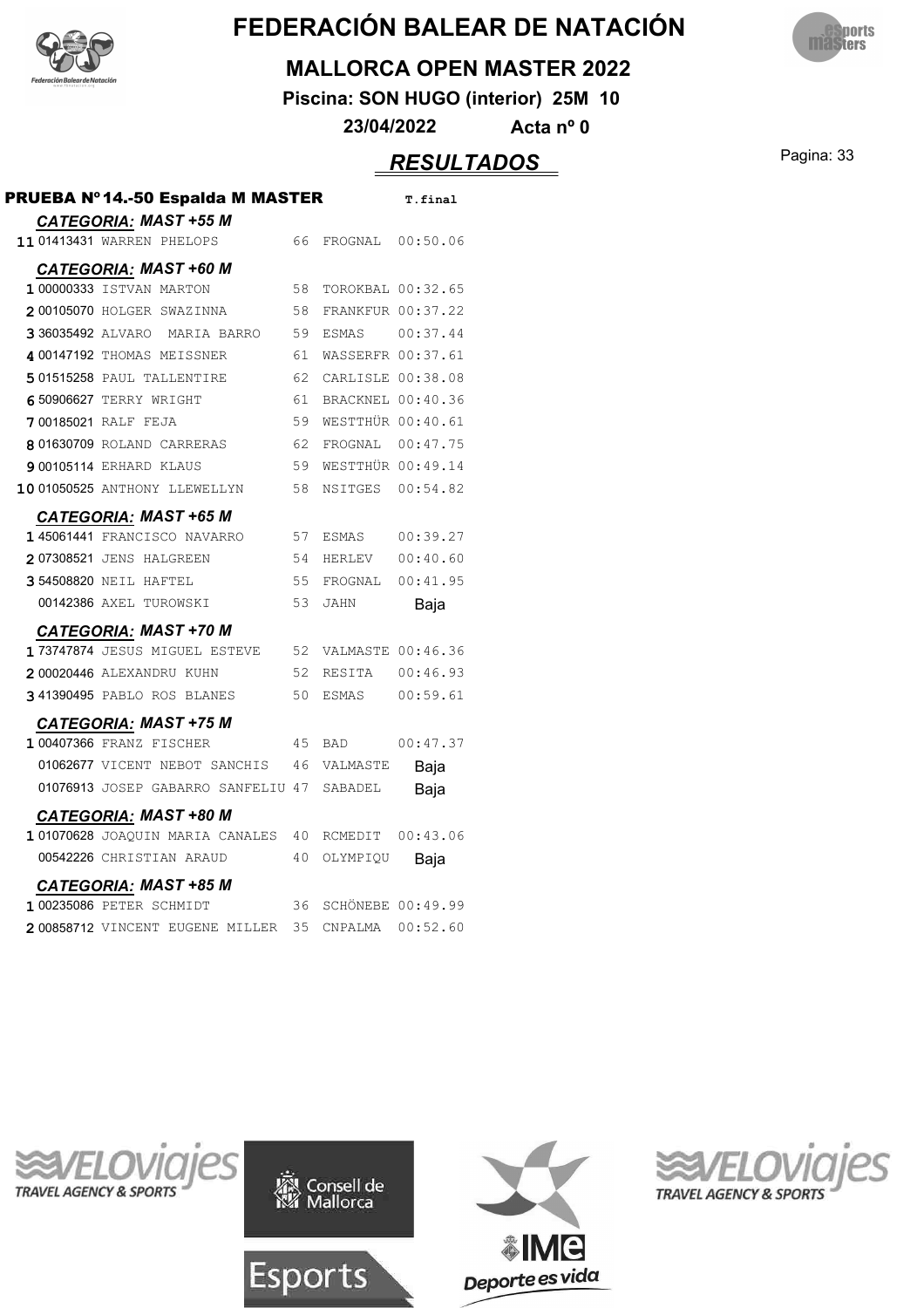# FEDERACIÓN BALEAR DE NATACIÓN

## MALLORCA OPEN MASTER 2022

**Piscina: SON HUGO (interior) 25M 10**

**23/04/2022 Acta nº 0**

## *RESULTADOS*

### PRUEBA Nº14.-50 Espalda M MASTER

| Pos. | Licencia | Nombre | Año | Club | T.final |
|---|---|---|---|---|---|
| | | ***CATEGORIA: MAST +55 M*** | | | |
| 11 | 01413431 | WARREN PHELOPS | 66 | FROGNAL | 00:50.06 |
| | | ***CATEGORIA: MAST +60 M*** | | | |
| 1 | 00000333 | ISTVAN MARTON | 58 | TOROKBAL | 00:32.65 |
| 2 | 00105070 | HOLGER SWAZINNA | 58 | FRANKFUR | 00:37.22 |
| 3 | 36035492 | ALVARO MARIA BARRO | 59 | ESMAS | 00:37.44 |
| 4 | 00147192 | THOMAS MEISSNER | 61 | WASSERFR | 00:37.61 |
| 5 | 01515258 | PAUL TALLENTIRE | 62 | CARLISLE | 00:38.08 |
| 6 | 50906627 | TERRY WRIGHT | 61 | BRACKNEL | 00:40.36 |
| 7 | 00185021 | RALF FEJA | 59 | WESTTHÜR | 00:40.61 |
| 8 | 01630709 | ROLAND CARRERAS | 62 | FROGNAL | 00:47.75 |
| 9 | 00105114 | ERHARD KLAUS | 59 | WESTTHÜR | 00:49.14 |
| 10 | 01050525 | ANTHONY LLEWELLYN | 58 | NSITGES | 00:54.82 |
| | | ***CATEGORIA: MAST +65 M*** | | | |
| 1 | 45061441 | FRANCISCO NAVARRO | 57 | ESMAS | 00:39.27 |
| 2 | 07308521 | JENS HALGREEN | 54 | HERLEV | 00:40.60 |
| 3 | 54508820 | NEIL HAFTEL | 55 | FROGNAL | 00:41.95 |
| | 00142386 | AXEL TUROWSKI | 53 | JAHN | Baja |
| | | ***CATEGORIA: MAST +70 M*** | | | |
| 1 | 73747874 | JESUS MIGUEL ESTEVE | 52 | VALMASTE | 00:46.36 |
| 2 | 00020446 | ALEXANDRU KUHN | 52 | RESITA | 00:46.93 |
| 3 | 41390495 | PABLO ROS BLANES | 50 | ESMAS | 00:59.61 |
| | | ***CATEGORIA: MAST +75 M*** | | | |
| 1 | 00407366 | FRANZ FISCHER | 45 | BAD | 00:47.37 |
| | 01062677 | VICENT NEBOT SANCHIS | 46 | VALMASTE | Baja |
| | 01076913 | JOSEP GABARRO SANFELIU | 47 | SABADEL | Baja |
| | | ***CATEGORIA: MAST +80 M*** | | | |
| 1 | 01070628 | JOAQUIN MARIA CANALES | 40 | RCMEDIT | 00:43.06 |
| | 00542226 | CHRISTIAN ARAUD | 40 | OLYMPIQU | Baja |
| | | ***CATEGORIA: MAST +85 M*** | | | |
| 1 | 00235086 | PETER SCHMIDT | 36 | SCHÖNEBE | 00:49.99 |
| 2 | 00858712 | VINCENT EUGENE MILLER | 35 | CNPALMA | 00:52.60 |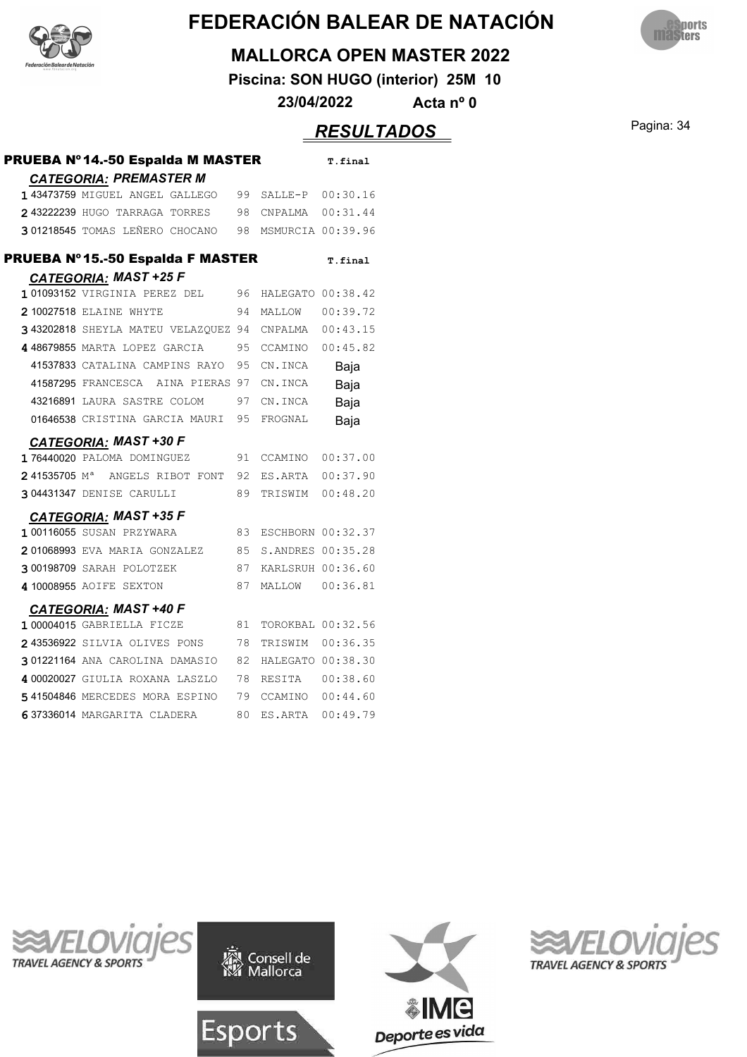# FEDERACIÓN BALEAR DE NATACIÓN

## MALLORCA OPEN MASTER 2022

**Piscina: SON HUGO (interior) 25M 10**

**23/04/2022 Acta nº 0**

## *RESULTADOS*

### PRUEBA Nº14.-50 Espalda M MASTER

*CATEGORIA: PREMASTER M*

| Pos | Licencia | Nombre | Año | Club | T.final |
|---|---|---|---|---|---|
| 1 | 43473759 | MIGUEL ANGEL GALLEGO | 99 | SALLE-P | 00:30.16 |
| 2 | 43222239 | HUGO TARRAGA TORRES | 98 | CNPALMA | 00:31.44 |
| 3 | 01218545 | TOMAS LEÑERO CHOCANO | 98 | MSMURCIA | 00:39.96 |

### PRUEBA Nº15.-50 Espalda F MASTER

*CATEGORIA: MAST +25 F*

| Pos | Licencia | Nombre | Año | Club | T.final |
|---|---|---|---|---|---|
| 1 | 01093152 | VIRGINIA PEREZ DEL | 96 | HALEGATO | 00:38.42 |
| 2 | 10027518 | ELAINE WHYTE | 94 | MALLOW | 00:39.72 |
| 3 | 43202818 | SHEYLA MATEU VELAZQUEZ | 94 | CNPALMA | 00:43.15 |
| 4 | 48679855 | MARTA LOPEZ GARCIA | 95 | CCAMINO | 00:45.82 |
| | 41537833 | CATALINA CAMPINS RAYO | 95 | CN.INCA | Baja |
| | 41587295 | FRANCESCA AINA PIERAS | 97 | CN.INCA | Baja |
| | 43216891 | LAURA SASTRE COLOM | 97 | CN.INCA | Baja |
| | 01646538 | CRISTINA GARCIA MAURI | 95 | FROGNAL | Baja |

*CATEGORIA: MAST +30 F*

| Pos | Licencia | Nombre | Año | Club | T.final |
|---|---|---|---|---|---|
| 1 | 76440020 | PALOMA DOMINGUEZ | 91 | CCAMINO | 00:37.00 |
| 2 | 41535705 | Mª ANGELS RIBOT FONT | 92 | ES.ARTA | 00:37.90 |
| 3 | 04431347 | DENISE CARULLI | 89 | TRISWIM | 00:48.20 |

*CATEGORIA: MAST +35 F*

| Pos | Licencia | Nombre | Año | Club | T.final |
|---|---|---|---|---|---|
| 1 | 00116055 | SUSAN PRZYWARA | 83 | ESCHBORN | 00:32.37 |
| 2 | 01068993 | EVA MARIA GONZALEZ | 85 | S.ANDRES | 00:35.28 |
| 3 | 00198709 | SARAH POLOTZEK | 87 | KARLSRUH | 00:36.60 |
| 4 | 10008955 | AOIFE SEXTON | 87 | MALLOW | 00:36.81 |

*CATEGORIA: MAST +40 F*

| Pos | Licencia | Nombre | Año | Club | T.final |
|---|---|---|---|---|---|
| 1 | 00004015 | GABRIELLA FICZE | 81 | TOROKBAL | 00:32.56 |
| 2 | 43536922 | SILVIA OLIVES PONS | 78 | TRISWIM | 00:36.35 |
| 3 | 01221164 | ANA CAROLINA DAMASIO | 82 | HALEGATO | 00:38.30 |
| 4 | 00020027 | GIULIA ROXANA LASZLO | 78 | RESITA | 00:38.60 |
| 5 | 41504846 | MERCEDES MORA ESPINO | 79 | CCAMINO | 00:44.60 |
| 6 | 37336014 | MARGARITA CLADERA | 80 | ES.ARTA | 00:49.79 |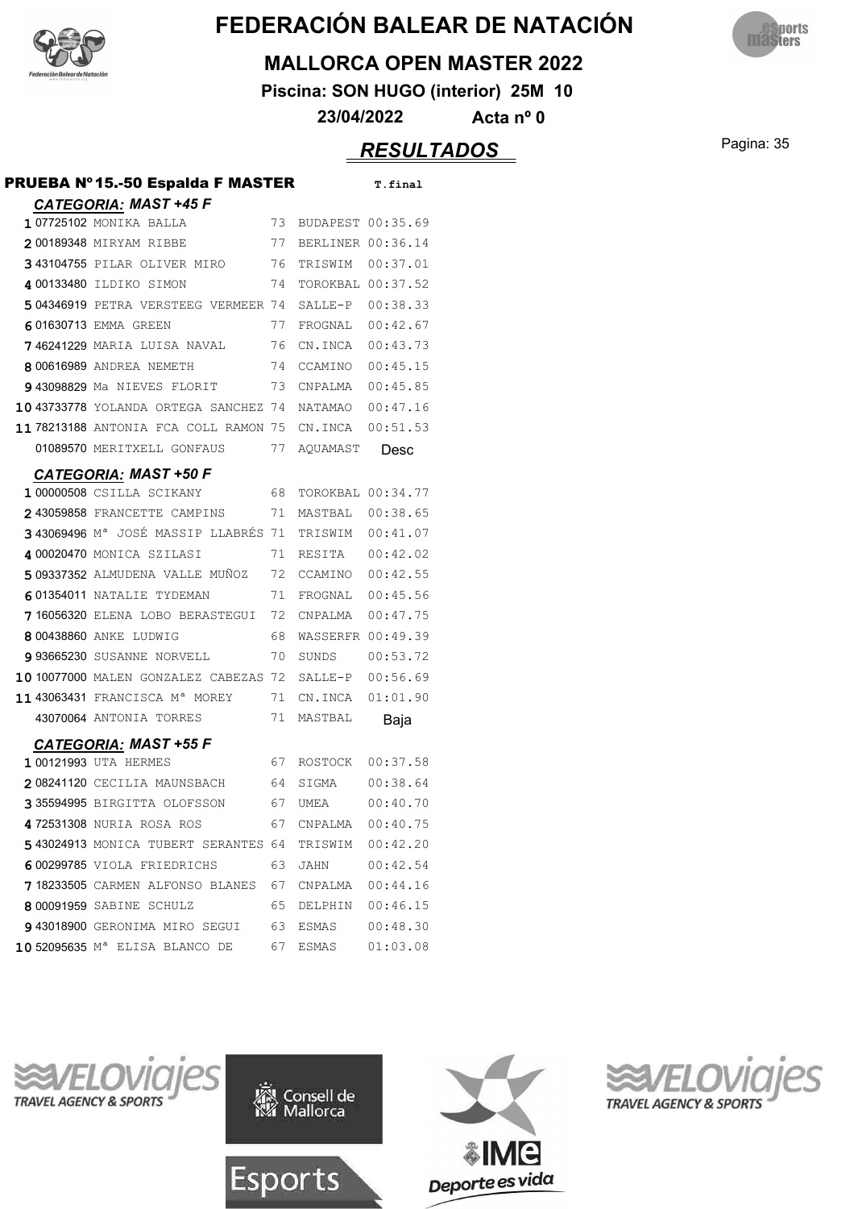# FEDERACIÓN BALEAR DE NATACIÓN

## MALLORCA OPEN MASTER 2022

**Piscina: SON HUGO (interior) 25M 10**

**23/04/2022 Acta nº 0**

## *RESULTADOS*

### PRUEBA Nº15.-50 Espalda F MASTER

#### *CATEGORIA: MAST +45 F*

| Pos. | Licencia | Nombre | Año | Club | T.final |
|---|---|---|---|---|---|
| 1 | 07725102 | MONIKA BALLA | 73 | BUDAPEST | 00:35.69 |
| 2 | 00189348 | MIRYAM RIBBE | 77 | BERLINER | 00:36.14 |
| 3 | 43104755 | PILAR OLIVER MIRO | 76 | TRISWIM | 00:37.01 |
| 4 | 00133480 | ILDIKO SIMON | 74 | TOROKBAL | 00:37.52 |
| 5 | 04346919 | PETRA VERSTEEG VERMEER | 74 | SALLE-P | 00:38.33 |
| 6 | 01630713 | EMMA GREEN | 77 | FROGNAL | 00:42.67 |
| 7 | 46241229 | MARIA LUISA NAVAL | 76 | CN.INCA | 00:43.73 |
| 8 | 00616989 | ANDREA NEMETH | 74 | CCAMINO | 00:45.15 |
| 9 | 43098829 | Ma NIEVES FLORIT | 73 | CNPALMA | 00:45.85 |
| 10 | 43733778 | YOLANDA ORTEGA SANCHEZ | 74 | NATAMAO | 00:47.16 |
| 11 | 78213188 | ANTONIA FCA COLL RAMON | 75 | CN.INCA | 00:51.53 |
| | 01089570 | MERITXELL GONFAUS | 77 | AQUAMAST | Desc |

#### *CATEGORIA: MAST +50 F*

| Pos. | Licencia | Nombre | Año | Club | T.final |
|---|---|---|---|---|---|
| 1 | 00000508 | CSILLA SCIKANY | 68 | TOROKBAL | 00:34.77 |
| 2 | 43059858 | FRANCETTE CAMPINS | 71 | MASTBAL | 00:38.65 |
| 3 | 43069496 | Mª JOSÉ MASSIP LLABRÉS | 71 | TRISWIM | 00:41.07 |
| 4 | 00020470 | MONICA SZILASI | 71 | RESITA | 00:42.02 |
| 5 | 09337352 | ALMUDENA VALLE MUÑOZ | 72 | CCAMINO | 00:42.55 |
| 6 | 01354011 | NATALIE TYDEMAN | 71 | FROGNAL | 00:45.56 |
| 7 | 16056320 | ELENA LOBO BERASTEGUI | 72 | CNPALMA | 00:47.75 |
| 8 | 00438860 | ANKE LUDWIG | 68 | WASSERFR | 00:49.39 |
| 9 | 93665230 | SUSANNE NORVELL | 70 | SUNDS | 00:53.72 |
| 10 | 10077000 | MALEN GONZALEZ CABEZAS | 72 | SALLE-P | 00:56.69 |
| 11 | 43063431 | FRANCISCA Mª MOREY | 71 | CN.INCA | 01:01.90 |
| | 43070064 | ANTONIA TORRES | 71 | MASTBAL | Baja |

#### *CATEGORIA: MAST +55 F*

| Pos. | Licencia | Nombre | Año | Club | T.final |
|---|---|---|---|---|---|
| 1 | 00121993 | UTA HERMES | 67 | ROSTOCK | 00:37.58 |
| 2 | 08241120 | CECILIA MAUNSBACH | 64 | SIGMA | 00:38.64 |
| 3 | 35594995 | BIRGITTA OLOFSSON | 67 | UMEA | 00:40.70 |
| 4 | 72531308 | NURIA ROSA ROS | 67 | CNPALMA | 00:40.75 |
| 5 | 43024913 | MONICA TUBERT SERANTES | 64 | TRISWIM | 00:42.20 |
| 6 | 00299785 | VIOLA FRIEDRICHS | 63 | JAHN | 00:42.54 |
| 7 | 18233505 | CARMEN ALFONSO BLANES | 67 | CNPALMA | 00:44.16 |
| 8 | 00091959 | SABINE SCHULZ | 65 | DELPHIN | 00:46.15 |
| 9 | 43018900 | GERONIMA MIRO SEGUI | 63 | ESMAS | 00:48.30 |
| 10 | 52095635 | Mª ELISA BLANCO DE | 67 | ESMAS | 01:03.08 |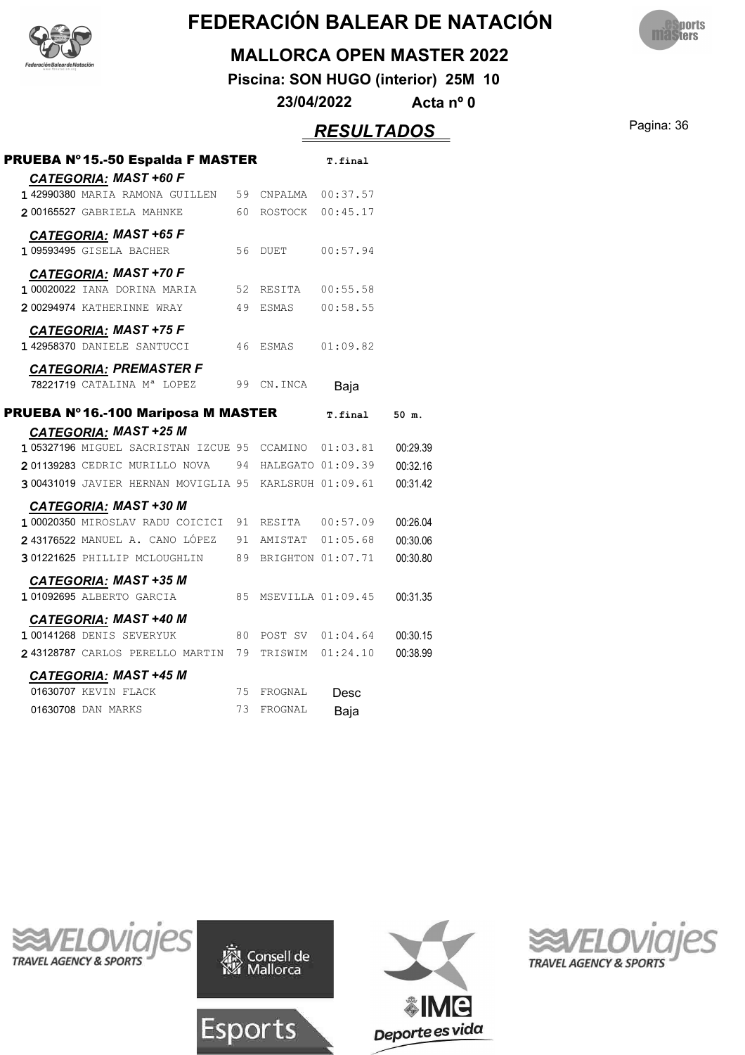# FEDERACIÓN BALEAR DE NATACIÓN

## MALLORCA OPEN MASTER 2022

**Piscina: SON HUGO (interior) 25M 10**

**23/04/2022 Acta nº 0**

## *RESULTADOS*

### PRUEBA Nº15.-50 Espalda F MASTER

| | | | | | T.final |
|---|---|---|---|---|---|
| ***CATEGORIA: MAST +60 F*** | | | | | |
| 1 | 42990380 | MARIA RAMONA GUILLEN | 59 | CNPALMA | 00:37.57 |
| 2 | 00165527 | GABRIELA MAHNKE | 60 | ROSTOCK | 00:45.17 |
| ***CATEGORIA: MAST +65 F*** | | | | | |
| 1 | 09593495 | GISELA BACHER | 56 | DUET | 00:57.94 |
| ***CATEGORIA: MAST +70 F*** | | | | | |
| 1 | 00020022 | IANA DORINA MARIA | 52 | RESITA | 00:55.58 |
| 2 | 00294974 | KATHERINNE WRAY | 49 | ESMAS | 00:58.55 |
| ***CATEGORIA: MAST +75 F*** | | | | | |
| 1 | 42958370 | DANIELE SANTUCCI | 46 | ESMAS | 01:09.82 |
| ***CATEGORIA: PREMASTER F*** | | | | | |
| | 78221719 | CATALINA Mª LOPEZ | 99 | CN.INCA | Baja |

### PRUEBA Nº16.-100 Mariposa M MASTER

| | | | | | T.final | 50 m. |
|---|---|---|---|---|---|---|
| ***CATEGORIA: MAST +25 M*** | | | | | | |
| 1 | 05327196 | MIGUEL SACRISTAN IZCUE | 95 | CCAMINO | 01:03.81 | 00:29.39 |
| 2 | 01139283 | CEDRIC MURILLO NOVA | 94 | HALEGATO | 01:09.39 | 00:32.16 |
| 3 | 00431019 | JAVIER HERNAN MOVIGLIA | 95 | KARLSRUH | 01:09.61 | 00:31.42 |
| ***CATEGORIA: MAST +30 M*** | | | | | | |
| 1 | 00020350 | MIROSLAV RADU COICICI | 91 | RESITA | 00:57.09 | 00:26.04 |
| 2 | 43176522 | MANUEL A. CANO LÓPEZ | 91 | AMISTAT | 01:05.68 | 00:30.06 |
| 3 | 01221625 | PHILLIP MCLOUGHLIN | 89 | BRIGHTON | 01:07.71 | 00:30.80 |
| ***CATEGORIA: MAST +35 M*** | | | | | | |
| 1 | 01092695 | ALBERTO GARCIA | 85 | MSEVILLA | 01:09.45 | 00:31.35 |
| ***CATEGORIA: MAST +40 M*** | | | | | | |
| 1 | 00141268 | DENIS SEVERYUK | 80 | POST SV | 01:04.64 | 00:30.15 |
| 2 | 43128787 | CARLOS PERELLO MARTIN | 79 | TRISWIM | 01:24.10 | 00:38.99 |
| ***CATEGORIA: MAST +45 M*** | | | | | | |
| | 01630707 | KEVIN FLACK | 75 | FROGNAL | Desc | |
| | 01630708 | DAN MARKS | 73 | FROGNAL | Baja | |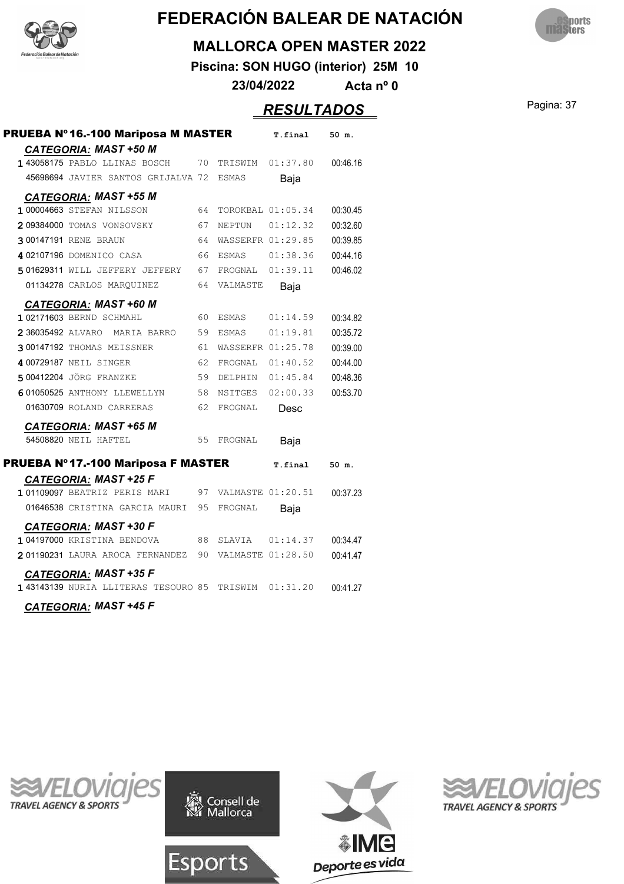# FEDERACIÓN BALEAR DE NATACIÓN

## MALLORCA OPEN MASTER 2022

**Piscina: SON HUGO (interior) 25M 10**

**23/04/2022 Acta nº 0**

## *RESULTADOS*

### PRUEBA Nº16.-100 Mariposa M MASTER

| | Licencia | Nombre | Año | Club | T.final | 50 m. |
|---|---|---|---|---|---|---|
| | | ***CATEGORIA: MAST +50 M*** | | | | |
| 1 | 43058175 | PABLO LLINAS BOSCH | 70 | TRISWIM | 01:37.80 | 00:46.16 |
| | 45698694 | JAVIER SANTOS GRIJALVA | 72 | ESMAS | Baja | |
| | | ***CATEGORIA: MAST +55 M*** | | | | |
| 1 | 00004663 | STEFAN NILSSON | 64 | TOROKBAL | 01:05.34 | 00:30.45 |
| 2 | 09384000 | TOMAS VONSOVSKY | 67 | NEPTUN | 01:12.32 | 00:32.60 |
| 3 | 00147191 | RENE BRAUN | 64 | WASSERFR | 01:29.85 | 00:39.85 |
| 4 | 02107196 | DOMENICO CASA | 66 | ESMAS | 01:38.36 | 00:44.16 |
| 5 | 01629311 | WILL JEFFERY JEFFERY | 67 | FROGNAL | 01:39.11 | 00:46.02 |
| | 01134278 | CARLOS MARQUINEZ | 64 | VALMASTE | Baja | |
| | | ***CATEGORIA: MAST +60 M*** | | | | |
| 1 | 02171603 | BERND SCHMAHL | 60 | ESMAS | 01:14.59 | 00:34.82 |
| 2 | 36035492 | ALVARO MARIA BARRO | 59 | ESMAS | 01:19.81 | 00:35.72 |
| 3 | 00147192 | THOMAS MEISSNER | 61 | WASSERFR | 01:25.78 | 00:39.00 |
| 4 | 00729187 | NEIL SINGER | 62 | FROGNAL | 01:40.52 | 00:44.00 |
| 5 | 00412204 | JÖRG FRANZKE | 59 | DELPHIN | 01:45.84 | 00:48.36 |
| 6 | 01050525 | ANTHONY LLEWELLYN | 58 | NSITGES | 02:00.33 | 00:53.70 |
| | 01630709 | ROLAND CARRERAS | 62 | FROGNAL | Desc | |
| | | ***CATEGORIA: MAST +65 M*** | | | | |
| | 54508820 | NEIL HAFTEL | 55 | FROGNAL | Baja | |

### PRUEBA Nº17.-100 Mariposa F MASTER

| | Licencia | Nombre | Año | Club | T.final | 50 m. |
|---|---|---|---|---|---|---|
| | | ***CATEGORIA: MAST +25 F*** | | | | |
| 1 | 01109097 | BEATRIZ PERIS MARI | 97 | VALMASTE | 01:20.51 | 00:37.23 |
| | 01646538 | CRISTINA GARCIA MAURI | 95 | FROGNAL | Baja | |
| | | ***CATEGORIA: MAST +30 F*** | | | | |
| 1 | 04197000 | KRISTINA BENDOVA | 88 | SLAVIA | 01:14.37 | 00:34.47 |
| 2 | 01190231 | LAURA AROCA FERNANDEZ | 90 | VALMASTE | 01:28.50 | 00:41.47 |
| | | ***CATEGORIA: MAST +35 F*** | | | | |
| 1 | 43143139 | NURIA LLITERAS TESOURO | 85 | TRISWIM | 01:31.20 | 00:41.27 |
| | | ***CATEGORIA: MAST +45 F*** | | | | |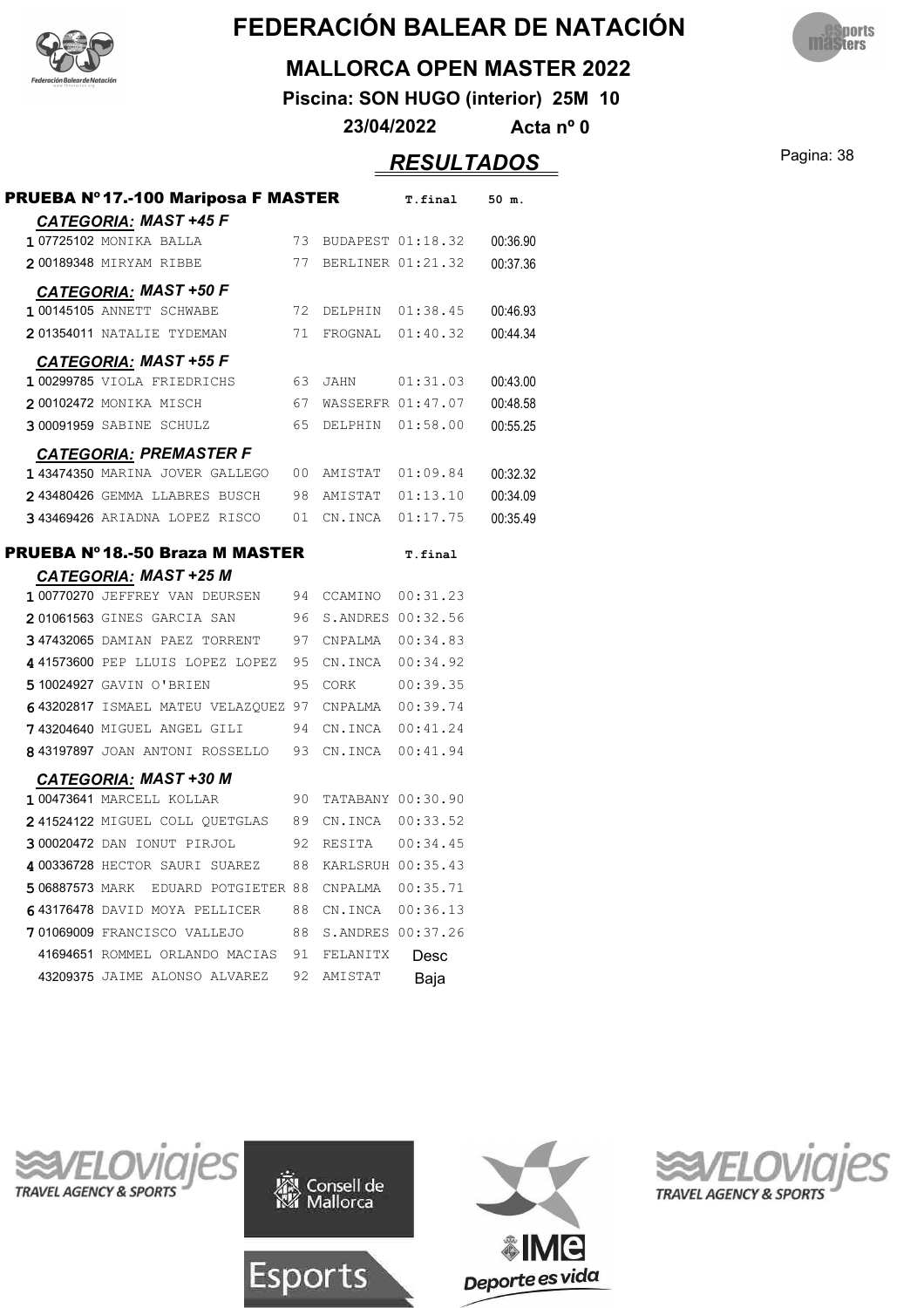# FEDERACIÓN BALEAR DE NATACIÓN

## MALLORCA OPEN MASTER 2022

**Piscina: SON HUGO (interior) 25M 10**

**23/04/2022 Acta nº 0**

## *RESULTADOS*

### PRUEBA Nº 17.-100 Mariposa F MASTER

*CATEGORIA: MAST +45 F*

| Pos | Licencia | Nombre | Año | Club | T.final | 50 m. |
|---|---|---|---|---|---|---|
| 1 | 07725102 | MONIKA BALLA | 73 | BUDAPEST | 01:18.32 | 00:36.90 |
| 2 | 00189348 | MIRYAM RIBBE | 77 | BERLINER | 01:21.32 | 00:37.36 |

*CATEGORIA: MAST +50 F*

| Pos | Licencia | Nombre | Año | Club | T.final | 50 m. |
|---|---|---|---|---|---|---|
| 1 | 00145105 | ANNETT SCHWABE | 72 | DELPHIN | 01:38.45 | 00:46.93 |
| 2 | 01354011 | NATALIE TYDEMAN | 71 | FROGNAL | 01:40.32 | 00:44.34 |

*CATEGORIA: MAST +55 F*

| Pos | Licencia | Nombre | Año | Club | T.final | 50 m. |
|---|---|---|---|---|---|---|
| 1 | 00299785 | VIOLA FRIEDRICHS | 63 | JAHN | 01:31.03 | 00:43.00 |
| 2 | 00102472 | MONIKA MISCH | 67 | WASSERFR | 01:47.07 | 00:48.58 |
| 3 | 00091959 | SABINE SCHULZ | 65 | DELPHIN | 01:58.00 | 00:55.25 |

*CATEGORIA: PREMASTER F*

| Pos | Licencia | Nombre | Año | Club | T.final | 50 m. |
|---|---|---|---|---|---|---|
| 1 | 43474350 | MARINA JOVER GALLEGO | 00 | AMISTAT | 01:09.84 | 00:32.32 |
| 2 | 43480426 | GEMMA LLABRES BUSCH | 98 | AMISTAT | 01:13.10 | 00:34.09 |
| 3 | 43469426 | ARIADNA LOPEZ RISCO | 01 | CN.INCA | 01:17.75 | 00:35.49 |

### PRUEBA Nº 18.-50 Braza M MASTER

*CATEGORIA: MAST +25 M*

| Pos | Licencia | Nombre | Año | Club | T.final |
|---|---|---|---|---|---|
| 1 | 00770270 | JEFFREY VAN DEURSEN | 94 | CCAMINO | 00:31.23 |
| 2 | 01061563 | GINES GARCIA SAN | 96 | S.ANDRES | 00:32.56 |
| 3 | 47432065 | DAMIAN PAEZ TORRENT | 97 | CNPALMA | 00:34.83 |
| 4 | 41573600 | PEP LLUIS LOPEZ LOPEZ | 95 | CN.INCA | 00:34.92 |
| 5 | 10024927 | GAVIN O'BRIEN | 95 | CORK | 00:39.35 |
| 6 | 43202817 | ISMAEL MATEU VELAZQUEZ | 97 | CNPALMA | 00:39.74 |
| 7 | 43204640 | MIGUEL ANGEL GILI | 94 | CN.INCA | 00:41.24 |
| 8 | 43197897 | JOAN ANTONI ROSSELLO | 93 | CN.INCA | 00:41.94 |

*CATEGORIA: MAST +30 M*

| Pos | Licencia | Nombre | Año | Club | T.final |
|---|---|---|---|---|---|
| 1 | 00473641 | MARCELL KOLLAR | 90 | TATABANY | 00:30.90 |
| 2 | 41524122 | MIGUEL COLL QUETGLAS | 89 | CN.INCA | 00:33.52 |
| 3 | 00020472 | DAN IONUT PIRJOL | 92 | RESITA | 00:34.45 |
| 4 | 00336728 | HECTOR SAURI SUAREZ | 88 | KARLSRUH | 00:35.43 |
| 5 | 06887573 | MARK EDUARD POTGIETER | 88 | CNPALMA | 00:35.71 |
| 6 | 43176478 | DAVID MOYA PELLICER | 88 | CN.INCA | 00:36.13 |
| 7 | 01069009 | FRANCISCO VALLEJO | 88 | S.ANDRES | 00:37.26 |
| | 41694651 | ROMMEL ORLANDO MACIAS | 91 | FELANITX | Desc |
| | 43209375 | JAIME ALONSO ALVAREZ | 92 | AMISTAT | Baja |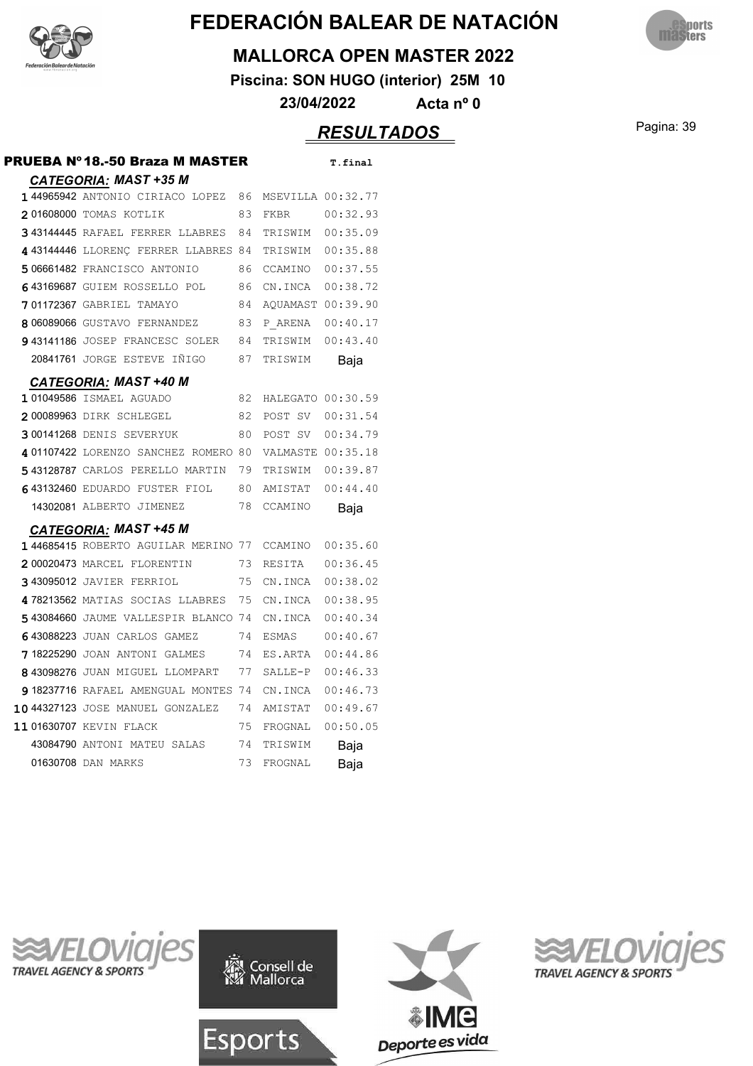# FEDERACIÓN BALEAR DE NATACIÓN

## MALLORCA OPEN MASTER 2022

**Piscina: SON HUGO (interior) 25M 10**

**23/04/2022 Acta nº 0**

## *RESULTADOS*

### PRUEBA Nº18.-50 Braza M MASTER

#### *CATEGORIA: MAST +35 M*

| Pos | Licencia | Nombre | Año | Club | T.final |
|---|---|---|---|---|---|
| 1 | 44965942 | ANTONIO CIRIACO LOPEZ | 86 | MSEVILLA | 00:32.77 |
| 2 | 01608000 | TOMAS KOTLIK | 83 | FKBR | 00:32.93 |
| 3 | 43144445 | RAFAEL FERRER LLABRES | 84 | TRISWIM | 00:35.09 |
| 4 | 43144446 | LLORENÇ FERRER LLABRES | 84 | TRISWIM | 00:35.88 |
| 5 | 06661482 | FRANCISCO ANTONIO | 86 | CCAMINO | 00:37.55 |
| 6 | 43169687 | GUIEM ROSSELLO POL | 86 | CN.INCA | 00:38.72 |
| 7 | 01172367 | GABRIEL TAMAYO | 84 | AQUAMAST | 00:39.90 |
| 8 | 06089066 | GUSTAVO FERNANDEZ | 83 | P_ARENA | 00:40.17 |
| 9 | 43141186 | JOSEP FRANCESC SOLER | 84 | TRISWIM | 00:43.40 |
| | 20841761 | JORGE ESTEVE IÑIGO | 87 | TRISWIM | Baja |

#### *CATEGORIA: MAST +40 M*

| Pos | Licencia | Nombre | Año | Club | T.final |
|---|---|---|---|---|---|
| 1 | 01049586 | ISMAEL AGUADO | 82 | HALEGATO | 00:30.59 |
| 2 | 00089963 | DIRK SCHLEGEL | 82 | POST SV | 00:31.54 |
| 3 | 00141268 | DENIS SEVERYUK | 80 | POST SV | 00:34.79 |
| 4 | 01107422 | LORENZO SANCHEZ ROMERO | 80 | VALMASTE | 00:35.18 |
| 5 | 43128787 | CARLOS PERELLO MARTIN | 79 | TRISWIM | 00:39.87 |
| 6 | 43132460 | EDUARDO FUSTER FIOL | 80 | AMISTAT | 00:44.40 |
| | 14302081 | ALBERTO JIMENEZ | 78 | CCAMINO | Baja |

#### *CATEGORIA: MAST +45 M*

| Pos | Licencia | Nombre | Año | Club | T.final |
|---|---|---|---|---|---|
| 1 | 44685415 | ROBERTO AGUILAR MERINO | 77 | CCAMINO | 00:35.60 |
| 2 | 00020473 | MARCEL FLORENTIN | 73 | RESITA | 00:36.45 |
| 3 | 43095012 | JAVIER FERRIOL | 75 | CN.INCA | 00:38.02 |
| 4 | 78213562 | MATIAS SOCIAS LLABRES | 75 | CN.INCA | 00:38.95 |
| 5 | 43084660 | JAUME VALLESPIR BLANCO | 74 | CN.INCA | 00:40.34 |
| 6 | 43088223 | JUAN CARLOS GAMEZ | 74 | ESMAS | 00:40.67 |
| 7 | 18225290 | JOAN ANTONI GALMES | 74 | ES.ARTA | 00:44.86 |
| 8 | 43098276 | JUAN MIGUEL LLOMPART | 77 | SALLE-P | 00:46.33 |
| 9 | 18237716 | RAFAEL AMENGUAL MONTES | 74 | CN.INCA | 00:46.73 |
| 10 | 44327123 | JOSE MANUEL GONZALEZ | 74 | AMISTAT | 00:49.67 |
| 11 | 01630707 | KEVIN FLACK | 75 | FROGNAL | 00:50.05 |
| | 43084790 | ANTONI MATEU SALAS | 74 | TRISWIM | Baja |
| | 01630708 | DAN MARKS | 73 | FROGNAL | Baja |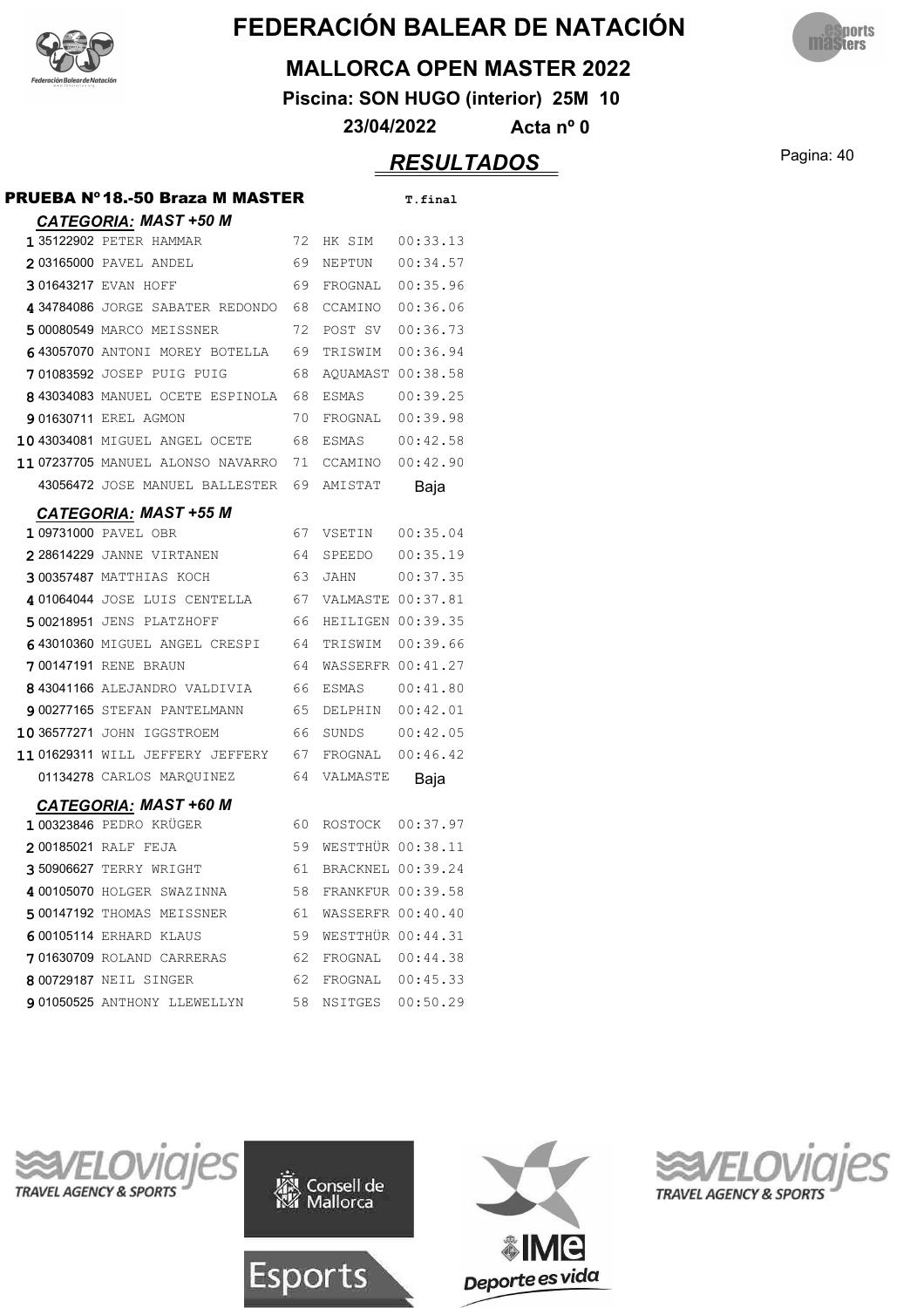# FEDERACIÓN BALEAR DE NATACIÓN

## MALLORCA OPEN MASTER 2022

**Piscina: SON HUGO (interior) 25M 10**

**23/04/2022 Acta nº 0**

## *RESULTADOS*

### PRUEBA Nº18.-50 Braza M MASTER

#### *CATEGORIA: MAST +50 M*

| Pos. | Licencia | Nombre | Año | Club | T.final |
|---|---|---|---|---|---|
| 1 | 35122902 | PETER HAMMAR | 72 | HK SIM | 00:33.13 |
| 2 | 03165000 | PAVEL ANDEL | 69 | NEPTUN | 00:34.57 |
| 3 | 01643217 | EVAN HOFF | 69 | FROGNAL | 00:35.96 |
| 4 | 34784086 | JORGE SABATER REDONDO | 68 | CCAMINO | 00:36.06 |
| 5 | 00080549 | MARCO MEISSNER | 72 | POST SV | 00:36.73 |
| 6 | 43057070 | ANTONI MOREY BOTELLA | 69 | TRISWIM | 00:36.94 |
| 7 | 01083592 | JOSEP PUIG PUIG | 68 | AQUAMAST | 00:38.58 |
| 8 | 43034083 | MANUEL OCETE ESPINOLA | 68 | ESMAS | 00:39.25 |
| 9 | 01630711 | EREL AGMON | 70 | FROGNAL | 00:39.98 |
| 10 | 43034081 | MIGUEL ANGEL OCETE | 68 | ESMAS | 00:42.58 |
| 11 | 07237705 | MANUEL ALONSO NAVARRO | 71 | CCAMINO | 00:42.90 |
| | 43056472 | JOSE MANUEL BALLESTER | 69 | AMISTAT | Baja |

#### *CATEGORIA: MAST +55 M*

| Pos. | Licencia | Nombre | Año | Club | T.final |
|---|---|---|---|---|---|
| 1 | 09731000 | PAVEL OBR | 67 | VSETIN | 00:35.04 |
| 2 | 28614229 | JANNE VIRTANEN | 64 | SPEEDO | 00:35.19 |
| 3 | 00357487 | MATTHIAS KOCH | 63 | JAHN | 00:37.35 |
| 4 | 01064044 | JOSE LUIS CENTELLA | 67 | VALMASTE | 00:37.81 |
| 5 | 00218951 | JENS PLATZHOFF | 66 | HEILIGEN | 00:39.35 |
| 6 | 43010360 | MIGUEL ANGEL CRESPI | 64 | TRISWIM | 00:39.66 |
| 7 | 00147191 | RENE BRAUN | 64 | WASSERFR | 00:41.27 |
| 8 | 43041166 | ALEJANDRO VALDIVIA | 66 | ESMAS | 00:41.80 |
| 9 | 00277165 | STEFAN PANTELMANN | 65 | DELPHIN | 00:42.01 |
| 10 | 36577271 | JOHN IGGSTROEM | 66 | SUNDS | 00:42.05 |
| 11 | 01629311 | WILL JEFFERY JEFFERY | 67 | FROGNAL | 00:46.42 |
| | 01134278 | CARLOS MARQUINEZ | 64 | VALMASTE | Baja |

#### *CATEGORIA: MAST +60 M*

| Pos. | Licencia | Nombre | Año | Club | T.final |
|---|---|---|---|---|---|
| 1 | 00323846 | PEDRO KRÜGER | 60 | ROSTOCK | 00:37.97 |
| 2 | 00185021 | RALF FEJA | 59 | WESTTHÜR | 00:38.11 |
| 3 | 50906627 | TERRY WRIGHT | 61 | BRACKNEL | 00:39.24 |
| 4 | 00105070 | HOLGER SWAZINNA | 58 | FRANKFUR | 00:39.58 |
| 5 | 00147192 | THOMAS MEISSNER | 61 | WASSERFR | 00:40.40 |
| 6 | 00105114 | ERHARD KLAUS | 59 | WESTTHÜR | 00:44.31 |
| 7 | 01630709 | ROLAND CARRERAS | 62 | FROGNAL | 00:44.38 |
| 8 | 00729187 | NEIL SINGER | 62 | FROGNAL | 00:45.33 |
| 9 | 01050525 | ANTHONY LLEWELLYN | 58 | NSITGES | 00:50.29 |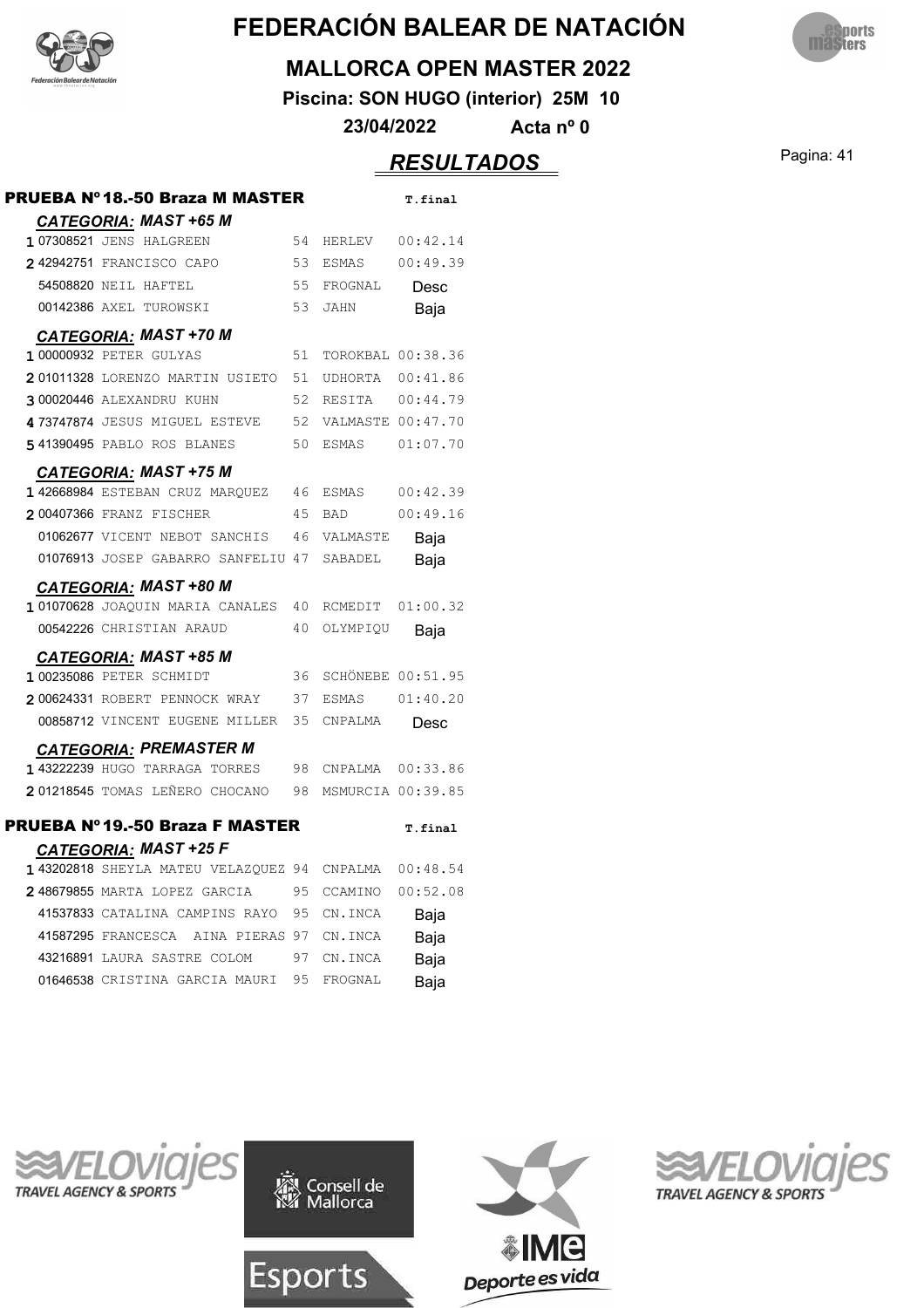# FEDERACIÓN BALEAR DE NATACIÓN

## MALLORCA OPEN MASTER 2022

**Piscina: SON HUGO (interior) 25M 10**

**23/04/2022 Acta nº 0**

## *RESULTADOS*

### PRUEBA Nº18.-50 Braza M MASTER

*CATEGORIA: MAST +65 M*

| | Licencia | Nombre | Año | Club | T.final |
|---|---|---|---|---|---|
| 1 | 07308521 | JENS HALGREEN | 54 | HERLEV | 00:42.14 |
| 2 | 42942751 | FRANCISCO CAPO | 53 | ESMAS | 00:49.39 |
| | 54508820 | NEIL HAFTEL | 55 | FROGNAL | Desc |
| | 00142386 | AXEL TUROWSKI | 53 | JAHN | Baja |

*CATEGORIA: MAST +70 M*

| | Licencia | Nombre | Año | Club | T.final |
|---|---|---|---|---|---|
| 1 | 00000932 | PETER GULYAS | 51 | TOROKBAL | 00:38.36 |
| 2 | 01011328 | LORENZO MARTIN USIETO | 51 | UDHORTA | 00:41.86 |
| 3 | 00020446 | ALEXANDRU KUHN | 52 | RESITA | 00:44.79 |
| 4 | 73747874 | JESUS MIGUEL ESTEVE | 52 | VALMASTE | 00:47.70 |
| 5 | 41390495 | PABLO ROS BLANES | 50 | ESMAS | 01:07.70 |

*CATEGORIA: MAST +75 M*

| | Licencia | Nombre | Año | Club | T.final |
|---|---|---|---|---|---|
| 1 | 42668984 | ESTEBAN CRUZ MARQUEZ | 46 | ESMAS | 00:42.39 |
| 2 | 00407366 | FRANZ FISCHER | 45 | BAD | 00:49.16 |
| | 01062677 | VICENT NEBOT SANCHIS | 46 | VALMASTE | Baja |
| | 01076913 | JOSEP GABARRO SANFELIU | 47 | SABADEL | Baja |

*CATEGORIA: MAST +80 M*

| | Licencia | Nombre | Año | Club | T.final |
|---|---|---|---|---|---|
| 1 | 01070628 | JOAQUIN MARIA CANALES | 40 | RCMEDIT | 01:00.32 |
| | 00542226 | CHRISTIAN ARAUD | 40 | OLYMPIQU | Baja |

*CATEGORIA: MAST +85 M*

| | Licencia | Nombre | Año | Club | T.final |
|---|---|---|---|---|---|
| 1 | 00235086 | PETER SCHMIDT | 36 | SCHÖNEBE | 00:51.95 |
| 2 | 00624331 | ROBERT PENNOCK WRAY | 37 | ESMAS | 01:40.20 |
| | 00858712 | VINCENT EUGENE MILLER | 35 | CNPALMA | Desc |

*CATEGORIA: PREMASTER M*

| | Licencia | Nombre | Año | Club | T.final |
|---|---|---|---|---|---|
| 1 | 43222239 | HUGO TARRAGA TORRES | 98 | CNPALMA | 00:33.86 |
| 2 | 01218545 | TOMAS LEÑERO CHOCANO | 98 | MSMURCIA | 00:39.85 |

### PRUEBA Nº19.-50 Braza F MASTER

*CATEGORIA: MAST +25 F*

| | Licencia | Nombre | Año | Club | T.final |
|---|---|---|---|---|---|
| 1 | 43202818 | SHEYLA MATEU VELAZQUEZ | 94 | CNPALMA | 00:48.54 |
| 2 | 48679855 | MARTA LOPEZ GARCIA | 95 | CCAMINO | 00:52.08 |
| | 41537833 | CATALINA CAMPINS RAYO | 95 | CN.INCA | Baja |
| | 41587295 | FRANCESCA AINA PIERAS | 97 | CN.INCA | Baja |
| | 43216891 | LAURA SASTRE COLOM | 97 | CN.INCA | Baja |
| | 01646538 | CRISTINA GARCIA MAURI | 95 | FROGNAL | Baja |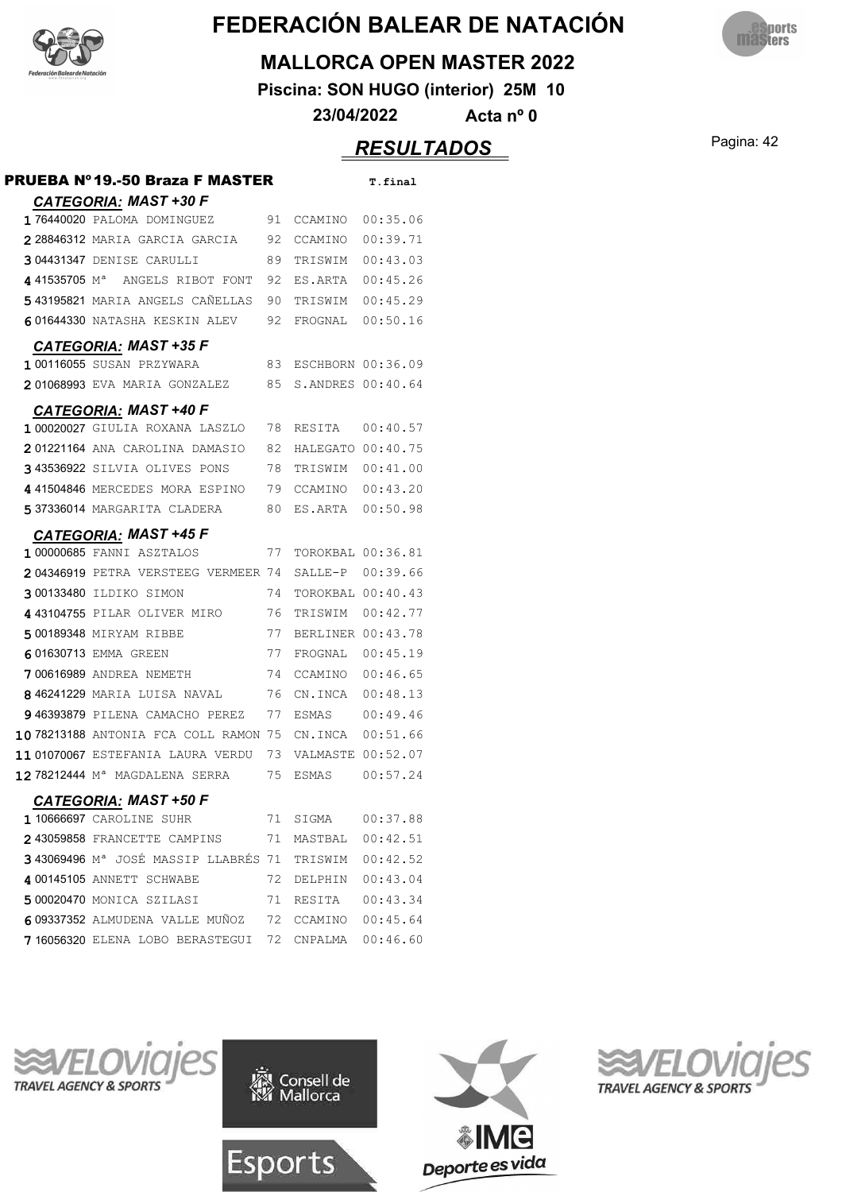# FEDERACIÓN BALEAR DE NATACIÓN

## MALLORCA OPEN MASTER 2022

**Piscina: SON HUGO (interior) 25M 10**

**23/04/2022 Acta nº 0**

## *RESULTADOS*

### PRUEBA Nº19.-50 Braza F MASTER

**CATEGORIA: MAST +30 F**

| | Licencia | Nombre | Año | Club | T.final |
|---|---|---|---|---|---|
| 1 | 76440020 | PALOMA DOMINGUEZ | 91 | CCAMINO | 00:35.06 |
| 2 | 28846312 | MARIA GARCIA GARCIA | 92 | CCAMINO | 00:39.71 |
| 3 | 04431347 | DENISE CARULLI | 89 | TRISWIM | 00:43.03 |
| 4 | 41535705 | Mª ANGELS RIBOT FONT | 92 | ES.ARTA | 00:45.26 |
| 5 | 43195821 | MARIA ANGELS CAÑELLAS | 90 | TRISWIM | 00:45.29 |
| 6 | 01644330 | NATASHA KESKIN ALEV | 92 | FROGNAL | 00:50.16 |

**CATEGORIA: MAST +35 F**

| | Licencia | Nombre | Año | Club | T.final |
|---|---|---|---|---|---|
| 1 | 00116055 | SUSAN PRZYWARA | 83 | ESCHBORN | 00:36.09 |
| 2 | 01068993 | EVA MARIA GONZALEZ | 85 | S.ANDRES | 00:40.64 |

**CATEGORIA: MAST +40 F**

| | Licencia | Nombre | Año | Club | T.final |
|---|---|---|---|---|---|
| 1 | 00020027 | GIULIA ROXANA LASZLO | 78 | RESITA | 00:40.57 |
| 2 | 01221164 | ANA CAROLINA DAMASIO | 82 | HALEGATO | 00:40.75 |
| 3 | 43536922 | SILVIA OLIVES PONS | 78 | TRISWIM | 00:41.00 |
| 4 | 41504846 | MERCEDES MORA ESPINO | 79 | CCAMINO | 00:43.20 |
| 5 | 37336014 | MARGARITA CLADERA | 80 | ES.ARTA | 00:50.98 |

**CATEGORIA: MAST +45 F**

| | Licencia | Nombre | Año | Club | T.final |
|---|---|---|---|---|---|
| 1 | 00000685 | FANNI ASZTALOS | 77 | TOROKBAL | 00:36.81 |
| 2 | 04346919 | PETRA VERSTEEG VERMEER | 74 | SALLE-P | 00:39.66 |
| 3 | 00133480 | ILDIKO SIMON | 74 | TOROKBAL | 00:40.43 |
| 4 | 43104755 | PILAR OLIVER MIRO | 76 | TRISWIM | 00:42.77 |
| 5 | 00189348 | MIRYAM RIBBE | 77 | BERLINER | 00:43.78 |
| 6 | 01630713 | EMMA GREEN | 77 | FROGNAL | 00:45.19 |
| 7 | 00616989 | ANDREA NEMETH | 74 | CCAMINO | 00:46.65 |
| 8 | 46241229 | MARIA LUISA NAVAL | 76 | CN.INCA | 00:48.13 |
| 9 | 46393879 | PILENA CAMACHO PEREZ | 77 | ESMAS | 00:49.46 |
| 10 | 78213188 | ANTONIA FCA COLL RAMON | 75 | CN.INCA | 00:51.66 |
| 11 | 01070067 | ESTEFANIA LAURA VERDU | 73 | VALMASTE | 00:52.07 |
| 12 | 78212444 | Mª MAGDALENA SERRA | 75 | ESMAS | 00:57.24 |

**CATEGORIA: MAST +50 F**

| | Licencia | Nombre | Año | Club | T.final |
|---|---|---|---|---|---|
| 1 | 10666697 | CAROLINE SUHR | 71 | SIGMA | 00:37.88 |
| 2 | 43059858 | FRANCETTE CAMPINS | 71 | MASTBAL | 00:42.51 |
| 3 | 43069496 | Mª JOSÉ MASSIP LLABRÉS | 71 | TRISWIM | 00:42.52 |
| 4 | 00145105 | ANNETT SCHWABE | 72 | DELPHIN | 00:43.04 |
| 5 | 00020470 | MONICA SZILASI | 71 | RESITA | 00:43.34 |
| 6 | 09337352 | ALMUDENA VALLE MUÑOZ | 72 | CCAMINO | 00:45.64 |
| 7 | 16056320 | ELENA LOBO BERASTEGUI | 72 | CNPALMA | 00:46.60 |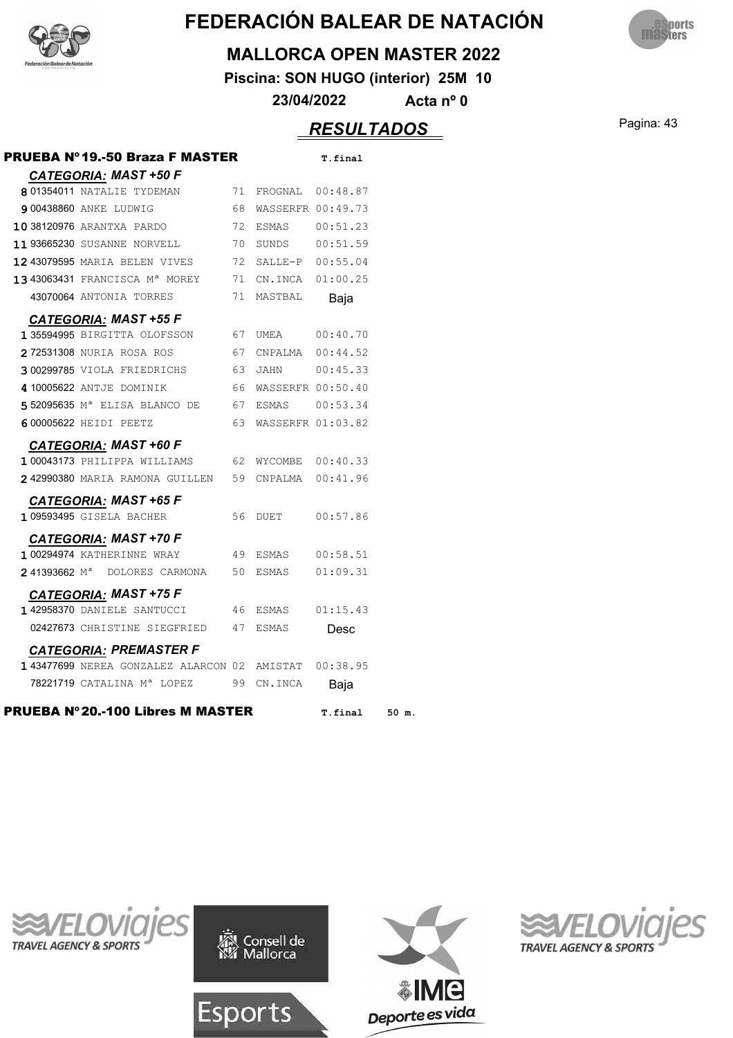# FEDERACIÓN BALEAR DE NATACIÓN

## MALLORCA OPEN MASTER 2022

**Piscina: SON HUGO (interior) 25M 10**

**23/04/2022 Acta nº 0**

## *RESULTADOS*

### PRUEBA Nº19.-50 Braza F MASTER

| | | | | | T.final |
|---|---|---|---|---|---|
| ***CATEGORIA: MAST +50 F*** | | | | | |
| 8 | 01354011 | NATALIE TYDEMAN | 71 | FROGNAL | 00:48.87 |
| 9 | 00438860 | ANKE LUDWIG | 68 | WASSERFR | 00:49.73 |
| 10 | 38120976 | ARANTXA PARDO | 72 | ESMAS | 00:51.23 |
| 11 | 93665230 | SUSANNE NORVELL | 70 | SUNDS | 00:51.59 |
| 12 | 43079595 | MARIA BELEN VIVES | 72 | SALLE-P | 00:55.04 |
| 13 | 43063431 | FRANCISCA Mª MOREY | 71 | CN.INCA | 01:00.25 |
| | 43070064 | ANTONIA TORRES | 71 | MASTBAL | Baja |
| ***CATEGORIA: MAST +55 F*** | | | | | |
| 1 | 35594995 | BIRGITTA OLOFSSON | 67 | UMEA | 00:40.70 |
| 2 | 72531308 | NURIA ROSA ROS | 67 | CNPALMA | 00:44.52 |
| 3 | 00299785 | VIOLA FRIEDRICHS | 63 | JAHN | 00:45.33 |
| 4 | 10005622 | ANTJE DOMINIK | 66 | WASSERFR | 00:50.40 |
| 5 | 52095635 | Mª ELISA BLANCO DE | 67 | ESMAS | 00:53.34 |
| 6 | 00005622 | HEIDI PEETZ | 63 | WASSERFR | 01:03.82 |
| ***CATEGORIA: MAST +60 F*** | | | | | |
| 1 | 00043173 | PHILIPPA WILLIAMS | 62 | WYCOMBE | 00:40.33 |
| 2 | 42990380 | MARIA RAMONA GUILLEN | 59 | CNPALMA | 00:41.96 |
| ***CATEGORIA: MAST +65 F*** | | | | | |
| 1 | 09593495 | GISELA BACHER | 56 | DUET | 00:57.86 |
| ***CATEGORIA: MAST +70 F*** | | | | | |
| 1 | 00294974 | KATHERINNE WRAY | 49 | ESMAS | 00:58.51 |
| 2 | 41393662 | Mª DOLORES CARMONA | 50 | ESMAS | 01:09.31 |
| ***CATEGORIA: MAST +75 F*** | | | | | |
| 1 | 42958370 | DANIELE SANTUCCI | 46 | ESMAS | 01:15.43 |
| | 02427673 | CHRISTINE SIEGFRIED | 47 | ESMAS | Desc |
| ***CATEGORIA: PREMASTER F*** | | | | | |
| 1 | 43477699 | NEREA GONZALEZ ALARCON | 02 | AMISTAT | 00:38.95 |
| | 78221719 | CATALINA Mª LOPEZ | 99 | CN.INCA | Baja |

### PRUEBA Nº20.-100 Libres M MASTER

T.final 50 m.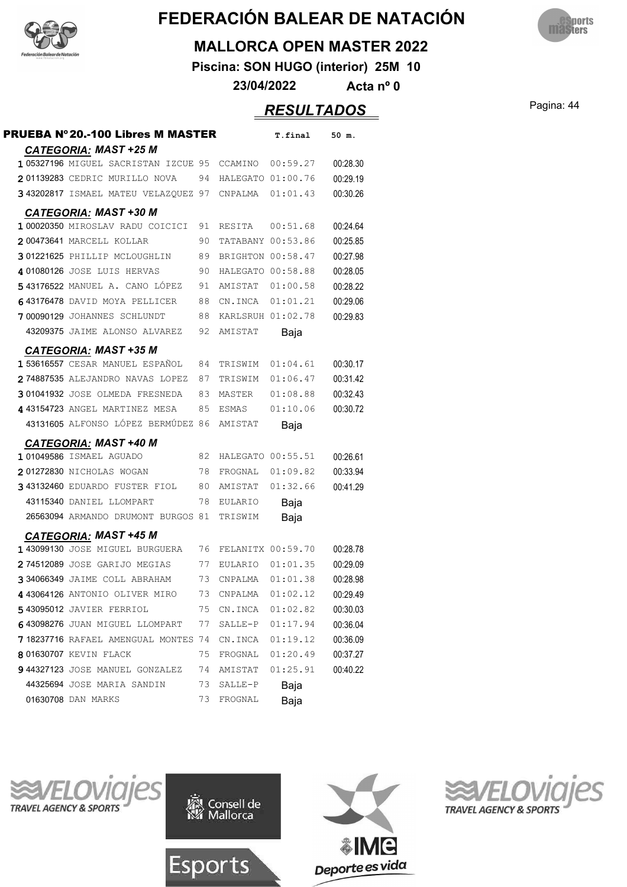# FEDERACIÓN BALEAR DE NATACIÓN

## MALLORCA OPEN MASTER 2022

**Piscina: SON HUGO (interior) 25M 10**

**23/04/2022 Acta nº 0**

## *RESULTADOS*

### PRUEBA Nº 20.-100 Libres M MASTER

| Pos | Licencia | Nombre | Año | Club | T.final | 50 m. |
|---|---|---|---|---|---|---|
| ***CATEGORIA: MAST +25 M*** | | | | | | |
| 1 | 05327196 | MIGUEL SACRISTAN IZCUE | 95 | CCAMINO | 00:59.27 | 00:28.30 |
| 2 | 01139283 | CEDRIC MURILLO NOVA | 94 | HALEGATO | 01:00.76 | 00:29.19 |
| 3 | 43202817 | ISMAEL MATEU VELAZQUEZ | 97 | CNPALMA | 01:01.43 | 00:30.26 |
| ***CATEGORIA: MAST +30 M*** | | | | | | |
| 1 | 00020350 | MIROSLAV RADU COICICI | 91 | RESITA | 00:51.68 | 00:24.64 |
| 2 | 00473641 | MARCELL KOLLAR | 90 | TATABANY | 00:53.86 | 00:25.85 |
| 3 | 01221625 | PHILLIP MCLOUGHLIN | 89 | BRIGHTON | 00:58.47 | 00:27.98 |
| 4 | 01080126 | JOSE LUIS HERVAS | 90 | HALEGATO | 00:58.88 | 00:28.05 |
| 5 | 43176522 | MANUEL A. CANO LÓPEZ | 91 | AMISTAT | 01:00.58 | 00:28.22 |
| 6 | 43176478 | DAVID MOYA PELLICER | 88 | CN.INCA | 01:01.21 | 00:29.06 |
| 7 | 00090129 | JOHANNES SCHLUNDT | 88 | KARLSRUH | 01:02.78 | 00:29.83 |
| | 43209375 | JAIME ALONSO ALVAREZ | 92 | AMISTAT | Baja | |
| ***CATEGORIA: MAST +35 M*** | | | | | | |
| 1 | 53616557 | CESAR MANUEL ESPAÑOL | 84 | TRISWIM | 01:04.61 | 00:30.17 |
| 2 | 74887535 | ALEJANDRO NAVAS LOPEZ | 87 | TRISWIM | 01:06.47 | 00:31.42 |
| 3 | 01041932 | JOSE OLMEDA FRESNEDA | 83 | MASTER | 01:08.88 | 00:32.43 |
| 4 | 43154723 | ANGEL MARTINEZ MESA | 85 | ESMAS | 01:10.06 | 00:30.72 |
| | 43131605 | ALFONSO LÓPEZ BERMÚDEZ | 86 | AMISTAT | Baja | |
| ***CATEGORIA: MAST +40 M*** | | | | | | |
| 1 | 01049586 | ISMAEL AGUADO | 82 | HALEGATO | 00:55.51 | 00:26.61 |
| 2 | 01272830 | NICHOLAS WOGAN | 78 | FROGNAL | 01:09.82 | 00:33.94 |
| 3 | 43132460 | EDUARDO FUSTER FIOL | 80 | AMISTAT | 01:32.66 | 00:41.29 |
| | 43115340 | DANIEL LLOMPART | 78 | EULARIO | Baja | |
| | 26563094 | ARMANDO DRUMONT BURGOS | 81 | TRISWIM | Baja | |
| ***CATEGORIA: MAST +45 M*** | | | | | | |
| 1 | 43099130 | JOSE MIGUEL BURGUERA | 76 | FELANITX | 00:59.70 | 00:28.78 |
| 2 | 74512089 | JOSE GARIJO MEGIAS | 77 | EULARIO | 01:01.35 | 00:29.09 |
| 3 | 34066349 | JAIME COLL ABRAHAM | 73 | CNPALMA | 01:01.38 | 00:28.98 |
| 4 | 43064126 | ANTONIO OLIVER MIRO | 73 | CNPALMA | 01:02.12 | 00:29.49 |
| 5 | 43095012 | JAVIER FERRIOL | 75 | CN.INCA | 01:02.82 | 00:30.03 |
| 6 | 43098276 | JUAN MIGUEL LLOMPART | 77 | SALLE-P | 01:17.94 | 00:36.04 |
| 7 | 18237716 | RAFAEL AMENGUAL MONTES | 74 | CN.INCA | 01:19.12 | 00:36.09 |
| 8 | 01630707 | KEVIN FLACK | 75 | FROGNAL | 01:20.49 | 00:37.27 |
| 9 | 44327123 | JOSE MANUEL GONZALEZ | 74 | AMISTAT | 01:25.91 | 00:40.22 |
| | 44325694 | JOSE MARIA SANDIN | 73 | SALLE-P | Baja | |
| | 01630708 | DAN MARKS | 73 | FROGNAL | Baja | |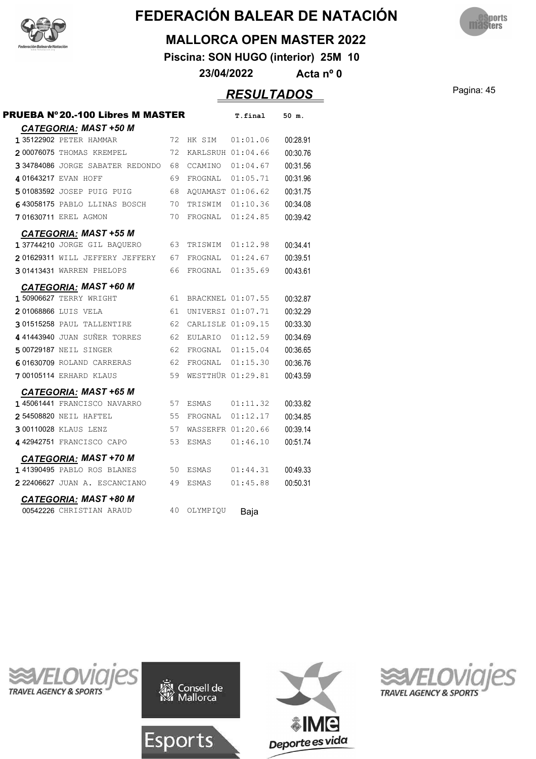# FEDERACIÓN BALEAR DE NATACIÓN

## MALLORCA OPEN MASTER 2022

**Piscina: SON HUGO (interior) 25M 10**

**23/04/2022 Acta nº 0**

## *RESULTADOS*

### PRUEBA Nº 20.-100 Libres M MASTER

| | Licencia | Nombre | Año | Club | T.final | 50 m. |
|---|---|---|---|---|---|---|
| ***CATEGORIA: MAST +50 M*** | | | | | | |
| 1 | 35122902 | PETER HAMMAR | 72 | HK SIM | 01:01.06 | 00:28.91 |
| 2 | 00076075 | THOMAS KREMPEL | 72 | KARLSRUH | 01:04.66 | 00:30.76 |
| 3 | 34784086 | JORGE SABATER REDONDO | 68 | CCAMINO | 01:04.67 | 00:31.56 |
| 4 | 01643217 | EVAN HOFF | 69 | FROGNAL | 01:05.71 | 00:31.96 |
| 5 | 01083592 | JOSEP PUIG PUIG | 68 | AQUAMAST | 01:06.62 | 00:31.75 |
| 6 | 43058175 | PABLO LLINAS BOSCH | 70 | TRISWIM | 01:10.36 | 00:34.08 |
| 7 | 01630711 | EREL AGMON | 70 | FROGNAL | 01:24.85 | 00:39.42 |
| ***CATEGORIA: MAST +55 M*** | | | | | | |
| 1 | 37744210 | JORGE GIL BAQUERO | 63 | TRISWIM | 01:12.98 | 00:34.41 |
| 2 | 01629311 | WILL JEFFERY JEFFERY | 67 | FROGNAL | 01:24.67 | 00:39.51 |
| 3 | 01413431 | WARREN PHELOPS | 66 | FROGNAL | 01:35.69 | 00:43.61 |
| ***CATEGORIA: MAST +60 M*** | | | | | | |
| 1 | 50906627 | TERRY WRIGHT | 61 | BRACKNEL | 01:07.55 | 00:32.87 |
| 2 | 01068866 | LUIS VELA | 61 | UNIVERSI | 01:07.71 | 00:32.29 |
| 3 | 01515258 | PAUL TALLENTIRE | 62 | CARLISLE | 01:09.15 | 00:33.30 |
| 4 | 41443940 | JUAN SUÑER TORRES | 62 | EULARIO | 01:12.59 | 00:34.69 |
| 5 | 00729187 | NEIL SINGER | 62 | FROGNAL | 01:15.04 | 00:36.65 |
| 6 | 01630709 | ROLAND CARRERAS | 62 | FROGNAL | 01:15.30 | 00:36.76 |
| 7 | 00105114 | ERHARD KLAUS | 59 | WESTTHÜR | 01:29.81 | 00:43.59 |
| ***CATEGORIA: MAST +65 M*** | | | | | | |
| 1 | 45061441 | FRANCISCO NAVARRO | 57 | ESMAS | 01:11.32 | 00:33.82 |
| 2 | 54508820 | NEIL HAFTEL | 55 | FROGNAL | 01:12.17 | 00:34.85 |
| 3 | 00110028 | KLAUS LENZ | 57 | WASSERFR | 01:20.66 | 00:39.14 |
| 4 | 42942751 | FRANCISCO CAPO | 53 | ESMAS | 01:46.10 | 00:51.74 |
| ***CATEGORIA: MAST +70 M*** | | | | | | |
| 1 | 41390495 | PABLO ROS BLANES | 50 | ESMAS | 01:44.31 | 00:49.33 |
| 2 | 22406627 | JUAN A. ESCANCIANO | 49 | ESMAS | 01:45.88 | 00:50.31 |
| ***CATEGORIA: MAST +80 M*** | | | | | | |
| | 00542226 | CHRISTIAN ARAUD | 40 | OLYMPIQU | Baja | |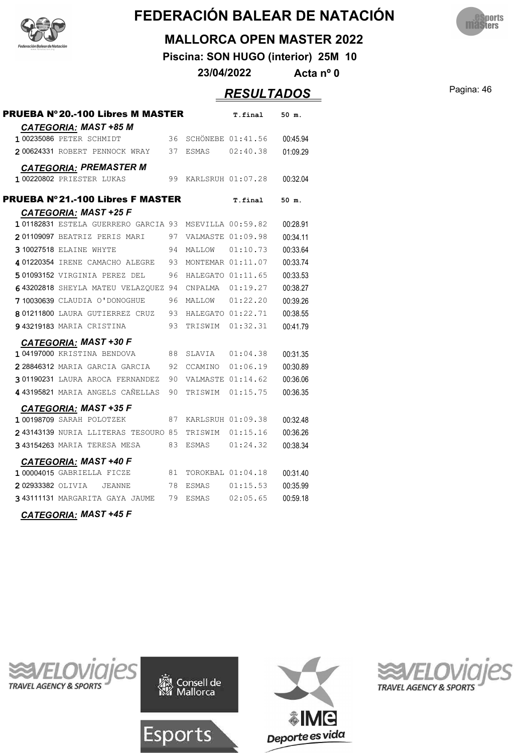# FEDERACIÓN BALEAR DE NATACIÓN

## MALLORCA OPEN MASTER 2022

**Piscina: SON HUGO (interior) 25M 10**

**23/04/2022 Acta nº 0**

## *RESULTADOS*

### PRUEBA Nº 20.-100 Libres M MASTER

***CATEGORIA: MAST +85 M***

| Pos | Licencia | Nombre | Año | Club | T.final | 50 m. |
|---|---|---|---|---|---|---|
| 1 | 00235086 | PETER SCHMIDT | 36 | SCHÖNEBE | 01:41.56 | 00:45.94 |
| 2 | 00624331 | ROBERT PENNOCK WRAY | 37 | ESMAS | 02:40.38 | 01:09.29 |

***CATEGORIA: PREMASTER M***

| Pos | Licencia | Nombre | Año | Club | T.final | 50 m. |
|---|---|---|---|---|---|---|
| 1 | 00220802 | PRIESTER LUKAS | 99 | KARLSRUH | 01:07.28 | 00:32.04 |

### PRUEBA Nº 21.-100 Libres F MASTER

***CATEGORIA: MAST +25 F***

| Pos | Licencia | Nombre | Año | Club | T.final | 50 m. |
|---|---|---|---|---|---|---|
| 1 | 01182831 | ESTELA GUERRERO GARCIA | 93 | MSEVILLA | 00:59.82 | 00:28.91 |
| 2 | 01109097 | BEATRIZ PERIS MARI | 97 | VALMASTE | 01:09.98 | 00:34.11 |
| 3 | 10027518 | ELAINE WHYTE | 94 | MALLOW | 01:10.73 | 00:33.64 |
| 4 | 01220354 | IRENE CAMACHO ALEGRE | 93 | MONTEMAR | 01:11.07 | 00:33.74 |
| 5 | 01093152 | VIRGINIA PEREZ DEL | 96 | HALEGATO | 01:11.65 | 00:33.53 |
| 6 | 43202818 | SHEYLA MATEU VELAZQUEZ | 94 | CNPALMA | 01:19.27 | 00:38.27 |
| 7 | 10030639 | CLAUDIA O'DONOGHUE | 96 | MALLOW | 01:22.20 | 00:39.26 |
| 8 | 01211800 | LAURA GUTIERREZ CRUZ | 93 | HALEGATO | 01:22.71 | 00:38.55 |
| 9 | 43219183 | MARIA CRISTINA | 93 | TRISWIM | 01:32.31 | 00:41.79 |

***CATEGORIA: MAST +30 F***

| Pos | Licencia | Nombre | Año | Club | T.final | 50 m. |
|---|---|---|---|---|---|---|
| 1 | 04197000 | KRISTINA BENDOVA | 88 | SLAVIA | 01:04.38 | 00:31.35 |
| 2 | 28846312 | MARIA GARCIA GARCIA | 92 | CCAMINO | 01:06.19 | 00:30.89 |
| 3 | 01190231 | LAURA AROCA FERNANDEZ | 90 | VALMASTE | 01:14.62 | 00:36.06 |
| 4 | 43195821 | MARIA ANGELS CAÑELLAS | 90 | TRISWIM | 01:15.75 | 00:36.35 |

***CATEGORIA: MAST +35 F***

| Pos | Licencia | Nombre | Año | Club | T.final | 50 m. |
|---|---|---|---|---|---|---|
| 1 | 00198709 | SARAH POLOTZEK | 87 | KARLSRUH | 01:09.38 | 00:32.48 |
| 2 | 43143139 | NURIA LLITERAS TESOURO | 85 | TRISWIM | 01:15.16 | 00:36.26 |
| 3 | 43154263 | MARIA TERESA MESA | 83 | ESMAS | 01:24.32 | 00:38.34 |

***CATEGORIA: MAST +40 F***

| Pos | Licencia | Nombre | Año | Club | T.final | 50 m. |
|---|---|---|---|---|---|---|
| 1 | 00004015 | GABRIELLA FICZE | 81 | TOROKBAL | 01:04.18 | 00:31.40 |
| 2 | 02933382 | OLIVIA JEANNE | 78 | ESMAS | 01:15.53 | 00:35.99 |
| 3 | 43111131 | MARGARITA GAYA JAUME | 79 | ESMAS | 02:05.65 | 00:59.18 |

***CATEGORIA: MAST +45 F***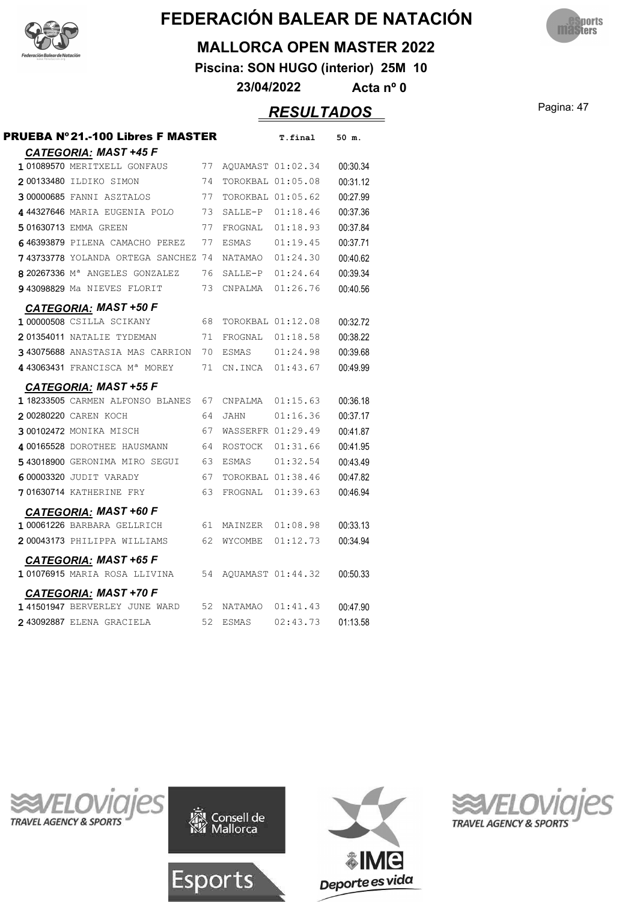# FEDERACIÓN BALEAR DE NATACIÓN

## MALLORCA OPEN MASTER 2022

**Piscina: SON HUGO (interior) 25M 10**

**23/04/2022 Acta nº 0**

## *RESULTADOS*

### PRUEBA Nº21.-100 Libres F MASTER

| | | | | | T.final | 50 m. |
|---|---|---|---|---|---|---|
| ***CATEGORIA: MAST +45 F*** | | | | | | |
| 1 | 01089570 | MERITXELL GONFAUS | 77 | AQUAMAST | 01:02.34 | 00:30.34 |
| 2 | 00133480 | ILDIKO SIMON | 74 | TOROKBAL | 01:05.08 | 00:31.12 |
| 3 | 00000685 | FANNI ASZTALOS | 77 | TOROKBAL | 01:05.62 | 00:27.99 |
| 4 | 44327646 | MARIA EUGENIA POLO | 73 | SALLE-P | 01:18.46 | 00:37.36 |
| 5 | 01630713 | EMMA GREEN | 77 | FROGNAL | 01:18.93 | 00:37.84 |
| 6 | 46393879 | PILENA CAMACHO PEREZ | 77 | ESMAS | 01:19.45 | 00:37.71 |
| 7 | 43733778 | YOLANDA ORTEGA SANCHEZ | 74 | NATAMAO | 01:24.30 | 00:40.62 |
| 8 | 20267336 | Mª ANGELES GONZALEZ | 76 | SALLE-P | 01:24.64 | 00:39.34 |
| 9 | 43098829 | Ma NIEVES FLORIT | 73 | CNPALMA | 01:26.76 | 00:40.56 |
| ***CATEGORIA: MAST +50 F*** | | | | | | |
| 1 | 00000508 | CSILLA SCIKANY | 68 | TOROKBAL | 01:12.08 | 00:32.72 |
| 2 | 01354011 | NATALIE TYDEMAN | 71 | FROGNAL | 01:18.58 | 00:38.22 |
| 3 | 43075688 | ANASTASIA MAS CARRION | 70 | ESMAS | 01:24.98 | 00:39.68 |
| 4 | 43063431 | FRANCISCA Mª MOREY | 71 | CN.INCA | 01:43.67 | 00:49.99 |
| ***CATEGORIA: MAST +55 F*** | | | | | | |
| 1 | 18233505 | CARMEN ALFONSO BLANES | 67 | CNPALMA | 01:15.63 | 00:36.18 |
| 2 | 00280220 | CAREN KOCH | 64 | JAHN | 01:16.36 | 00:37.17 |
| 3 | 00102472 | MONIKA MISCH | 67 | WASSERFR | 01:29.49 | 00:41.87 |
| 4 | 00165528 | DOROTHEE HAUSMANN | 64 | ROSTOCK | 01:31.66 | 00:41.95 |
| 5 | 43018900 | GERONIMA MIRO SEGUI | 63 | ESMAS | 01:32.54 | 00:43.49 |
| 6 | 00003320 | JUDIT VARADY | 67 | TOROKBAL | 01:38.46 | 00:47.82 |
| 7 | 01630714 | KATHERINE FRY | 63 | FROGNAL | 01:39.63 | 00:46.94 |
| ***CATEGORIA: MAST +60 F*** | | | | | | |
| 1 | 00061226 | BARBARA GELLRICH | 61 | MAINZER | 01:08.98 | 00:33.13 |
| 2 | 00043173 | PHILIPPA WILLIAMS | 62 | WYCOMBE | 01:12.73 | 00:34.94 |
| ***CATEGORIA: MAST +65 F*** | | | | | | |
| 1 | 01076915 | MARIA ROSA LLIVINA | 54 | AQUAMAST | 01:44.32 | 00:50.33 |
| ***CATEGORIA: MAST +70 F*** | | | | | | |
| 1 | 41501947 | BERVERLEY JUNE WARD | 52 | NATAMAO | 01:41.43 | 00:47.90 |
| 2 | 43092887 | ELENA GRACIELA | 52 | ESMAS | 02:43.73 | 01:13.58 |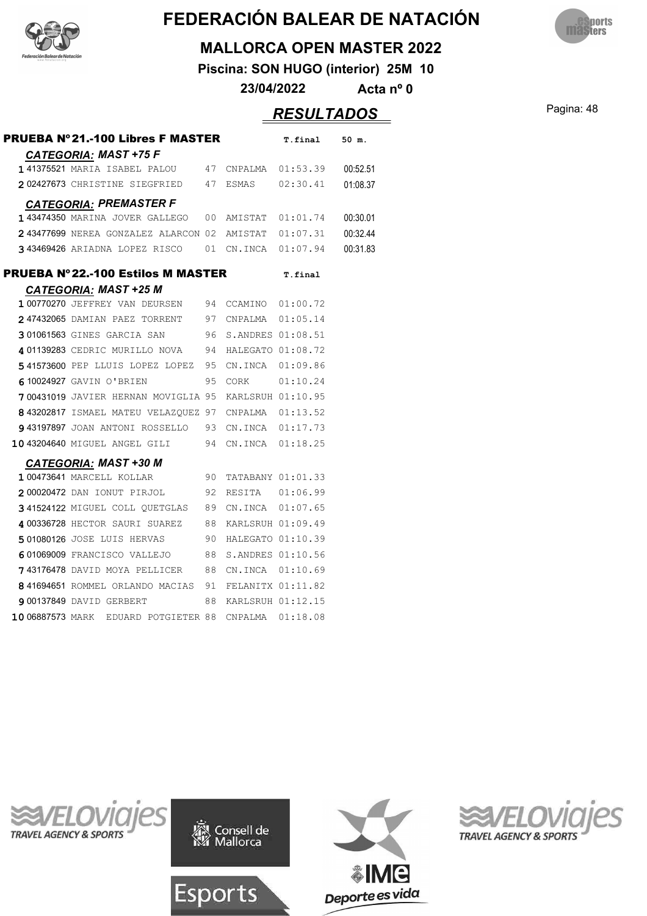# FEDERACIÓN BALEAR DE NATACIÓN

## MALLORCA OPEN MASTER 2022

**Piscina: SON HUGO (interior) 25M 10**

**23/04/2022 Acta nº 0**

## *RESULTADOS*

### PRUEBA Nº21.-100 Libres F MASTER

***CATEGORIA: MAST +75 F***

| | Licencia | Nombre | Año | Club | T.final | 50 m. |
|---|---|---|---|---|---|---|
| 1 | 41375521 | MARIA ISABEL PALOU | 47 | CNPALMA | 01:53.39 | 00:52.51 |
| 2 | 02427673 | CHRISTINE SIEGFRIED | 47 | ESMAS | 02:30.41 | 01:08.37 |

***CATEGORIA: PREMASTER F***

| | Licencia | Nombre | Año | Club | T.final | 50 m. |
|---|---|---|---|---|---|---|
| 1 | 43474350 | MARINA JOVER GALLEGO | 00 | AMISTAT | 01:01.74 | 00:30.01 |
| 2 | 43477699 | NEREA GONZALEZ ALARCON | 02 | AMISTAT | 01:07.31 | 00:32.44 |
| 3 | 43469426 | ARIADNA LOPEZ RISCO | 01 | CN.INCA | 01:07.94 | 00:31.83 |

### PRUEBA Nº22.-100 Estilos M MASTER

***CATEGORIA: MAST +25 M***

| | Licencia | Nombre | Año | Club | T.final |
|---|---|---|---|---|---|
| 1 | 00770270 | JEFFREY VAN DEURSEN | 94 | CCAMINO | 01:00.72 |
| 2 | 47432065 | DAMIAN PAEZ TORRENT | 97 | CNPALMA | 01:05.14 |
| 3 | 01061563 | GINES GARCIA SAN | 96 | S.ANDRES | 01:08.51 |
| 4 | 01139283 | CEDRIC MURILLO NOVA | 94 | HALEGATO | 01:08.72 |
| 5 | 41573600 | PEP LLUIS LOPEZ LOPEZ | 95 | CN.INCA | 01:09.86 |
| 6 | 10024927 | GAVIN O'BRIEN | 95 | CORK | 01:10.24 |
| 7 | 00431019 | JAVIER HERNAN MOVIGLIA | 95 | KARLSRUH | 01:10.95 |
| 8 | 43202817 | ISMAEL MATEU VELAZQUEZ | 97 | CNPALMA | 01:13.52 |
| 9 | 43197897 | JOAN ANTONI ROSSELLO | 93 | CN.INCA | 01:17.73 |
| 10 | 43204640 | MIGUEL ANGEL GILI | 94 | CN.INCA | 01:18.25 |

***CATEGORIA: MAST +30 M***

| | Licencia | Nombre | Año | Club | T.final |
|---|---|---|---|---|---|
| 1 | 00473641 | MARCELL KOLLAR | 90 | TATABANY | 01:01.33 |
| 2 | 00020472 | DAN IONUT PIRJOL | 92 | RESITA | 01:06.99 |
| 3 | 41524122 | MIGUEL COLL QUETGLAS | 89 | CN.INCA | 01:07.65 |
| 4 | 00336728 | HECTOR SAURI SUAREZ | 88 | KARLSRUH | 01:09.49 |
| 5 | 01080126 | JOSE LUIS HERVAS | 90 | HALEGATO | 01:10.39 |
| 6 | 01069009 | FRANCISCO VALLEJO | 88 | S.ANDRES | 01:10.56 |
| 7 | 43176478 | DAVID MOYA PELLICER | 88 | CN.INCA | 01:10.69 |
| 8 | 41694651 | ROMMEL ORLANDO MACIAS | 91 | FELANITX | 01:11.82 |
| 9 | 00137849 | DAVID GERBERT | 88 | KARLSRUH | 01:12.15 |
| 10 | 06887573 | MARK EDUARD POTGIETER | 88 | CNPALMA | 01:18.08 |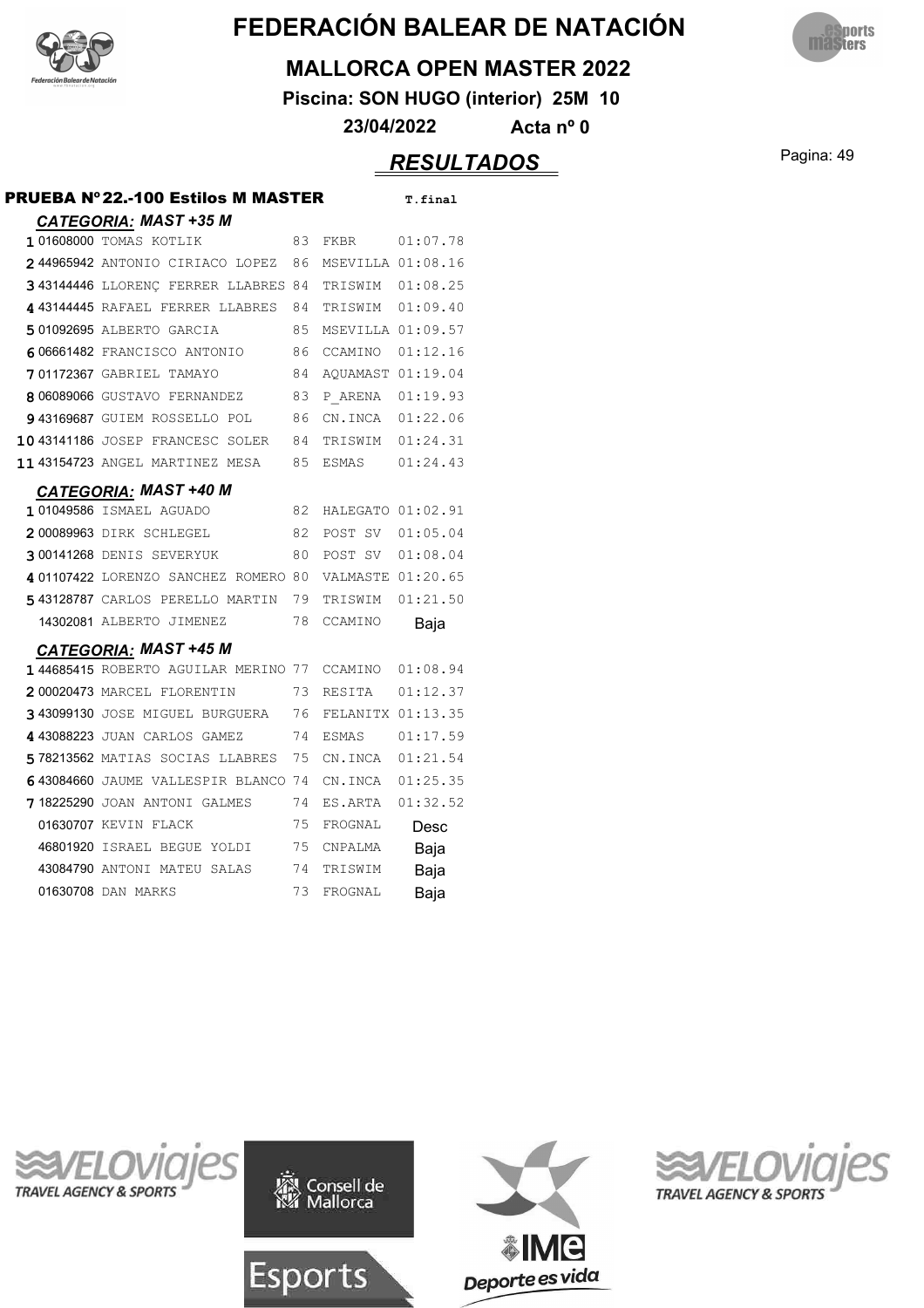# FEDERACIÓN BALEAR DE NATACIÓN

## MALLORCA OPEN MASTER 2022

**Piscina: SON HUGO (interior) 25M 10**

**23/04/2022 Acta nº 0**

## *RESULTADOS*

### PRUEBA Nº 22.-100 Estilos M MASTER

#### *CATEGORIA: MAST +35 M*

| Pos | Licencia | Nombre | Año | Club | T.final |
|---|---|---|---|---|---|
| 1 | 01608000 | TOMAS KOTLIK | 83 | FKBR | 01:07.78 |
| 2 | 44965942 | ANTONIO CIRIACO LOPEZ | 86 | MSEVILLA | 01:08.16 |
| 3 | 43144446 | LLORENÇ FERRER LLABRES | 84 | TRISWIM | 01:08.25 |
| 4 | 43144445 | RAFAEL FERRER LLABRES | 84 | TRISWIM | 01:09.40 |
| 5 | 01092695 | ALBERTO GARCIA | 85 | MSEVILLA | 01:09.57 |
| 6 | 06661482 | FRANCISCO ANTONIO | 86 | CCAMINO | 01:12.16 |
| 7 | 01172367 | GABRIEL TAMAYO | 84 | AQUAMAST | 01:19.04 |
| 8 | 06089066 | GUSTAVO FERNANDEZ | 83 | P_ARENA | 01:19.93 |
| 9 | 43169687 | GUIEM ROSSELLO POL | 86 | CN.INCA | 01:22.06 |
| 10 | 43141186 | JOSEP FRANCESC SOLER | 84 | TRISWIM | 01:24.31 |
| 11 | 43154723 | ANGEL MARTINEZ MESA | 85 | ESMAS | 01:24.43 |

#### *CATEGORIA: MAST +40 M*

| Pos | Licencia | Nombre | Año | Club | T.final |
|---|---|---|---|---|---|
| 1 | 01049586 | ISMAEL AGUADO | 82 | HALEGATO | 01:02.91 |
| 2 | 00089963 | DIRK SCHLEGEL | 82 | POST SV | 01:05.04 |
| 3 | 00141268 | DENIS SEVERYUK | 80 | POST SV | 01:08.04 |
| 4 | 01107422 | LORENZO SANCHEZ ROMERO | 80 | VALMASTE | 01:20.65 |
| 5 | 43128787 | CARLOS PERELLO MARTIN | 79 | TRISWIM | 01:21.50 |
| | 14302081 | ALBERTO JIMENEZ | 78 | CCAMINO | Baja |

#### *CATEGORIA: MAST +45 M*

| Pos | Licencia | Nombre | Año | Club | T.final |
|---|---|---|---|---|---|
| 1 | 44685415 | ROBERTO AGUILAR MERINO | 77 | CCAMINO | 01:08.94 |
| 2 | 00020473 | MARCEL FLORENTIN | 73 | RESITA | 01:12.37 |
| 3 | 43099130 | JOSE MIGUEL BURGUERA | 76 | FELANITX | 01:13.35 |
| 4 | 43088223 | JUAN CARLOS GAMEZ | 74 | ESMAS | 01:17.59 |
| 5 | 78213562 | MATIAS SOCIAS LLABRES | 75 | CN.INCA | 01:21.54 |
| 6 | 43084660 | JAUME VALLESPIR BLANCO | 74 | CN.INCA | 01:25.35 |
| 7 | 18225290 | JOAN ANTONI GALMES | 74 | ES.ARTA | 01:32.52 |
| | 01630707 | KEVIN FLACK | 75 | FROGNAL | Desc |
| | 46801920 | ISRAEL BEGUE YOLDI | 75 | CNPALMA | Baja |
| | 43084790 | ANTONI MATEU SALAS | 74 | TRISWIM | Baja |
| | 01630708 | DAN MARKS | 73 | FROGNAL | Baja |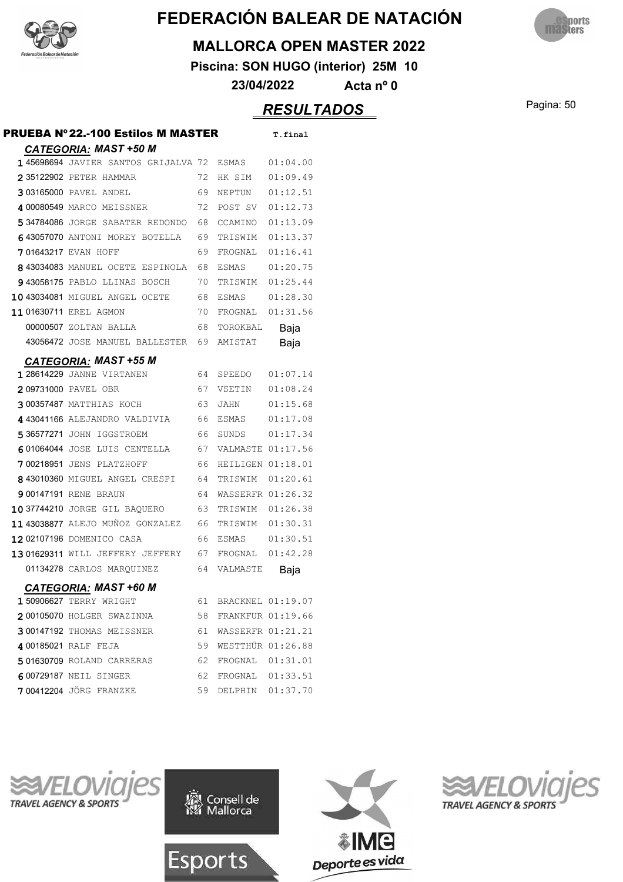# FEDERACIÓN BALEAR DE NATACIÓN

## MALLORCA OPEN MASTER 2022

**Piscina: SON HUGO (interior) 25M 10**

**23/04/2022 Acta nº 0**

## *RESULTADOS*

### PRUEBA Nº 22.-100 Estilos M MASTER

**CATEGORIA: MAST +50 M**

| Pos. | Licencia | Nombre | Año | Club | T.final |
|---|---|---|---|---|---|
| 1 | 45698694 | JAVIER SANTOS GRIJALVA | 72 | ESMAS | 01:04.00 |
| 2 | 35122902 | PETER HAMMAR | 72 | HK SIM | 01:09.49 |
| 3 | 03165000 | PAVEL ANDEL | 69 | NEPTUN | 01:12.51 |
| 4 | 00080549 | MARCO MEISSNER | 72 | POST SV | 01:12.73 |
| 5 | 34784086 | JORGE SABATER REDONDO | 68 | CCAMINO | 01:13.09 |
| 6 | 43057070 | ANTONI MOREY BOTELLA | 69 | TRISWIM | 01:13.37 |
| 7 | 01643217 | EVAN HOFF | 69 | FROGNAL | 01:16.41 |
| 8 | 43034083 | MANUEL OCETE ESPINOLA | 68 | ESMAS | 01:20.75 |
| 9 | 43058175 | PABLO LLINAS BOSCH | 70 | TRISWIM | 01:25.44 |
| 10 | 43034081 | MIGUEL ANGEL OCETE | 68 | ESMAS | 01:28.30 |
| 11 | 01630711 | EREL AGMON | 70 | FROGNAL | 01:31.56 |
| | 00000507 | ZOLTAN BALLA | 68 | TOROKBAL | Baja |
| | 43056472 | JOSE MANUEL BALLESTER | 69 | AMISTAT | Baja |

**CATEGORIA: MAST +55 M**

| Pos. | Licencia | Nombre | Año | Club | T.final |
|---|---|---|---|---|---|
| 1 | 28614229 | JANNE VIRTANEN | 64 | SPEEDO | 01:07.14 |
| 2 | 09731000 | PAVEL OBR | 67 | VSETIN | 01:08.24 |
| 3 | 00357487 | MATTHIAS KOCH | 63 | JAHN | 01:15.68 |
| 4 | 43041166 | ALEJANDRO VALDIVIA | 66 | ESMAS | 01:17.08 |
| 5 | 36577271 | JOHN IGGSTROEM | 66 | SUNDS | 01:17.34 |
| 6 | 01064044 | JOSE LUIS CENTELLA | 67 | VALMASTE | 01:17.56 |
| 7 | 00218951 | JENS PLATZHOFF | 66 | HEILIGEN | 01:18.01 |
| 8 | 43010360 | MIGUEL ANGEL CRESPI | 64 | TRISWIM | 01:20.61 |
| 9 | 00147191 | RENE BRAUN | 64 | WASSERFR | 01:26.32 |
| 10 | 37744210 | JORGE GIL BAQUERO | 63 | TRISWIM | 01:26.38 |
| 11 | 43038877 | ALEJO MUÑOZ GONZALEZ | 66 | TRISWIM | 01:30.31 |
| 12 | 02107196 | DOMENICO CASA | 66 | ESMAS | 01:30.51 |
| 13 | 01629311 | WILL JEFFERY JEFFERY | 67 | FROGNAL | 01:42.28 |
| | 01134278 | CARLOS MARQUINEZ | 64 | VALMASTE | Baja |

**CATEGORIA: MAST +60 M**

| Pos. | Licencia | Nombre | Año | Club | T.final |
|---|---|---|---|---|---|
| 1 | 50906627 | TERRY WRIGHT | 61 | BRACKNEL | 01:19.07 |
| 2 | 00105070 | HOLGER SWAZINNA | 58 | FRANKFUR | 01:19.66 |
| 3 | 00147192 | THOMAS MEISSNER | 61 | WASSERFR | 01:21.21 |
| 4 | 00185021 | RALF FEJA | 59 | WESTTHÜR | 01:26.88 |
| 5 | 01630709 | ROLAND CARRERAS | 62 | FROGNAL | 01:31.01 |
| 6 | 00729187 | NEIL SINGER | 62 | FROGNAL | 01:33.51 |
| 7 | 00412204 | JÖRG FRANZKE | 59 | DELPHIN | 01:37.70 |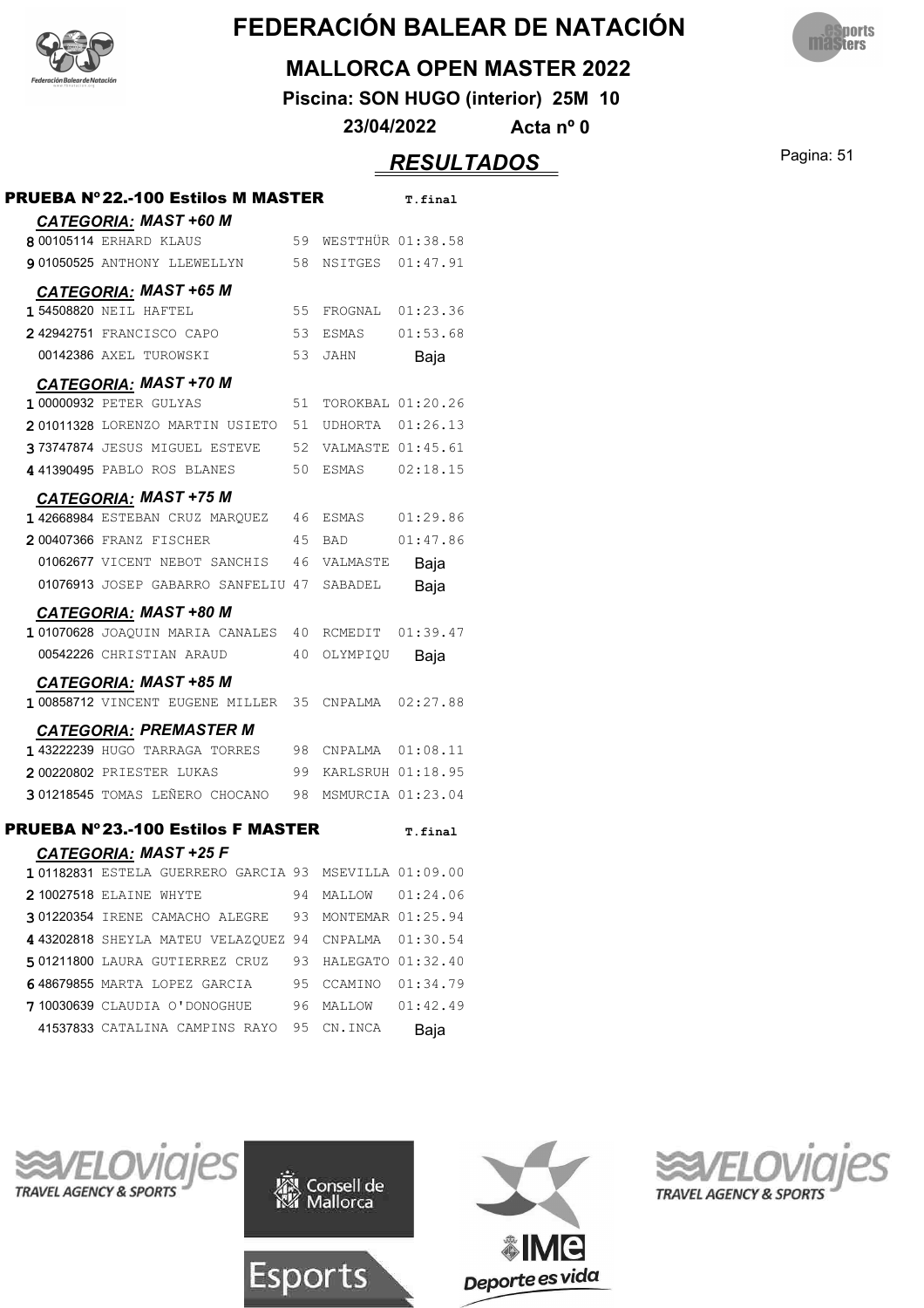# FEDERACIÓN BALEAR DE NATACIÓN

## MALLORCA OPEN MASTER 2022

**Piscina: SON HUGO (interior) 25M 10**

**23/04/2022 Acta nº 0**

## *RESULTADOS*

### PRUEBA Nº22.-100 Estilos M MASTER

| Pos | Licencia | Nombre | Año | Club | T.final |
|---|---|---|---|---|---|
| | | ***CATEGORIA: MAST +60 M*** | | | |
| 8 | 00105114 | ERHARD KLAUS | 59 | WESTTHÜR | 01:38.58 |
| 9 | 01050525 | ANTHONY LLEWELLYN | 58 | NSITGES | 01:47.91 |
| | | ***CATEGORIA: MAST +65 M*** | | | |
| 1 | 54508820 | NEIL HAFTEL | 55 | FROGNAL | 01:23.36 |
| 2 | 42942751 | FRANCISCO CAPO | 53 | ESMAS | 01:53.68 |
| | 00142386 | AXEL TUROWSKI | 53 | JAHN | Baja |
| | | ***CATEGORIA: MAST +70 M*** | | | |
| 1 | 00000932 | PETER GULYAS | 51 | TOROKBAL | 01:20.26 |
| 2 | 01011328 | LORENZO MARTIN USIETO | 51 | UDHORTA | 01:26.13 |
| 3 | 73747874 | JESUS MIGUEL ESTEVE | 52 | VALMASTE | 01:45.61 |
| 4 | 41390495 | PABLO ROS BLANES | 50 | ESMAS | 02:18.15 |
| | | ***CATEGORIA: MAST +75 M*** | | | |
| 1 | 42668984 | ESTEBAN CRUZ MARQUEZ | 46 | ESMAS | 01:29.86 |
| 2 | 00407366 | FRANZ FISCHER | 45 | BAD | 01:47.86 |
| | 01062677 | VICENT NEBOT SANCHIS | 46 | VALMASTE | Baja |
| | 01076913 | JOSEP GABARRO SANFELIU | 47 | SABADEL | Baja |
| | | ***CATEGORIA: MAST +80 M*** | | | |
| 1 | 01070628 | JOAQUIN MARIA CANALES | 40 | RCMEDIT | 01:39.47 |
| | 00542226 | CHRISTIAN ARAUD | 40 | OLYMPIQU | Baja |
| | | ***CATEGORIA: MAST +85 M*** | | | |
| 1 | 00858712 | VINCENT EUGENE MILLER | 35 | CNPALMA | 02:27.88 |
| | | ***CATEGORIA: PREMASTER M*** | | | |
| 1 | 43222239 | HUGO TARRAGA TORRES | 98 | CNPALMA | 01:08.11 |
| 2 | 00220802 | PRIESTER LUKAS | 99 | KARLSRUH | 01:18.95 |
| 3 | 01218545 | TOMAS LEÑERO CHOCANO | 98 | MSMURCIA | 01:23.04 |

### PRUEBA Nº23.-100 Estilos F MASTER

| Pos | Licencia | Nombre | Año | Club | T.final |
|---|---|---|---|---|---|
| | | ***CATEGORIA: MAST +25 F*** | | | |
| 1 | 01182831 | ESTELA GUERRERO GARCIA | 93 | MSEVILLA | 01:09.00 |
| 2 | 10027518 | ELAINE WHYTE | 94 | MALLOW | 01:24.06 |
| 3 | 01220354 | IRENE CAMACHO ALEGRE | 93 | MONTEMAR | 01:25.94 |
| 4 | 43202818 | SHEYLA MATEU VELAZQUEZ | 94 | CNPALMA | 01:30.54 |
| 5 | 01211800 | LAURA GUTIERREZ CRUZ | 93 | HALEGATO | 01:32.40 |
| 6 | 48679855 | MARTA LOPEZ GARCIA | 95 | CCAMINO | 01:34.79 |
| 7 | 10030639 | CLAUDIA O'DONOGHUE | 96 | MALLOW | 01:42.49 |
| | 41537833 | CATALINA CAMPINS RAYO | 95 | CN.INCA | Baja |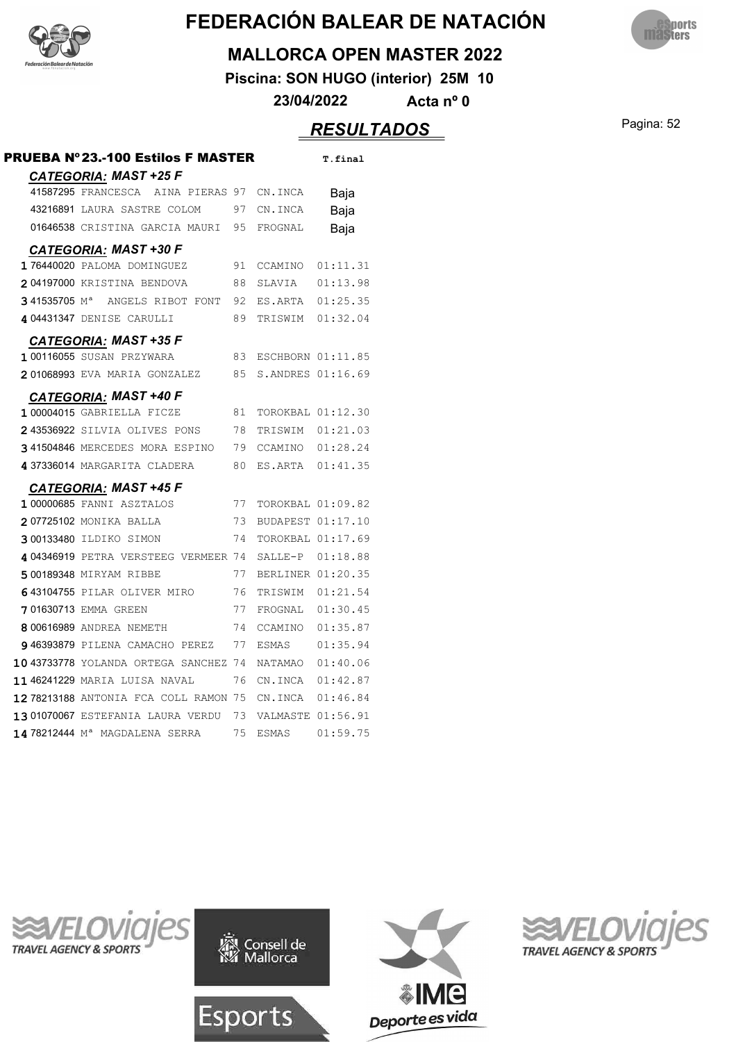# FEDERACIÓN BALEAR DE NATACIÓN

## MALLORCA OPEN MASTER 2022

**Piscina: SON HUGO (interior) 25M 10**

**23/04/2022 Acta nº 0**

## *RESULTADOS*

### PRUEBA Nº 23.-100 Estilos F MASTER

| | | | | | T.final |
|---|---|---|---|---|---|
| ***CATEGORIA: MAST +25 F*** | | | | | |
| | 41587295 | FRANCESCA AINA PIERAS | 97 | CN.INCA | Baja |
| | 43216891 | LAURA SASTRE COLOM | 97 | CN.INCA | Baja |
| | 01646538 | CRISTINA GARCIA MAURI | 95 | FROGNAL | Baja |
| ***CATEGORIA: MAST +30 F*** | | | | | |
| 1 | 76440020 | PALOMA DOMINGUEZ | 91 | CCAMINO | 01:11.31 |
| 2 | 04197000 | KRISTINA BENDOVA | 88 | SLAVIA | 01:13.98 |
| 3 | 41535705 | Mª ANGELS RIBOT FONT | 92 | ES.ARTA | 01:25.35 |
| 4 | 04431347 | DENISE CARULLI | 89 | TRISWIM | 01:32.04 |
| ***CATEGORIA: MAST +35 F*** | | | | | |
| 1 | 00116055 | SUSAN PRZYWARA | 83 | ESCHBORN | 01:11.85 |
| 2 | 01068993 | EVA MARIA GONZALEZ | 85 | S.ANDRES | 01:16.69 |
| ***CATEGORIA: MAST +40 F*** | | | | | |
| 1 | 00004015 | GABRIELLA FICZE | 81 | TOROKBAL | 01:12.30 |
| 2 | 43536922 | SILVIA OLIVES PONS | 78 | TRISWIM | 01:21.03 |
| 3 | 41504846 | MERCEDES MORA ESPINO | 79 | CCAMINO | 01:28.24 |
| 4 | 37336014 | MARGARITA CLADERA | 80 | ES.ARTA | 01:41.35 |
| ***CATEGORIA: MAST +45 F*** | | | | | |
| 1 | 00000685 | FANNI ASZTALOS | 77 | TOROKBAL | 01:09.82 |
| 2 | 07725102 | MONIKA BALLA | 73 | BUDAPEST | 01:17.10 |
| 3 | 00133480 | ILDIKO SIMON | 74 | TOROKBAL | 01:17.69 |
| 4 | 04346919 | PETRA VERSTEEG VERMEER | 74 | SALLE-P | 01:18.88 |
| 5 | 00189348 | MIRYAM RIBBE | 77 | BERLINER | 01:20.35 |
| 6 | 43104755 | PILAR OLIVER MIRO | 76 | TRISWIM | 01:21.54 |
| 7 | 01630713 | EMMA GREEN | 77 | FROGNAL | 01:30.45 |
| 8 | 00616989 | ANDREA NEMETH | 74 | CCAMINO | 01:35.87 |
| 9 | 46393879 | PILENA CAMACHO PEREZ | 77 | ESMAS | 01:35.94 |
| 10 | 43733778 | YOLANDA ORTEGA SANCHEZ | 74 | NATAMAO | 01:40.06 |
| 11 | 46241229 | MARIA LUISA NAVAL | 76 | CN.INCA | 01:42.87 |
| 12 | 78213188 | ANTONIA FCA COLL RAMON | 75 | CN.INCA | 01:46.84 |
| 13 | 01070067 | ESTEFANIA LAURA VERDU | 73 | VALMASTE | 01:56.91 |
| 14 | 78212444 | Mª MAGDALENA SERRA | 75 | ESMAS | 01:59.75 |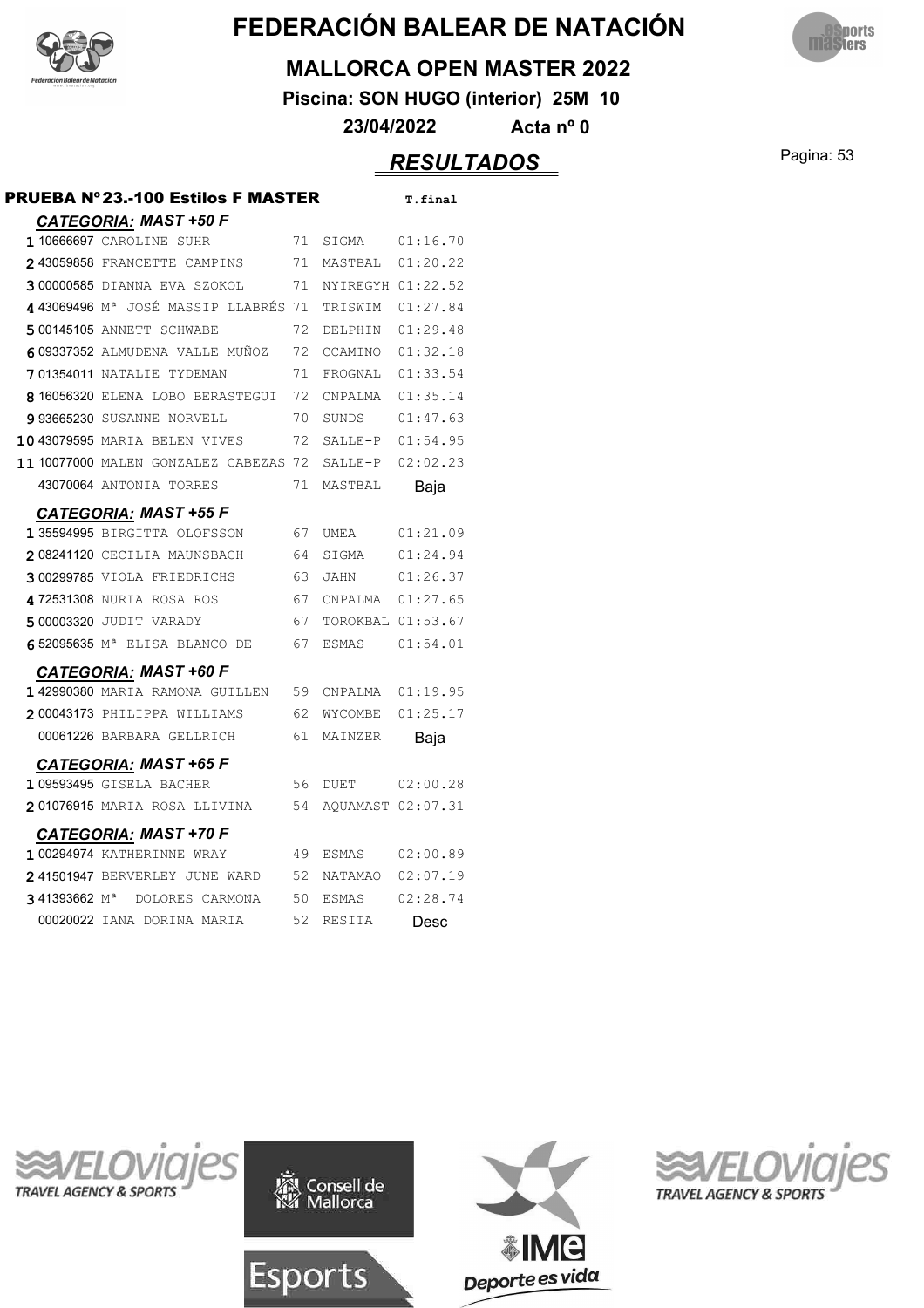# FEDERACIÓN BALEAR DE NATACIÓN

## MALLORCA OPEN MASTER 2022

**Piscina: SON HUGO (interior) 25M 10**

**23/04/2022 Acta nº 0**

## *RESULTADOS*

### PRUEBA Nº23.-100 Estilos F MASTER

| | | | | | T.final |
|---|---|---|---|---|---|
| ***CATEGORIA: MAST +50 F*** | | | | | |
| 1 | 10666697 | CAROLINE SUHR | 71 | SIGMA | 01:16.70 |
| 2 | 43059858 | FRANCETTE CAMPINS | 71 | MASTBAL | 01:20.22 |
| 3 | 00000585 | DIANNA EVA SZOKOL | 71 | NYIREGYH | 01:22.52 |
| 4 | 43069496 | Mª JOSÉ MASSIP LLABRÉS | 71 | TRISWIM | 01:27.84 |
| 5 | 00145105 | ANNETT SCHWABE | 72 | DELPHIN | 01:29.48 |
| 6 | 09337352 | ALMUDENA VALLE MUÑOZ | 72 | CCAMINO | 01:32.18 |
| 7 | 01354011 | NATALIE TYDEMAN | 71 | FROGNAL | 01:33.54 |
| 8 | 16056320 | ELENA LOBO BERASTEGUI | 72 | CNPALMA | 01:35.14 |
| 9 | 93665230 | SUSANNE NORVELL | 70 | SUNDS | 01:47.63 |
| 10 | 43079595 | MARIA BELEN VIVES | 72 | SALLE-P | 01:54.95 |
| 11 | 10077000 | MALEN GONZALEZ CABEZAS | 72 | SALLE-P | 02:02.23 |
| | 43070064 | ANTONIA TORRES | 71 | MASTBAL | Baja |
| ***CATEGORIA: MAST +55 F*** | | | | | |
| 1 | 35594995 | BIRGITTA OLOFSSON | 67 | UMEA | 01:21.09 |
| 2 | 08241120 | CECILIA MAUNSBACH | 64 | SIGMA | 01:24.94 |
| 3 | 00299785 | VIOLA FRIEDRICHS | 63 | JAHN | 01:26.37 |
| 4 | 72531308 | NURIA ROSA ROS | 67 | CNPALMA | 01:27.65 |
| 5 | 00003320 | JUDIT VARADY | 67 | TOROKBAL | 01:53.67 |
| 6 | 52095635 | Mª ELISA BLANCO DE | 67 | ESMAS | 01:54.01 |
| ***CATEGORIA: MAST +60 F*** | | | | | |
| 1 | 42990380 | MARIA RAMONA GUILLEN | 59 | CNPALMA | 01:19.95 |
| 2 | 00043173 | PHILIPPA WILLIAMS | 62 | WYCOMBE | 01:25.17 |
| | 00061226 | BARBARA GELLRICH | 61 | MAINZER | Baja |
| ***CATEGORIA: MAST +65 F*** | | | | | |
| 1 | 09593495 | GISELA BACHER | 56 | DUET | 02:00.28 |
| 2 | 01076915 | MARIA ROSA LLIVINA | 54 | AQUAMAST | 02:07.31 |
| ***CATEGORIA: MAST +70 F*** | | | | | |
| 1 | 00294974 | KATHERINNE WRAY | 49 | ESMAS | 02:00.89 |
| 2 | 41501947 | BERVERLEY JUNE WARD | 52 | NATAMAO | 02:07.19 |
| 3 | 41393662 | Mª DOLORES CARMONA | 50 | ESMAS | 02:28.74 |
| | 00020022 | IANA DORINA MARIA | 52 | RESITA | Desc |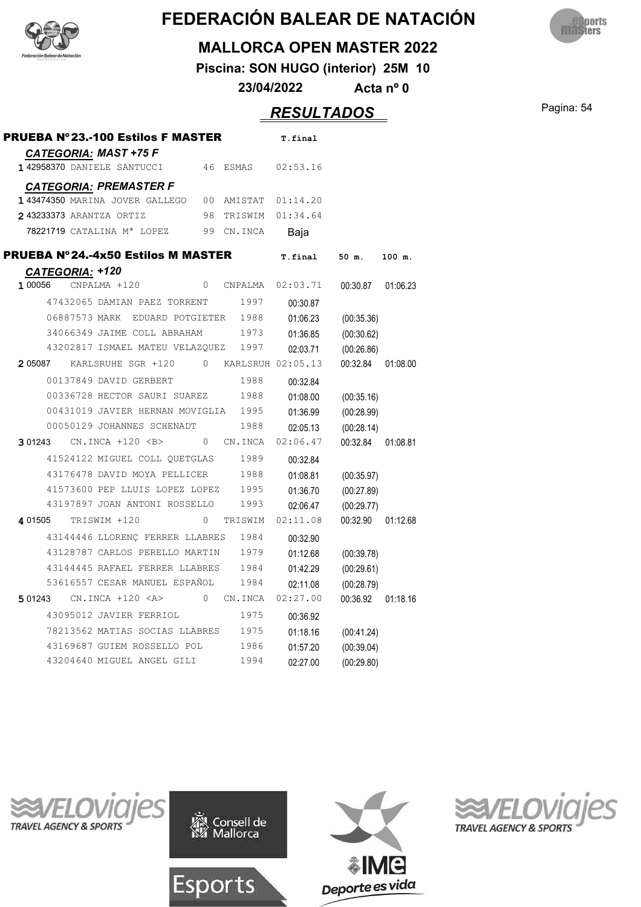# FEDERACIÓN BALEAR DE NATACIÓN

## MALLORCA OPEN MASTER 2022

**Piscina: SON HUGO (interior) 25M 10**

**23/04/2022 Acta nº 0**

## *RESULTADOS*

### PRUEBA Nº 23.-100 Estilos F MASTER

***CATEGORIA: MAST +75 F***

| | | | | | T.final |
|---|---|---|---|---|---|
| 1 | 42958370 | DANIELE SANTUCCI | 46 | ESMAS | 02:53.16 |

***CATEGORIA: PREMASTER F***

| | | | | | T.final |
|---|---|---|---|---|---|
| 1 | 43474350 | MARINA JOVER GALLEGO | 00 | AMISTAT | 01:14.20 |
| 2 | 43233373 | ARANTZA ORTIZ | 98 | TRISWIM | 01:34.64 |
| | 78221719 | CATALINA Mª LOPEZ | 99 | CN.INCA | Baja |

### PRUEBA Nº 24.-4x50 Estilos M MASTER

***CATEGORIA: +120***

| | | | | | T.final | 50 m. | 100 m. |
|---|---|---|---|---|---|---|---|
| 1 | 00056 | CNPALMA +120 | 0 | CNPALMA | 02:03.71 | 00:30.87 | 01:06.23 |
| | 47432065 | DAMIAN PAEZ TORRENT | 1997 | | 00:30.87 | | |
| | 06887573 | MARK EDUARD POTGIETER | 1988 | | 01:06.23 | (00:35.36) | |
| | 34066349 | JAIME COLL ABRAHAM | 1973 | | 01:36.85 | (00:30.62) | |
| | 43202817 | ISMAEL MATEU VELAZQUEZ | 1997 | | 02:03.71 | (00:26.86) | |
| 2 | 05087 | KARLSRUHE SGR +120 | 0 | KARLSRUH | 02:05.13 | 00:32.84 | 01:08.00 |
| | 00137849 | DAVID GERBERT | 1988 | | 00:32.84 | | |
| | 00336728 | HECTOR SAURI SUAREZ | 1988 | | 01:08.00 | (00:35.16) | |
| | 00431019 | JAVIER HERNAN MOVIGLIA | 1995 | | 01:36.99 | (00:28.99) | |
| | 00050129 | JOHANNES SCHENADT | 1988 | | 02:05.13 | (00:28.14) | |
| 3 | 01243 | CN.INCA +120 <B> | 0 | CN.INCA | 02:06.47 | 00:32.84 | 01:08.81 |
| | 41524122 | MIGUEL COLL QUETGLAS | 1989 | | 00:32.84 | | |
| | 43176478 | DAVID MOYA PELLICER | 1988 | | 01:08.81 | (00:35.97) | |
| | 41573600 | PEP LLUIS LOPEZ LOPEZ | 1995 | | 01:36.70 | (00:27.89) | |
| | 43197897 | JOAN ANTONI ROSSELLO | 1993 | | 02:06.47 | (00:29.77) | |
| 4 | 01505 | TRISWIM +120 | 0 | TRISWIM | 02:11.08 | 00:32.90 | 01:12.68 |
| | 43144446 | LLORENÇ FERRER LLABRES | 1984 | | 00:32.90 | | |
| | 43128787 | CARLOS PERELLO MARTIN | 1979 | | 01:12.68 | (00:39.78) | |
| | 43144445 | RAFAEL FERRER LLABRES | 1984 | | 01:42.29 | (00:29.61) | |
| | 53616557 | CESAR MANUEL ESPAÑOL | 1984 | | 02:11.08 | (00:28.79) | |
| 5 | 01243 | CN.INCA +120 <A> | 0 | CN.INCA | 02:27.00 | 00:36.92 | 01:18.16 |
| | 43095012 | JAVIER FERRIOL | 1975 | | 00:36.92 | | |
| | 78213562 | MATIAS SOCIAS LLABRES | 1975 | | 01:18.16 | (00:41.24) | |
| | 43169687 | GUIEM ROSSELLO POL | 1986 | | 01:57.20 | (00:39.04) | |
| | 43204640 | MIGUEL ANGEL GILI | 1994 | | 02:27.00 | (00:29.80) | |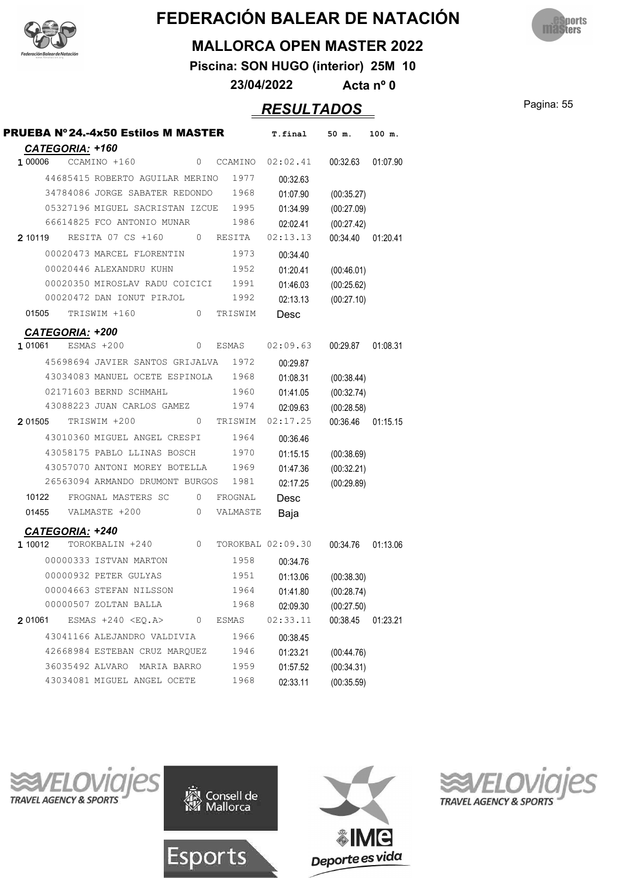# FEDERACIÓN BALEAR DE NATACIÓN

## MALLORCA OPEN MASTER 2022

**Piscina: SON HUGO (interior) 25M 10**

**23/04/2022 Acta nº 0**

## *RESULTADOS*

### PRUEBA Nº 24.-4x50 Estilos M MASTER

| | | | | T.final | 50 m. | 100 m. |
|---|---|---|---|---|---|---|
| ***CATEGORIA: +160*** | | | | | | |
| 1 00006 | CCAMINO +160 | 0 | CCAMINO | 02:02.41 | 00:32.63 | 01:07.90 |
| | 44685415 ROBERTO AGUILAR MERINO | 1977 | | 00:32.63 | | |
| | 34784086 JORGE SABATER REDONDO | 1968 | | 01:07.90 | (00:35.27) | |
| | 05327196 MIGUEL SACRISTAN IZCUE | 1995 | | 01:34.99 | (00:27.09) | |
| | 66614825 FCO ANTONIO MUNAR | 1986 | | 02:02.41 | (00:27.42) | |
| 2 10119 | RESITA 07 CS +160 | 0 | RESITA | 02:13.13 | 00:34.40 | 01:20.41 |
| | 00020473 MARCEL FLORENTIN | 1973 | | 00:34.40 | | |
| | 00020446 ALEXANDRU KUHN | 1952 | | 01:20.41 | (00:46.01) | |
| | 00020350 MIROSLAV RADU COICICI | 1991 | | 01:46.03 | (00:25.62) | |
| | 00020472 DAN IONUT PIRJOL | 1992 | | 02:13.13 | (00:27.10) | |
| 01505 | TRISWIM +160 | 0 | TRISWIM | Desc | | |
| ***CATEGORIA: +200*** | | | | | | |
| 1 01061 | ESMAS +200 | 0 | ESMAS | 02:09.63 | 00:29.87 | 01:08.31 |
| | 45698694 JAVIER SANTOS GRIJALVA | 1972 | | 00:29.87 | | |
| | 43034083 MANUEL OCETE ESPINOLA | 1968 | | 01:08.31 | (00:38.44) | |
| | 02171603 BERND SCHMAHL | 1960 | | 01:41.05 | (00:32.74) | |
| | 43088223 JUAN CARLOS GAMEZ | 1974 | | 02:09.63 | (00:28.58) | |
| 2 01505 | TRISWIM +200 | 0 | TRISWIM | 02:17.25 | 00:36.46 | 01:15.15 |
| | 43010360 MIGUEL ANGEL CRESPI | 1964 | | 00:36.46 | | |
| | 43058175 PABLO LLINAS BOSCH | 1970 | | 01:15.15 | (00:38.69) | |
| | 43057070 ANTONI MOREY BOTELLA | 1969 | | 01:47.36 | (00:32.21) | |
| | 26563094 ARMANDO DRUMONT BURGOS | 1981 | | 02:17.25 | (00:29.89) | |
| 10122 | FROGNAL MASTERS SC | 0 | FROGNAL | Desc | | |
| 01455 | VALMASTE +200 | 0 | VALMASTE | Baja | | |
| ***CATEGORIA: +240*** | | | | | | |
| 1 10012 | TOROKBALIN +240 | 0 | TOROKBAL | 02:09.30 | 00:34.76 | 01:13.06 |
| | 00000333 ISTVAN MARTON | 1958 | | 00:34.76 | | |
| | 00000932 PETER GULYAS | 1951 | | 01:13.06 | (00:38.30) | |
| | 00004663 STEFAN NILSSON | 1964 | | 01:41.80 | (00:28.74) | |
| | 00000507 ZOLTAN BALLA | 1968 | | 02:09.30 | (00:27.50) | |
| 2 01061 | ESMAS +240 <EQ.A> | 0 | ESMAS | 02:33.11 | 00:38.45 | 01:23.21 |
| | 43041166 ALEJANDRO VALDIVIA | 1966 | | 00:38.45 | | |
| | 42668984 ESTEBAN CRUZ MARQUEZ | 1946 | | 01:23.21 | (00:44.76) | |
| | 36035492 ALVARO MARIA BARRO | 1959 | | 01:57.52 | (00:34.31) | |
| | 43034081 MIGUEL ANGEL OCETE | 1968 | | 02:33.11 | (00:35.59) | |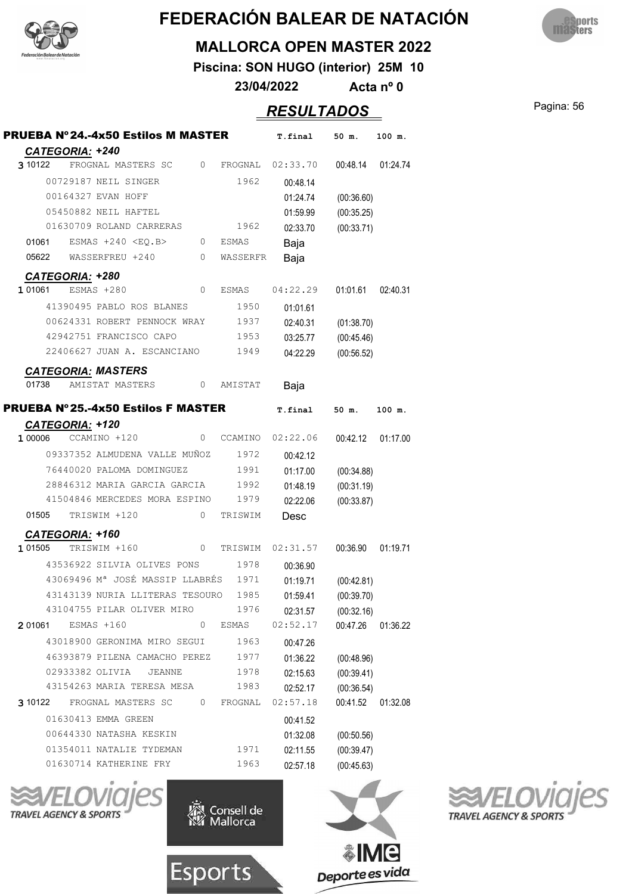# FEDERACIÓN BALEAR DE NATACIÓN

## MALLORCA OPEN MASTER 2022

**Piscina: SON HUGO (interior) 25M 10**

**23/04/2022 Acta nº 0**

## *RESULTADOS*

### PRUEBA Nº 24.-4x50 Estilos M MASTER

| | | | | | T.final | 50 m. | 100 m. |
|---|---|---|---|---|---|---|---|
| ***CATEGORIA: +240*** | | | | | | | |
| 3 | 10122 | FROGNAL MASTERS SC | 0 | FROGNAL | 02:33.70 | 00:48.14 | 01:24.74 |
| | 00729187 NEIL SINGER | | 1962 | | 00:48.14 | | |
| | 00164327 EVAN HOFF | | | | 01:24.74 | (00:36.60) | |
| | 05450882 NEIL HAFTEL | | | | 01:59.99 | (00:35.25) | |
| | 01630709 ROLAND CARRERAS | | 1962 | | 02:33.70 | (00:33.71) | |
| | 01061 | ESMAS +240 <EQ.B> | 0 | ESMAS | Baja | | |
| | 05622 | WASSERFREU +240 | 0 | WASSERFR | Baja | | |
| ***CATEGORIA: +280*** | | | | | | | |
| 1 | 01061 | ESMAS +280 | 0 | ESMAS | 04:22.29 | 01:01.61 | 02:40.31 |
| | 41390495 PABLO ROS BLANES | | 1950 | | 01:01.61 | | |
| | 00624331 ROBERT PENNOCK WRAY | | 1937 | | 02:40.31 | (01:38.70) | |
| | 42942751 FRANCISCO CAPO | | 1953 | | 03:25.77 | (00:45.46) | |
| | 22406627 JUAN A. ESCANCIANO | | 1949 | | 04:22.29 | (00:56.52) | |
| ***CATEGORIA: MASTERS*** | | | | | | | |
| | 01738 | AMISTAT MASTERS | 0 | AMISTAT | Baja | | |

### PRUEBA Nº 25.-4x50 Estilos F MASTER

| | | | | | T.final | 50 m. | 100 m. |
|---|---|---|---|---|---|---|---|
| ***CATEGORIA: +120*** | | | | | | | |
| 1 | 00006 | CCAMINO +120 | 0 | CCAMINO | 02:22.06 | 00:42.12 | 01:17.00 |
| | 09337352 ALMUDENA VALLE MUÑOZ | | 1972 | | 00:42.12 | | |
| | 76440020 PALOMA DOMINGUEZ | | 1991 | | 01:17.00 | (00:34.88) | |
| | 28846312 MARIA GARCIA GARCIA | | 1992 | | 01:48.19 | (00:31.19) | |
| | 41504846 MERCEDES MORA ESPINO | | 1979 | | 02:22.06 | (00:33.87) | |
| | 01505 | TRISWIM +120 | 0 | TRISWIM | Desc | | |
| ***CATEGORIA: +160*** | | | | | | | |
| 1 | 01505 | TRISWIM +160 | 0 | TRISWIM | 02:31.57 | 00:36.90 | 01:19.71 |
| | 43536922 SILVIA OLIVES PONS | | 1978 | | 00:36.90 | | |
| | 43069496 Mª JOSÉ MASSIP LLABRÉS | | 1971 | | 01:19.71 | (00:42.81) | |
| | 43143139 NURIA LLITERAS TESOURO | | 1985 | | 01:59.41 | (00:39.70) | |
| | 43104755 PILAR OLIVER MIRO | | 1976 | | 02:31.57 | (00:32.16) | |
| 2 | 01061 | ESMAS +160 | 0 | ESMAS | 02:52.17 | 00:47.26 | 01:36.22 |
| | 43018900 GERONIMA MIRO SEGUI | | 1963 | | 00:47.26 | | |
| | 46393879 PILENA CAMACHO PEREZ | | 1977 | | 01:36.22 | (00:48.96) | |
| | 02933382 OLIVIA JEANNE | | 1978 | | 02:15.63 | (00:39.41) | |
| | 43154263 MARIA TERESA MESA | | 1983 | | 02:52.17 | (00:36.54) | |
| 3 | 10122 | FROGNAL MASTERS SC | 0 | FROGNAL | 02:57.18 | 00:41.52 | 01:32.08 |
| | 01630413 EMMA GREEN | | | | 00:41.52 | | |
| | 00644330 NATASHA KESKIN | | | | 01:32.08 | (00:50.56) | |
| | 01354011 NATALIE TYDEMAN | | 1971 | | 02:11.55 | (00:39.47) | |
| | 01630714 KATHERINE FRY | | 1963 | | 02:57.18 | (00:45.63) | |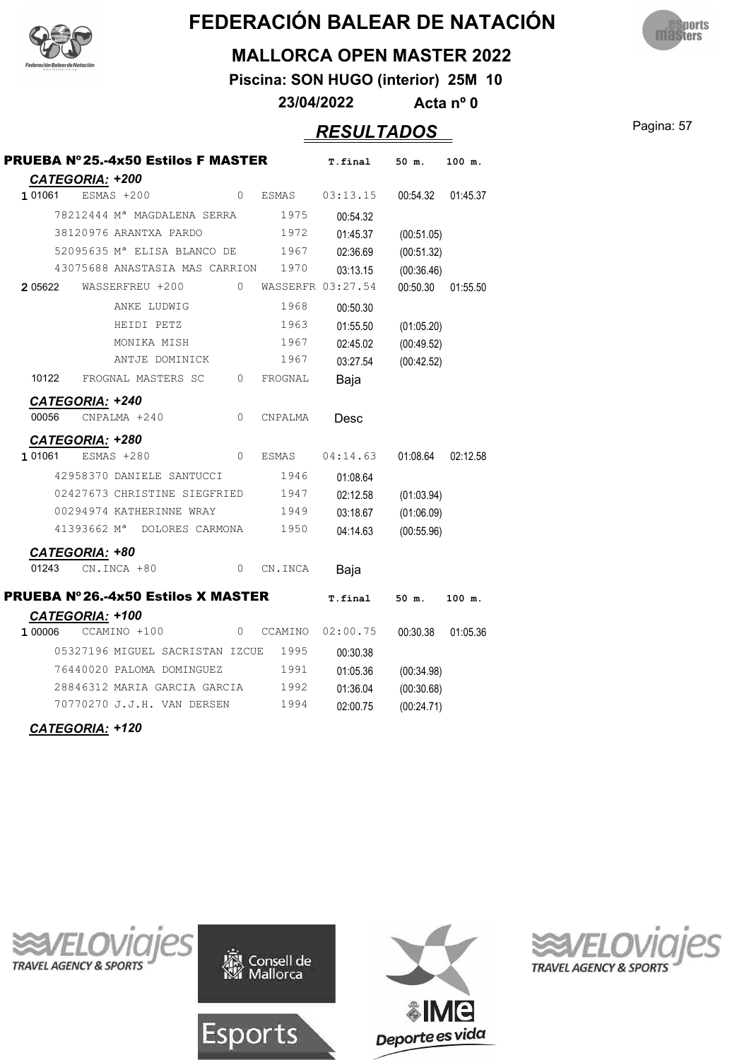# FEDERACIÓN BALEAR DE NATACIÓN

## MALLORCA OPEN MASTER 2022

**Piscina: SON HUGO (interior) 25M 10**

**23/04/2022 Acta nº 0**

## *RESULTADOS*

### PRUEBA Nº 25.-4x50 Estilos F MASTER

| | | | | T.final | 50 m. | 100 m. |
|---|---|---|---|---|---|---|
| ***CATEGORIA: +200*** | | | | | | |
| 1 01061 | ESMAS +200 | 0 | ESMAS | 03:13.15 | 00:54.32 | 01:45.37 |
| | 78212444 Mª MAGDALENA SERRA | 1975 | | 00:54.32 | | |
| | 38120976 ARANTXA PARDO | 1972 | | 01:45.37 | (00:51.05) | |
| | 52095635 Mª ELISA BLANCO DE | 1967 | | 02:36.69 | (00:51.32) | |
| | 43075688 ANASTASIA MAS CARRION | 1970 | | 03:13.15 | (00:36.46) | |
| 2 05622 | WASSERFREU +200 | 0 | WASSERFR | 03:27.54 | 00:50.30 | 01:55.50 |
| | ANKE LUDWIG | 1968 | | 00:50.30 | | |
| | HEIDI PETZ | 1963 | | 01:55.50 | (01:05.20) | |
| | MONIKA MISH | 1967 | | 02:45.02 | (00:49.52) | |
| | ANTJE DOMINICK | 1967 | | 03:27.54 | (00:42.52) | |
| 10122 | FROGNAL MASTERS SC | 0 | FROGNAL | Baja | | |
| ***CATEGORIA: +240*** | | | | | | |
| 00056 | CNPALMA +240 | 0 | CNPALMA | Desc | | |
| ***CATEGORIA: +280*** | | | | | | |
| 1 01061 | ESMAS +280 | 0 | ESMAS | 04:14.63 | 01:08.64 | 02:12.58 |
| | 42958370 DANIELE SANTUCCI | 1946 | | 01:08.64 | | |
| | 02427673 CHRISTINE SIEGFRIED | 1947 | | 02:12.58 | (01:03.94) | |
| | 00294974 KATHERINNE WRAY | 1949 | | 03:18.67 | (01:06.09) | |
| | 41393662 Mª DOLORES CARMONA | 1950 | | 04:14.63 | (00:55.96) | |
| ***CATEGORIA: +80*** | | | | | | |
| 01243 | CN.INCA +80 | 0 | CN.INCA | Baja | | |

### PRUEBA Nº 26.-4x50 Estilos X MASTER

| | | | | T.final | 50 m. | 100 m. |
|---|---|---|---|---|---|---|
| ***CATEGORIA: +100*** | | | | | | |
| 1 00006 | CCAMINO +100 | 0 | CCAMINO | 02:00.75 | 00:30.38 | 01:05.36 |
| | 05327196 MIGUEL SACRISTAN IZCUE | 1995 | | 00:30.38 | | |
| | 76440020 PALOMA DOMINGUEZ | 1991 | | 01:05.36 | (00:34.98) | |
| | 28846312 MARIA GARCIA GARCIA | 1992 | | 01:36.04 | (00:30.68) | |
| | 70770270 J.J.H. VAN DERSEN | 1994 | | 02:00.75 | (00:24.71) | |

***CATEGORIA: +120***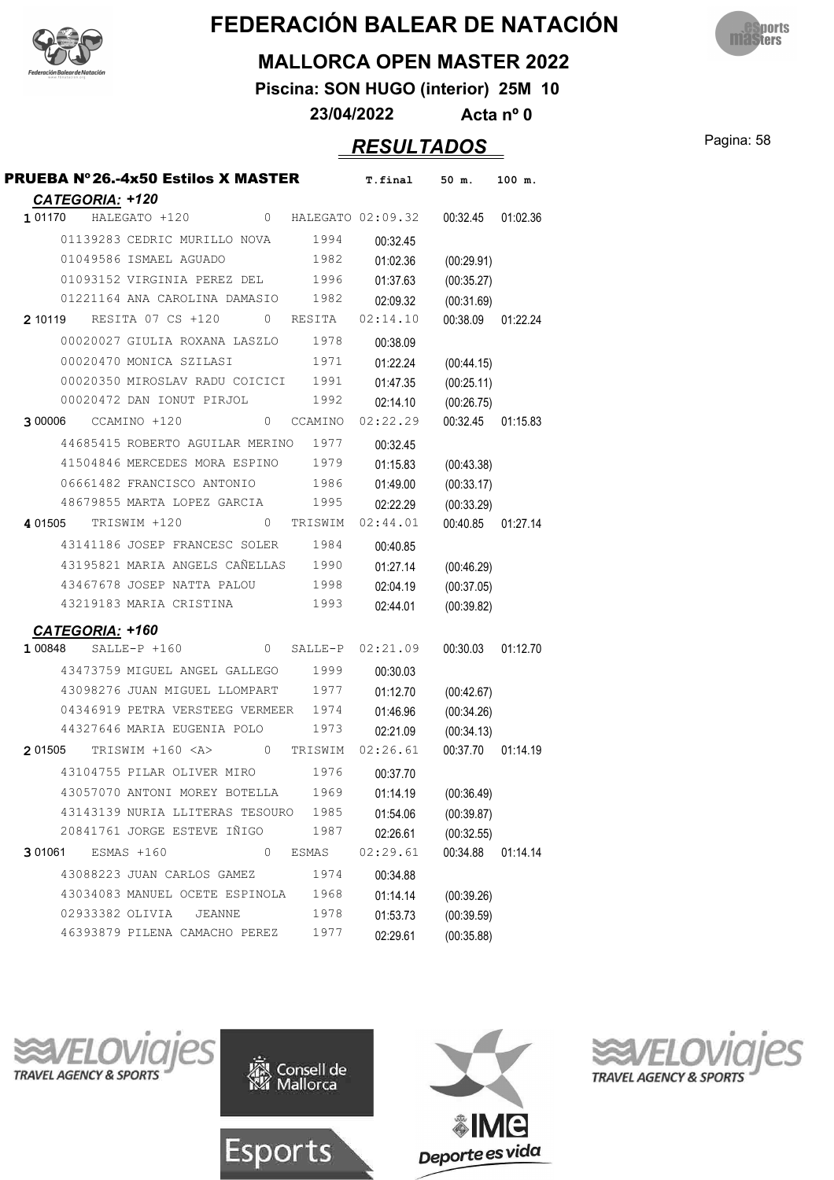# FEDERACIÓN BALEAR DE NATACIÓN

## MALLORCA OPEN MASTER 2022

**Piscina: SON HUGO (interior) 25M 10**

**23/04/2022 Acta nº 0**

## *RESULTADOS*

**PRUEBA Nº 26.-4x50 Estilos X MASTER**

### *CATEGORIA: +120*

| | | | | T.final | 50 m. | 100 m. |
|---|---|---|---|---|---|---|
| 1 01170 | HALEGATO +120 | 0 | HALEGATO | 02:09.32 | 00:32.45 | 01:02.36 |
| | 01139283 CEDRIC MURILLO NOVA | 1994 | | 00:32.45 | | |
| | 01049586 ISMAEL AGUADO | 1982 | | 01:02.36 | (00:29.91) | |
| | 01093152 VIRGINIA PEREZ DEL | 1996 | | 01:37.63 | (00:35.27) | |
| | 01221164 ANA CAROLINA DAMASIO | 1982 | | 02:09.32 | (00:31.69) | |
| 2 10119 | RESITA 07 CS +120 | 0 | RESITA | 02:14.10 | 00:38.09 | 01:22.24 |
| | 00020027 GIULIA ROXANA LASZLO | 1978 | | 00:38.09 | | |
| | 00020470 MONICA SZILASI | 1971 | | 01:22.24 | (00:44.15) | |
| | 00020350 MIROSLAV RADU COICICI | 1991 | | 01:47.35 | (00:25.11) | |
| | 00020472 DAN IONUT PIRJOL | 1992 | | 02:14.10 | (00:26.75) | |
| 3 00006 | CCAMINO +120 | 0 | CCAMINO | 02:22.29 | 00:32.45 | 01:15.83 |
| | 44685415 ROBERTO AGUILAR MERINO | 1977 | | 00:32.45 | | |
| | 41504846 MERCEDES MORA ESPINO | 1979 | | 01:15.83 | (00:43.38) | |
| | 06661482 FRANCISCO ANTONIO | 1986 | | 01:49.00 | (00:33.17) | |
| | 48679855 MARTA LOPEZ GARCIA | 1995 | | 02:22.29 | (00:33.29) | |
| 4 01505 | TRISWIM +120 | 0 | TRISWIM | 02:44.01 | 00:40.85 | 01:27.14 |
| | 43141186 JOSEP FRANCESC SOLER | 1984 | | 00:40.85 | | |
| | 43195821 MARIA ANGELS CAÑELLAS | 1990 | | 01:27.14 | (00:46.29) | |
| | 43467678 JOSEP NATTA PALOU | 1998 | | 02:04.19 | (00:37.05) | |
| | 43219183 MARIA CRISTINA | 1993 | | 02:44.01 | (00:39.82) | |

### *CATEGORIA: +160*

| | | | | T.final | 50 m. | 100 m. |
|---|---|---|---|---|---|---|
| 1 00848 | SALLE-P +160 | 0 | SALLE-P | 02:21.09 | 00:30.03 | 01:12.70 |
| | 43473759 MIGUEL ANGEL GALLEGO | 1999 | | 00:30.03 | | |
| | 43098276 JUAN MIGUEL LLOMPART | 1977 | | 01:12.70 | (00:42.67) | |
| | 04346919 PETRA VERSTEEG VERMEER | 1974 | | 01:46.96 | (00:34.26) | |
| | 44327646 MARIA EUGENIA POLO | 1973 | | 02:21.09 | (00:34.13) | |
| 2 01505 | TRISWIM +160 <A> | 0 | TRISWIM | 02:26.61 | 00:37.70 | 01:14.19 |
| | 43104755 PILAR OLIVER MIRO | 1976 | | 00:37.70 | | |
| | 43057070 ANTONI MOREY BOTELLA | 1969 | | 01:14.19 | (00:36.49) | |
| | 43143139 NURIA LLITERAS TESOURO | 1985 | | 01:54.06 | (00:39.87) | |
| | 20841761 JORGE ESTEVE IÑIGO | 1987 | | 02:26.61 | (00:32.55) | |
| 3 01061 | ESMAS +160 | 0 | ESMAS | 02:29.61 | 00:34.88 | 01:14.14 |
| | 43088223 JUAN CARLOS GAMEZ | 1974 | | 00:34.88 | | |
| | 43034083 MANUEL OCETE ESPINOLA | 1968 | | 01:14.14 | (00:39.26) | |
| | 02933382 OLIVIA JEANNE | 1978 | | 01:53.73 | (00:39.59) | |
| | 46393879 PILENA CAMACHO PEREZ | 1977 | | 02:29.61 | (00:35.88) | |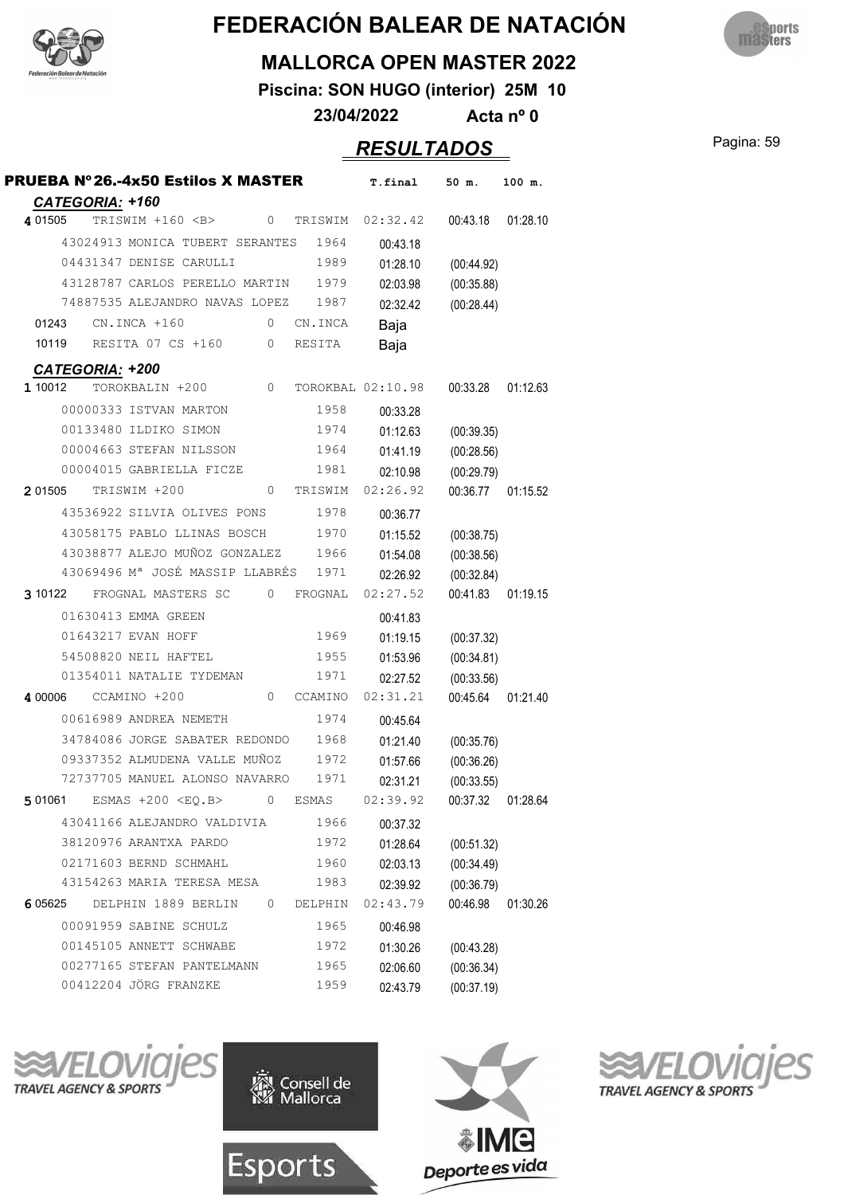# FEDERACIÓN BALEAR DE NATACIÓN

## MALLORCA OPEN MASTER 2022

**Piscina: SON HUGO (interior) 25M 10**

**23/04/2022 Acta nº 0**

## *RESULTADOS*

### PRUEBA Nº 26.-4x50 Estilos X MASTER

| | | | | | T.final | 50 m. | 100 m. |
|---|---|---|---|---|---|---|---|
| ***CATEGORIA: +160*** | | | | | | | |
| 4 | 01505 | TRISWIM +160 <B> | 0 | TRISWIM | 02:32.42 | 00:43.18 | 01:28.10 |
| | 43024913 | MONICA TUBERT SERANTES | 1964 | | 00:43.18 | | |
| | 04431347 | DENISE CARULLI | 1989 | | 01:28.10 | (00:44.92) | |
| | 43128787 | CARLOS PERELLO MARTIN | 1979 | | 02:03.98 | (00:35.88) | |
| | 74887535 | ALEJANDRO NAVAS LOPEZ | 1987 | | 02:32.42 | (00:28.44) | |
| | 01243 | CN.INCA +160 | 0 | CN.INCA | Baja | | |
| | 10119 | RESITA 07 CS +160 | 0 | RESITA | Baja | | |
| ***CATEGORIA: +200*** | | | | | | | |
| 1 | 10012 | TOROKBALIN +200 | 0 | TOROKBAL | 02:10.98 | 00:33.28 | 01:12.63 |
| | 00000333 | ISTVAN MARTON | 1958 | | 00:33.28 | | |
| | 00133480 | ILDIKO SIMON | 1974 | | 01:12.63 | (00:39.35) | |
| | 00004663 | STEFAN NILSSON | 1964 | | 01:41.19 | (00:28.56) | |
| | 00004015 | GABRIELLA FICZE | 1981 | | 02:10.98 | (00:29.79) | |
| 2 | 01505 | TRISWIM +200 | 0 | TRISWIM | 02:26.92 | 00:36.77 | 01:15.52 |
| | 43536922 | SILVIA OLIVES PONS | 1978 | | 00:36.77 | | |
| | 43058175 | PABLO LLINAS BOSCH | 1970 | | 01:15.52 | (00:38.75) | |
| | 43038877 | ALEJO MUÑOZ GONZALEZ | 1966 | | 01:54.08 | (00:38.56) | |
| | 43069496 | Mª JOSÉ MASSIP LLABRÉS | 1971 | | 02:26.92 | (00:32.84) | |
| 3 | 10122 | FROGNAL MASTERS SC | 0 | FROGNAL | 02:27.52 | 00:41.83 | 01:19.15 |
| | 01630413 | EMMA GREEN | | | 00:41.83 | | |
| | 01643217 | EVAN HOFF | 1969 | | 01:19.15 | (00:37.32) | |
| | 54508820 | NEIL HAFTEL | 1955 | | 01:53.96 | (00:34.81) | |
| | 01354011 | NATALIE TYDEMAN | 1971 | | 02:27.52 | (00:33.56) | |
| 4 | 00006 | CCAMINO +200 | 0 | CCAMINO | 02:31.21 | 00:45.64 | 01:21.40 |
| | 00616989 | ANDREA NEMETH | 1974 | | 00:45.64 | | |
| | 34784086 | JORGE SABATER REDONDO | 1968 | | 01:21.40 | (00:35.76) | |
| | 09337352 | ALMUDENA VALLE MUÑOZ | 1972 | | 01:57.66 | (00:36.26) | |
| | 72737705 | MANUEL ALONSO NAVARRO | 1971 | | 02:31.21 | (00:33.55) | |
| 5 | 01061 | ESMAS +200 <EQ.B> | 0 | ESMAS | 02:39.92 | 00:37.32 | 01:28.64 |
| | 43041166 | ALEJANDRO VALDIVIA | 1966 | | 00:37.32 | | |
| | 38120976 | ARANTXA PARDO | 1972 | | 01:28.64 | (00:51.32) | |
| | 02171603 | BERND SCHMAHL | 1960 | | 02:03.13 | (00:34.49) | |
| | 43154263 | MARIA TERESA MESA | 1983 | | 02:39.92 | (00:36.79) | |
| 6 | 05625 | DELPHIN 1889 BERLIN | 0 | DELPHIN | 02:43.79 | 00:46.98 | 01:30.26 |
| | 00091959 | SABINE SCHULZ | 1965 | | 00:46.98 | | |
| | 00145105 | ANNETT SCHWABE | 1972 | | 01:30.26 | (00:43.28) | |
| | 00277165 | STEFAN PANTELMANN | 1965 | | 02:06.60 | (00:36.34) | |
| | 00412204 | JÖRG FRANZKE | 1959 | | 02:43.79 | (00:37.19) | |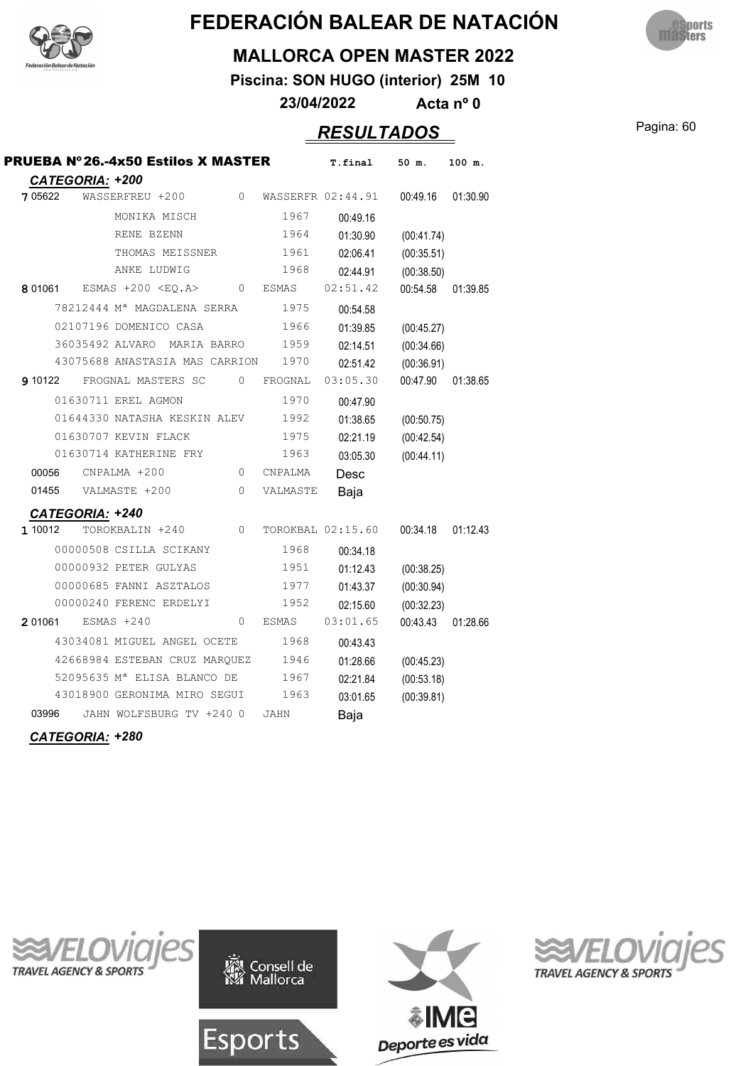# FEDERACIÓN BALEAR DE NATACIÓN

## MALLORCA OPEN MASTER 2022

**Piscina: SON HUGO (interior) 25M 10**

**23/04/2022 Acta nº 0**

## *RESULTADOS*

### PRUEBA Nº 26.-4x50 Estilos X MASTER

| | | | | | T.final | 50 m. | 100 m. |
|---|---|---|---|---|---|---|---|
| ***CATEGORIA: +200*** | | | | | | | |
| 7 | 05622 | WASSERFREU +200 | 0 | WASSERFR | 02:44.91 | 00:49.16 | 01:30.90 |
| | | MONIKA MISCH | 1967 | | 00:49.16 | | |
| | | RENE BZENN | 1964 | | 01:30.90 | (00:41.74) | |
| | | THOMAS MEISSNER | 1961 | | 02:06.41 | (00:35.51) | |
| | | ANKE LUDWIG | 1968 | | 02:44.91 | (00:38.50) | |
| 8 | 01061 | ESMAS +200 <EQ.A> | 0 | ESMAS | 02:51.42 | 00:54.58 | 01:39.85 |
| | 78212444 | Mª MAGDALENA SERRA | 1975 | | 00:54.58 | | |
| | 02107196 | DOMENICO CASA | 1966 | | 01:39.85 | (00:45.27) | |
| | 36035492 | ALVARO MARIA BARRO | 1959 | | 02:14.51 | (00:34.66) | |
| | 43075688 | ANASTASIA MAS CARRION | 1970 | | 02:51.42 | (00:36.91) | |
| 9 | 10122 | FROGNAL MASTERS SC | 0 | FROGNAL | 03:05.30 | 00:47.90 | 01:38.65 |
| | 01630711 | EREL AGMON | 1970 | | 00:47.90 | | |
| | 01644330 | NATASHA KESKIN ALEV | 1992 | | 01:38.65 | (00:50.75) | |
| | 01630707 | KEVIN FLACK | 1975 | | 02:21.19 | (00:42.54) | |
| | 01630714 | KATHERINE FRY | 1963 | | 03:05.30 | (00:44.11) | |
| | 00056 | CNPALMA +200 | 0 | CNPALMA | Desc | | |
| | 01455 | VALMASTE +200 | 0 | VALMASTE | Baja | | |
| ***CATEGORIA: +240*** | | | | | | | |
| 1 | 10012 | TOROKBALIN +240 | 0 | TOROKBAL | 02:15.60 | 00:34.18 | 01:12.43 |
| | 00000508 | CSILLA SCIKANY | 1968 | | 00:34.18 | | |
| | 00000932 | PETER GULYAS | 1951 | | 01:12.43 | (00:38.25) | |
| | 00000685 | FANNI ASZTALOS | 1977 | | 01:43.37 | (00:30.94) | |
| | 00000240 | FERENC ERDELYI | 1952 | | 02:15.60 | (00:32.23) | |
| 2 | 01061 | ESMAS +240 | 0 | ESMAS | 03:01.65 | 00:43.43 | 01:28.66 |
| | 43034081 | MIGUEL ANGEL OCETE | 1968 | | 00:43.43 | | |
| | 42668984 | ESTEBAN CRUZ MARQUEZ | 1946 | | 01:28.66 | (00:45.23) | |
| | 52095635 | Mª ELISA BLANCO DE | 1967 | | 02:21.84 | (00:53.18) | |
| | 43018900 | GERONIMA MIRO SEGUI | 1963 | | 03:01.65 | (00:39.81) | |
| | 03996 | JAHN WOLFSBURG TV +240 | 0 | JAHN | Baja | | |
| ***CATEGORIA: +280*** | | | | | | | |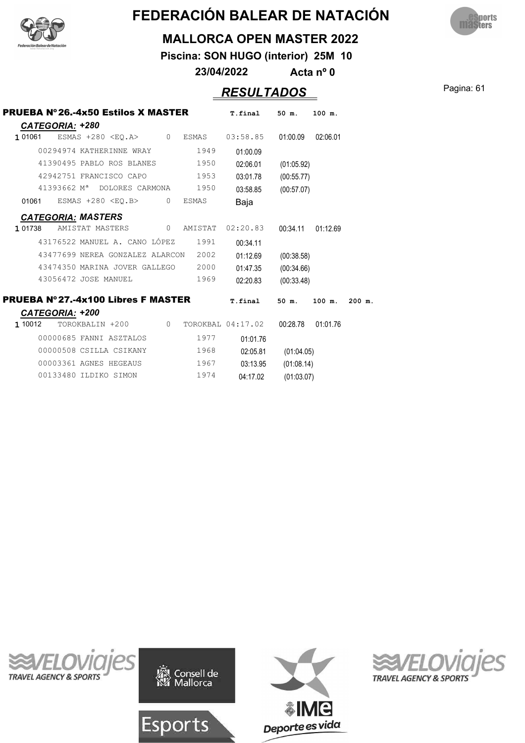# FEDERACIÓN BALEAR DE NATACIÓN

## MALLORCA OPEN MASTER 2022

**Piscina: SON HUGO (interior) 25M 10**

**23/04/2022** **Acta nº 0**

## *RESULTADOS*

### PRUEBA Nº 26.-4x50 Estilos X MASTER

*CATEGORIA: +280*

| | | | | | T.final | 50 m. | 100 m. |
|---|---|---|---|---|---|---|---|
| 1 | 01061 | ESMAS +280 <EQ.A> | 0 | ESMAS | 03:58.85 | 01:00.09 | 02:06.01 |
| | | 00294974 KATHERINNE WRAY | 1949 | | 01:00.09 | | |
| | | 41390495 PABLO ROS BLANES | 1950 | | 02:06.01 | (01:05.92) | |
| | | 42942751 FRANCISCO CAPO | 1953 | | 03:01.78 | (00:55.77) | |
| | | 41393662 Mª DOLORES CARMONA | 1950 | | 03:58.85 | (00:57.07) | |
| | 01061 | ESMAS +280 <EQ.B> | 0 | ESMAS | Baja | | |

*CATEGORIA: MASTERS*

| | | | | | T.final | 50 m. | 100 m. |
|---|---|---|---|---|---|---|---|
| 1 | 01738 | AMISTAT MASTERS | 0 | AMISTAT | 02:20.83 | 00:34.11 | 01:12.69 |
| | | 43176522 MANUEL A. CANO LÓPEZ | 1991 | | 00:34.11 | | |
| | | 43477699 NEREA GONZALEZ ALARCON | 2002 | | 01:12.69 | (00:38.58) | |
| | | 43474350 MARINA JOVER GALLEGO | 2000 | | 01:47.35 | (00:34.66) | |
| | | 43056472 JOSE MANUEL | 1969 | | 02:20.83 | (00:33.48) | |

### PRUEBA Nº 27.-4x100 Libres F MASTER

*CATEGORIA: +200*

| | | | | | T.final | 50 m. | 100 m. | 200 m. |
|---|---|---|---|---|---|---|---|---|
| 1 | 10012 | TOROKBALIN +200 | 0 | TOROKBAL | 04:17.02 | 00:28.78 | 01:01.76 | |
| | | 00000685 FANNI ASZTALOS | 1977 | | 01:01.76 | | | |
| | | 00000508 CSILLA CSIKANY | 1968 | | 02:05.81 | (01:04.05) | | |
| | | 00003361 AGNES HEGEAUS | 1967 | | 03:13.95 | (01:08.14) | | |
| | | 00133480 ILDIKO SIMON | 1974 | | 04:17.02 | (01:03.07) | | |